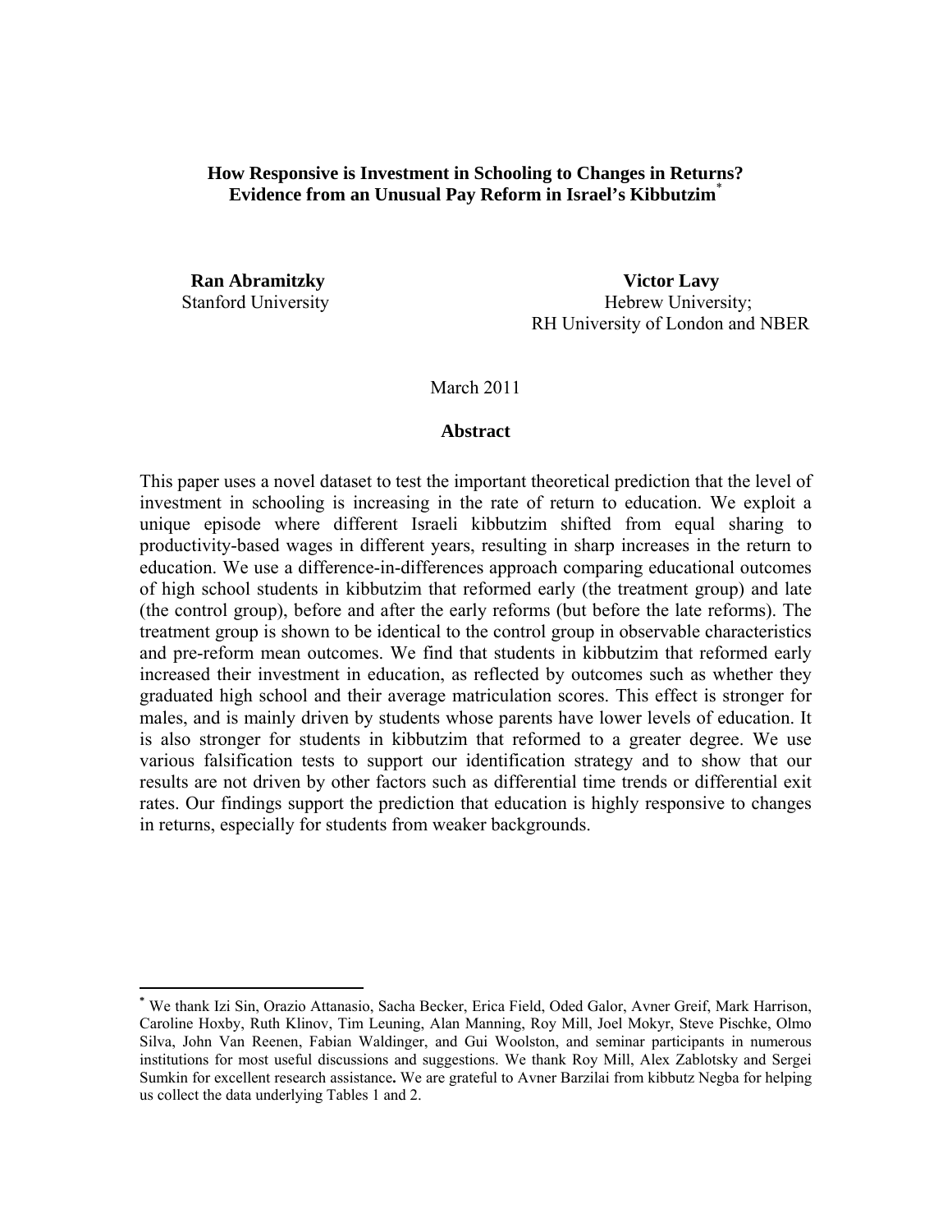# How Responsive is Investment in Schooling to Changes in Returns? Evidence from an Unusual Pay Reform in Israel's Kibbutzim*

**Ran Abramitzky**
Stanford University

**Victor Lavy**
Hebrew University;
RH University of London and NBER

March 2011

## Abstract

This paper uses a novel dataset to test the important theoretical prediction that the level of investment in schooling is increasing in the rate of return to education. We exploit a unique episode where different Israeli kibbutzim shifted from equal sharing to productivity-based wages in different years, resulting in sharp increases in the return to education. We use a difference-in-differences approach comparing educational outcomes of high school students in kibbutzim that reformed early (the treatment group) and late (the control group), before and after the early reforms (but before the late reforms). The treatment group is shown to be identical to the control group in observable characteristics and pre-reform mean outcomes. We find that students in kibbutzim that reformed early increased their investment in education, as reflected by outcomes such as whether they graduated high school and their average matriculation scores. This effect is stronger for males, and is mainly driven by students whose parents have lower levels of education. It is also stronger for students in kibbutzim that reformed to a greater degree. We use various falsification tests to support our identification strategy and to show that our results are not driven by other factors such as differential time trends or differential exit rates. Our findings support the prediction that education is highly responsive to changes in returns, especially for students from weaker backgrounds.

---

* We thank Izi Sin, Orazio Attanasio, Sacha Becker, Erica Field, Oded Galor, Avner Greif, Mark Harrison, Caroline Hoxby, Ruth Klinov, Tim Leuning, Alan Manning, Roy Mill, Joel Mokyr, Steve Pischke, Olmo Silva, John Van Reenen, Fabian Waldinger, and Gui Woolston, and seminar participants in numerous institutions for most useful discussions and suggestions. We thank Roy Mill, Alex Zablotsky and Sergei Sumkin for excellent research assistance**.** We are grateful to Avner Barzilai from kibbutz Negba for helping us collect the data underlying Tables 1 and 2.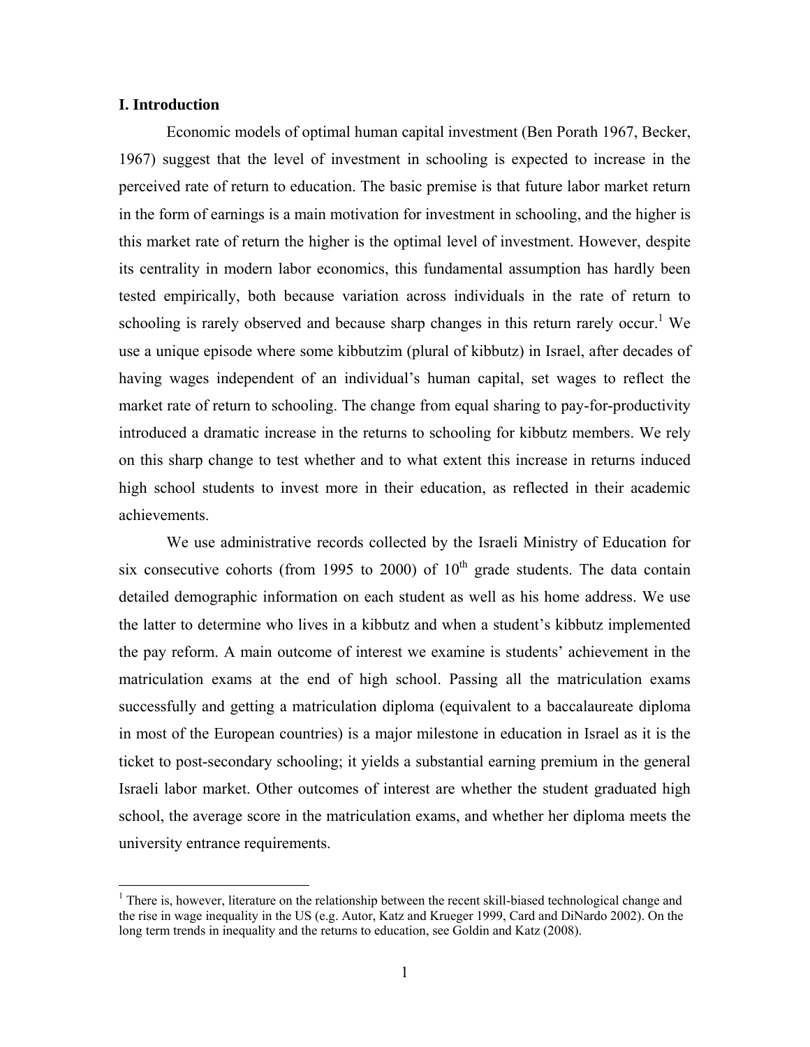## I. Introduction

Economic models of optimal human capital investment (Ben Porath 1967, Becker, 1967) suggest that the level of investment in schooling is expected to increase in the perceived rate of return to education. The basic premise is that future labor market return in the form of earnings is a main motivation for investment in schooling, and the higher is this market rate of return the higher is the optimal level of investment. However, despite its centrality in modern labor economics, this fundamental assumption has hardly been tested empirically, both because variation across individuals in the rate of return to schooling is rarely observed and because sharp changes in this return rarely occur.[1] We use a unique episode where some kibbutzim (plural of kibbutz) in Israel, after decades of having wages independent of an individual's human capital, set wages to reflect the market rate of return to schooling. The change from equal sharing to pay-for-productivity introduced a dramatic increase in the returns to schooling for kibbutz members. We rely on this sharp change to test whether and to what extent this increase in returns induced high school students to invest more in their education, as reflected in their academic achievements.

We use administrative records collected by the Israeli Ministry of Education for six consecutive cohorts (from 1995 to 2000) of 10th grade students. The data contain detailed demographic information on each student as well as his home address. We use the latter to determine who lives in a kibbutz and when a student's kibbutz implemented the pay reform. A main outcome of interest we examine is students' achievement in the matriculation exams at the end of high school. Passing all the matriculation exams successfully and getting a matriculation diploma (equivalent to a baccalaureate diploma in most of the European countries) is a major milestone in education in Israel as it is the ticket to post-secondary schooling; it yields a substantial earning premium in the general Israeli labor market. Other outcomes of interest are whether the student graduated high school, the average score in the matriculation exams, and whether her diploma meets the university entrance requirements.

[1] There is, however, literature on the relationship between the recent skill-biased technological change and the rise in wage inequality in the US (e.g. Autor, Katz and Krueger 1999, Card and DiNardo 2002). On the long term trends in inequality and the returns to education, see Goldin and Katz (2008).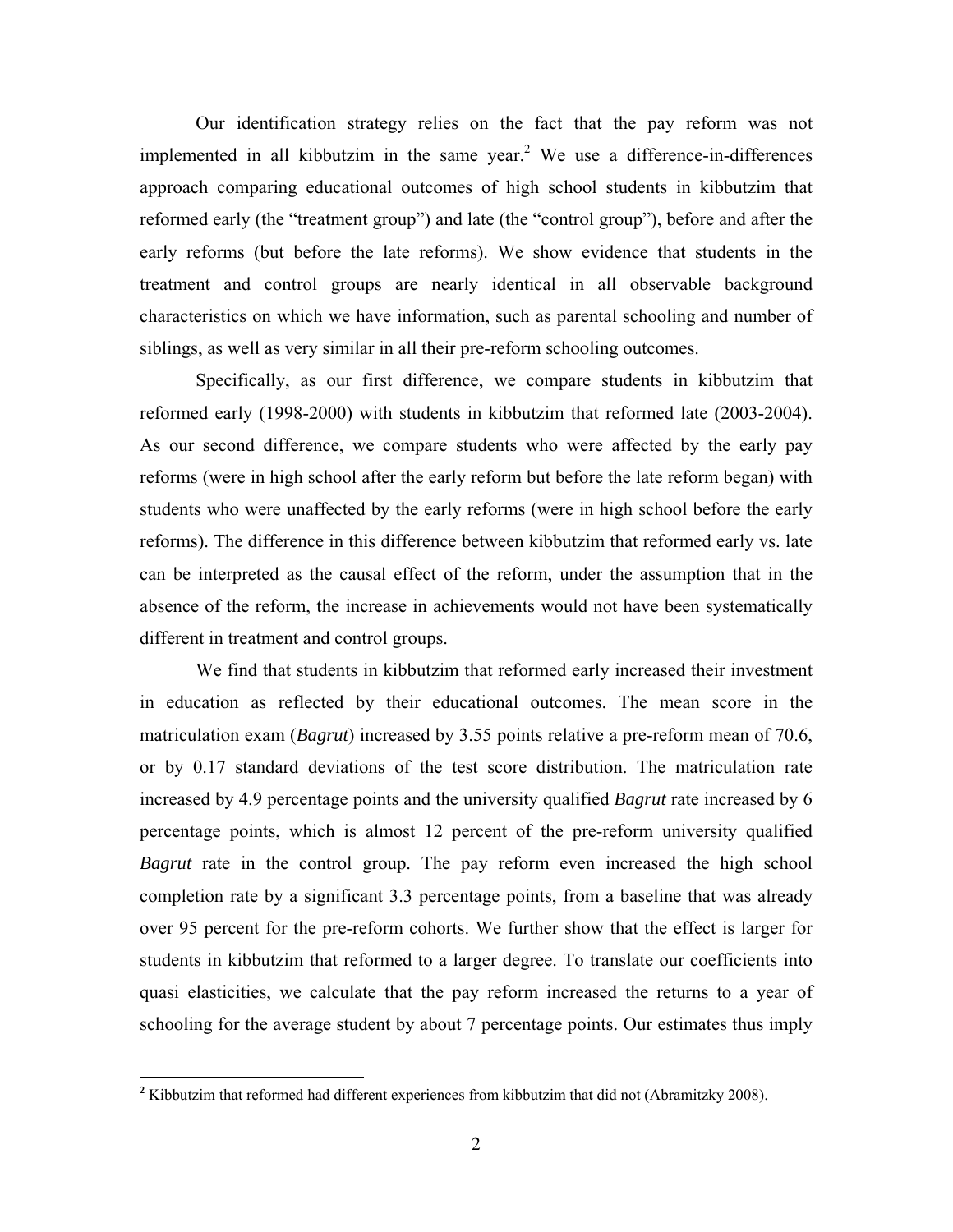Our identification strategy relies on the fact that the pay reform was not implemented in all kibbutzim in the same year.[2] We use a difference-in-differences approach comparing educational outcomes of high school students in kibbutzim that reformed early (the "treatment group") and late (the "control group"), before and after the early reforms (but before the late reforms). We show evidence that students in the treatment and control groups are nearly identical in all observable background characteristics on which we have information, such as parental schooling and number of siblings, as well as very similar in all their pre-reform schooling outcomes.

Specifically, as our first difference, we compare students in kibbutzim that reformed early (1998-2000) with students in kibbutzim that reformed late (2003-2004). As our second difference, we compare students who were affected by the early pay reforms (were in high school after the early reform but before the late reform began) with students who were unaffected by the early reforms (were in high school before the early reforms). The difference in this difference between kibbutzim that reformed early vs. late can be interpreted as the causal effect of the reform, under the assumption that in the absence of the reform, the increase in achievements would not have been systematically different in treatment and control groups.

We find that students in kibbutzim that reformed early increased their investment in education as reflected by their educational outcomes. The mean score in the matriculation exam (*Bagrut*) increased by 3.55 points relative a pre-reform mean of 70.6, or by 0.17 standard deviations of the test score distribution. The matriculation rate increased by 4.9 percentage points and the university qualified *Bagrut* rate increased by 6 percentage points, which is almost 12 percent of the pre-reform university qualified *Bagrut* rate in the control group. The pay reform even increased the high school completion rate by a significant 3.3 percentage points, from a baseline that was already over 95 percent for the pre-reform cohorts. We further show that the effect is larger for students in kibbutzim that reformed to a larger degree. To translate our coefficients into quasi elasticities, we calculate that the pay reform increased the returns to a year of schooling for the average student by about 7 percentage points. Our estimates thus imply

[2] Kibbutzim that reformed had different experiences from kibbutzim that did not (Abramitzky 2008).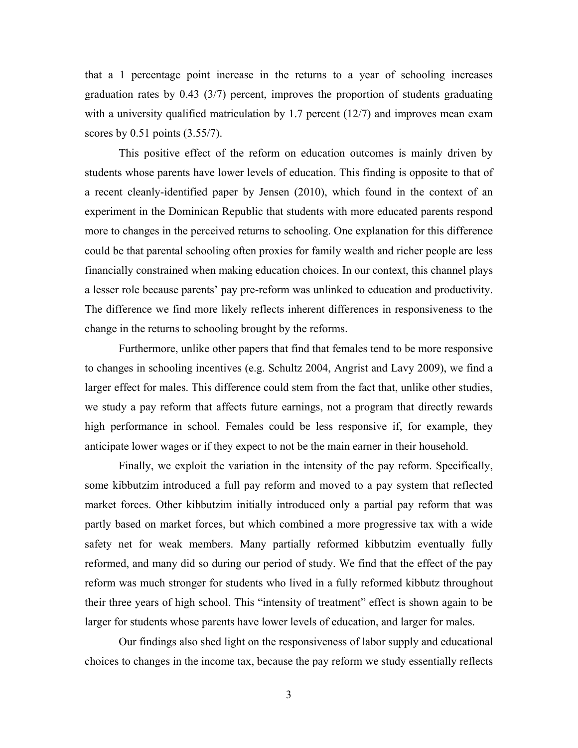that a 1 percentage point increase in the returns to a year of schooling increases graduation rates by 0.43 (3/7) percent, improves the proportion of students graduating with a university qualified matriculation by 1.7 percent (12/7) and improves mean exam scores by 0.51 points (3.55/7).

This positive effect of the reform on education outcomes is mainly driven by students whose parents have lower levels of education. This finding is opposite to that of a recent cleanly-identified paper by Jensen (2010), which found in the context of an experiment in the Dominican Republic that students with more educated parents respond more to changes in the perceived returns to schooling. One explanation for this difference could be that parental schooling often proxies for family wealth and richer people are less financially constrained when making education choices. In our context, this channel plays a lesser role because parents' pay pre-reform was unlinked to education and productivity. The difference we find more likely reflects inherent differences in responsiveness to the change in the returns to schooling brought by the reforms.

Furthermore, unlike other papers that find that females tend to be more responsive to changes in schooling incentives (e.g. Schultz 2004, Angrist and Lavy 2009), we find a larger effect for males. This difference could stem from the fact that, unlike other studies, we study a pay reform that affects future earnings, not a program that directly rewards high performance in school. Females could be less responsive if, for example, they anticipate lower wages or if they expect to not be the main earner in their household.

Finally, we exploit the variation in the intensity of the pay reform. Specifically, some kibbutzim introduced a full pay reform and moved to a pay system that reflected market forces. Other kibbutzim initially introduced only a partial pay reform that was partly based on market forces, but which combined a more progressive tax with a wide safety net for weak members. Many partially reformed kibbutzim eventually fully reformed, and many did so during our period of study. We find that the effect of the pay reform was much stronger for students who lived in a fully reformed kibbutz throughout their three years of high school. This "intensity of treatment" effect is shown again to be larger for students whose parents have lower levels of education, and larger for males.

Our findings also shed light on the responsiveness of labor supply and educational choices to changes in the income tax, because the pay reform we study essentially reflects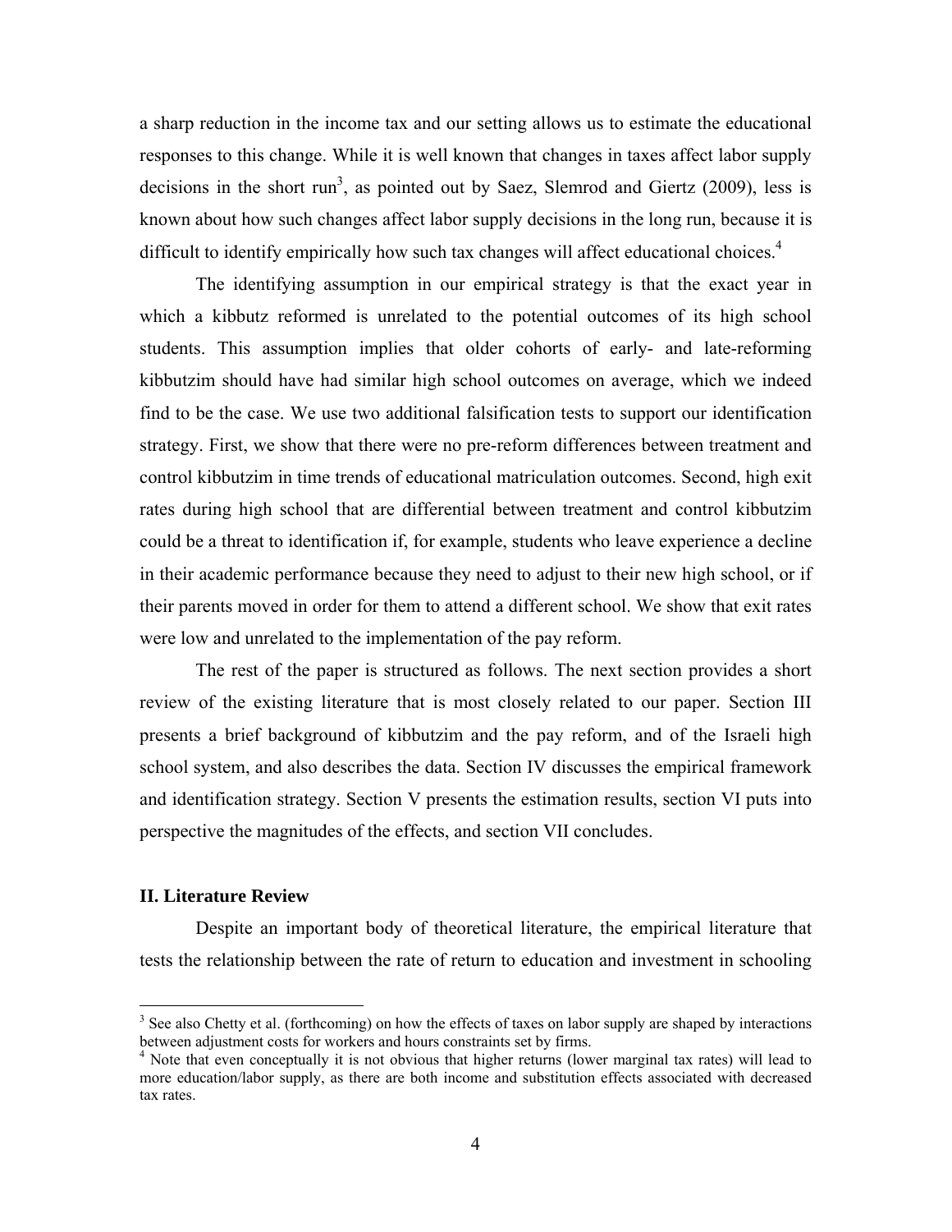a sharp reduction in the income tax and our setting allows us to estimate the educational responses to this change. While it is well known that changes in taxes affect labor supply decisions in the short run[3], as pointed out by Saez, Slemrod and Giertz (2009), less is known about how such changes affect labor supply decisions in the long run, because it is difficult to identify empirically how such tax changes will affect educational choices.[4]

The identifying assumption in our empirical strategy is that the exact year in which a kibbutz reformed is unrelated to the potential outcomes of its high school students. This assumption implies that older cohorts of early- and late-reforming kibbutzim should have had similar high school outcomes on average, which we indeed find to be the case. We use two additional falsification tests to support our identification strategy. First, we show that there were no pre-reform differences between treatment and control kibbutzim in time trends of educational matriculation outcomes. Second, high exit rates during high school that are differential between treatment and control kibbutzim could be a threat to identification if, for example, students who leave experience a decline in their academic performance because they need to adjust to their new high school, or if their parents moved in order for them to attend a different school. We show that exit rates were low and unrelated to the implementation of the pay reform.

The rest of the paper is structured as follows. The next section provides a short review of the existing literature that is most closely related to our paper. Section III presents a brief background of kibbutzim and the pay reform, and of the Israeli high school system, and also describes the data. Section IV discusses the empirical framework and identification strategy. Section V presents the estimation results, section VI puts into perspective the magnitudes of the effects, and section VII concludes.

## II. Literature Review

Despite an important body of theoretical literature, the empirical literature that tests the relationship between the rate of return to education and investment in schooling

[3] See also Chetty et al. (forthcoming) on how the effects of taxes on labor supply are shaped by interactions between adjustment costs for workers and hours constraints set by firms.

[4] Note that even conceptually it is not obvious that higher returns (lower marginal tax rates) will lead to more education/labor supply, as there are both income and substitution effects associated with decreased tax rates.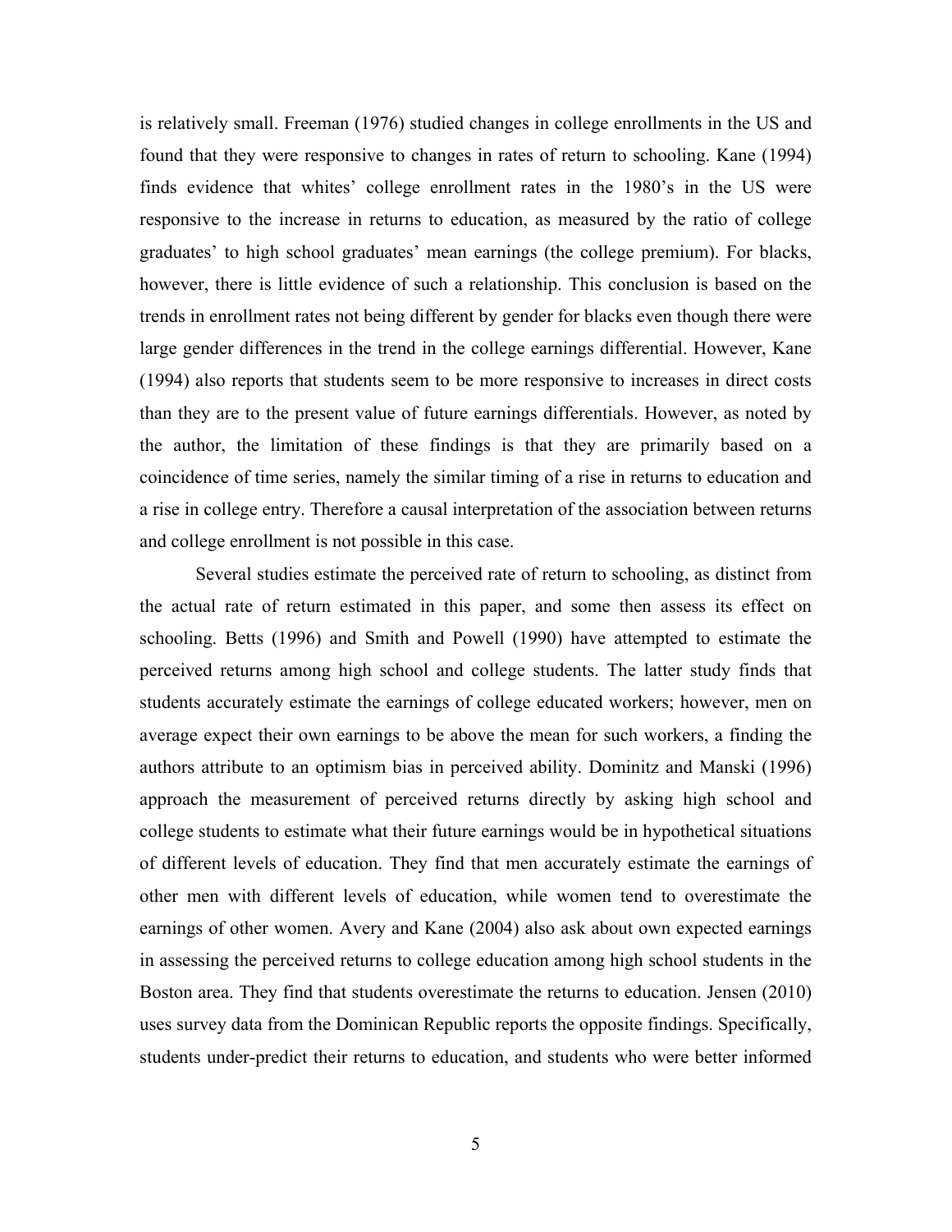is relatively small. Freeman (1976) studied changes in college enrollments in the US and found that they were responsive to changes in rates of return to schooling. Kane (1994) finds evidence that whites' college enrollment rates in the 1980's in the US were responsive to the increase in returns to education, as measured by the ratio of college graduates' to high school graduates' mean earnings (the college premium). For blacks, however, there is little evidence of such a relationship. This conclusion is based on the trends in enrollment rates not being different by gender for blacks even though there were large gender differences in the trend in the college earnings differential. However, Kane (1994) also reports that students seem to be more responsive to increases in direct costs than they are to the present value of future earnings differentials. However, as noted by the author, the limitation of these findings is that they are primarily based on a coincidence of time series, namely the similar timing of a rise in returns to education and a rise in college entry. Therefore a causal interpretation of the association between returns and college enrollment is not possible in this case.

Several studies estimate the perceived rate of return to schooling, as distinct from the actual rate of return estimated in this paper, and some then assess its effect on schooling. Betts (1996) and Smith and Powell (1990) have attempted to estimate the perceived returns among high school and college students. The latter study finds that students accurately estimate the earnings of college educated workers; however, men on average expect their own earnings to be above the mean for such workers, a finding the authors attribute to an optimism bias in perceived ability. Dominitz and Manski (1996) approach the measurement of perceived returns directly by asking high school and college students to estimate what their future earnings would be in hypothetical situations of different levels of education. They find that men accurately estimate the earnings of other men with different levels of education, while women tend to overestimate the earnings of other women. Avery and Kane (2004) also ask about own expected earnings in assessing the perceived returns to college education among high school students in the Boston area. They find that students overestimate the returns to education. Jensen (2010) uses survey data from the Dominican Republic reports the opposite findings. Specifically, students under-predict their returns to education, and students who were better informed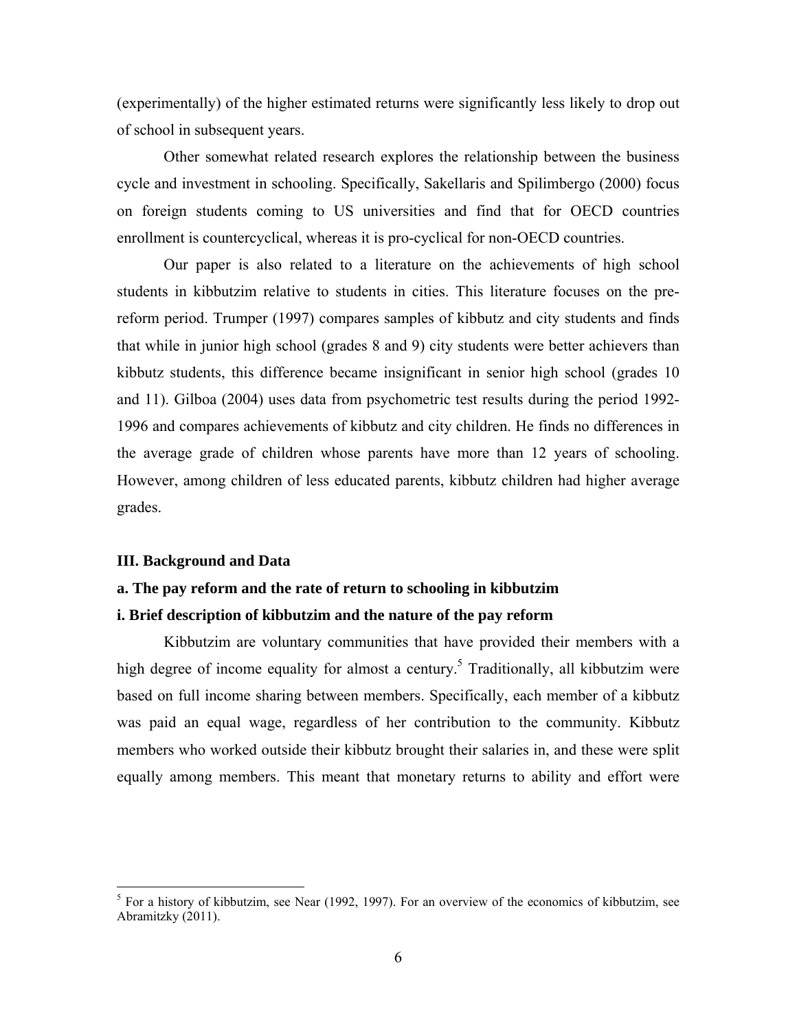(experimentally) of the higher estimated returns were significantly less likely to drop out of school in subsequent years.

Other somewhat related research explores the relationship between the business cycle and investment in schooling. Specifically, Sakellaris and Spilimbergo (2000) focus on foreign students coming to US universities and find that for OECD countries enrollment is countercyclical, whereas it is pro-cyclical for non-OECD countries.

Our paper is also related to a literature on the achievements of high school students in kibbutzim relative to students in cities. This literature focuses on the pre-reform period. Trumper (1997) compares samples of kibbutz and city students and finds that while in junior high school (grades 8 and 9) city students were better achievers than kibbutz students, this difference became insignificant in senior high school (grades 10 and 11). Gilboa (2004) uses data from psychometric test results during the period 1992-1996 and compares achievements of kibbutz and city children. He finds no differences in the average grade of children whose parents have more than 12 years of schooling. However, among children of less educated parents, kibbutz children had higher average grades.

## III. Background and Data

### a. The pay reform and the rate of return to schooling in kibbutzim

#### i. Brief description of kibbutzim and the nature of the pay reform

Kibbutzim are voluntary communities that have provided their members with a high degree of income equality for almost a century.[5] Traditionally, all kibbutzim were based on full income sharing between members. Specifically, each member of a kibbutz was paid an equal wage, regardless of her contribution to the community. Kibbutz members who worked outside their kibbutz brought their salaries in, and these were split equally among members. This meant that monetary returns to ability and effort were

---

[5] For a history of kibbutzim, see Near (1992, 1997). For an overview of the economics of kibbutzim, see Abramitzky (2011).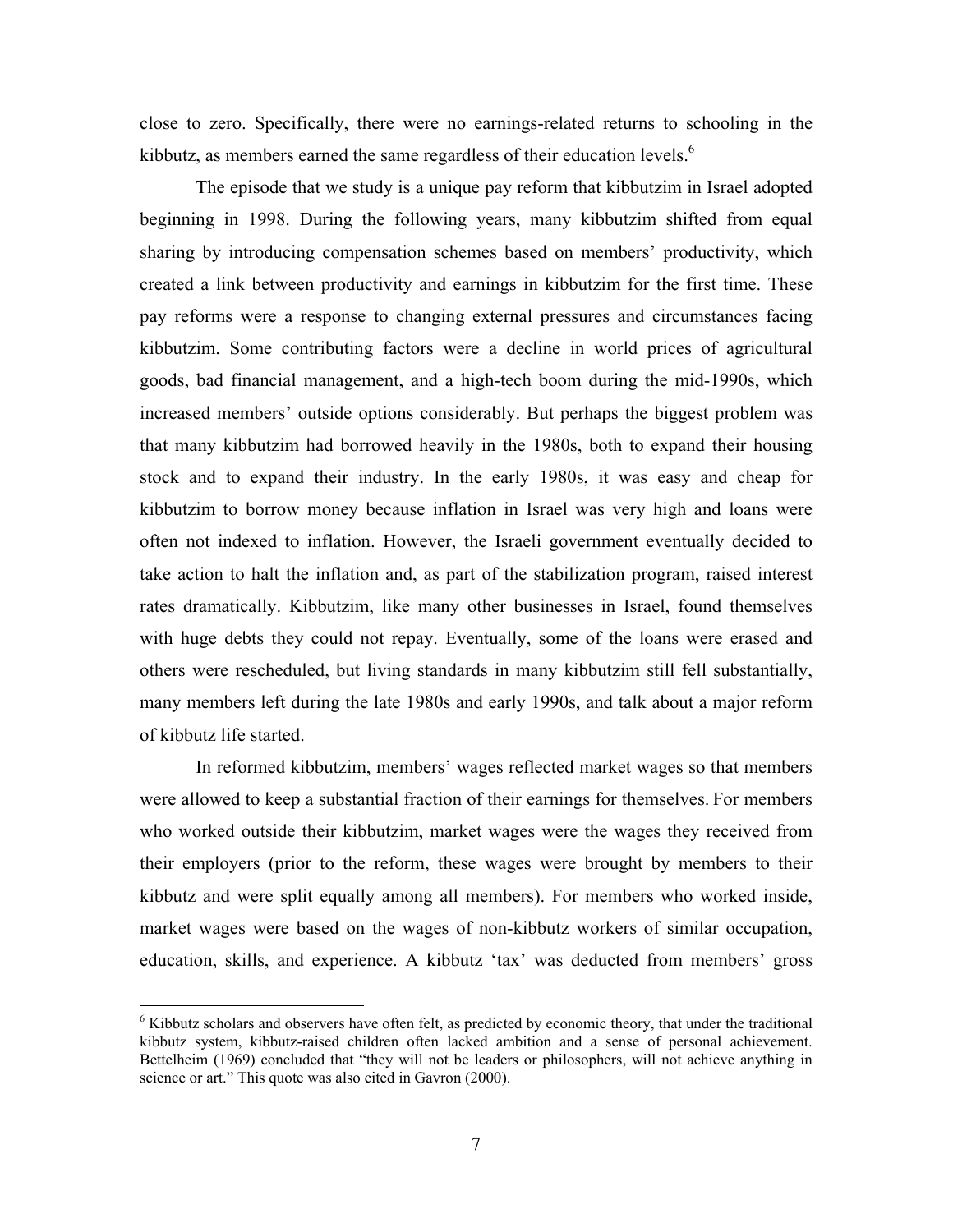close to zero. Specifically, there were no earnings-related returns to schooling in the kibbutz, as members earned the same regardless of their education levels.[6]

The episode that we study is a unique pay reform that kibbutzim in Israel adopted beginning in 1998. During the following years, many kibbutzim shifted from equal sharing by introducing compensation schemes based on members' productivity, which created a link between productivity and earnings in kibbutzim for the first time. These pay reforms were a response to changing external pressures and circumstances facing kibbutzim. Some contributing factors were a decline in world prices of agricultural goods, bad financial management, and a high-tech boom during the mid-1990s, which increased members' outside options considerably. But perhaps the biggest problem was that many kibbutzim had borrowed heavily in the 1980s, both to expand their housing stock and to expand their industry. In the early 1980s, it was easy and cheap for kibbutzim to borrow money because inflation in Israel was very high and loans were often not indexed to inflation. However, the Israeli government eventually decided to take action to halt the inflation and, as part of the stabilization program, raised interest rates dramatically. Kibbutzim, like many other businesses in Israel, found themselves with huge debts they could not repay. Eventually, some of the loans were erased and others were rescheduled, but living standards in many kibbutzim still fell substantially, many members left during the late 1980s and early 1990s, and talk about a major reform of kibbutz life started.

In reformed kibbutzim, members' wages reflected market wages so that members were allowed to keep a substantial fraction of their earnings for themselves. For members who worked outside their kibbutzim, market wages were the wages they received from their employers (prior to the reform, these wages were brought by members to their kibbutz and were split equally among all members). For members who worked inside, market wages were based on the wages of non-kibbutz workers of similar occupation, education, skills, and experience. A kibbutz 'tax' was deducted from members' gross

[6] Kibbutz scholars and observers have often felt, as predicted by economic theory, that under the traditional kibbutz system, kibbutz-raised children often lacked ambition and a sense of personal achievement. Bettelheim (1969) concluded that "they will not be leaders or philosophers, will not achieve anything in science or art." This quote was also cited in Gavron (2000).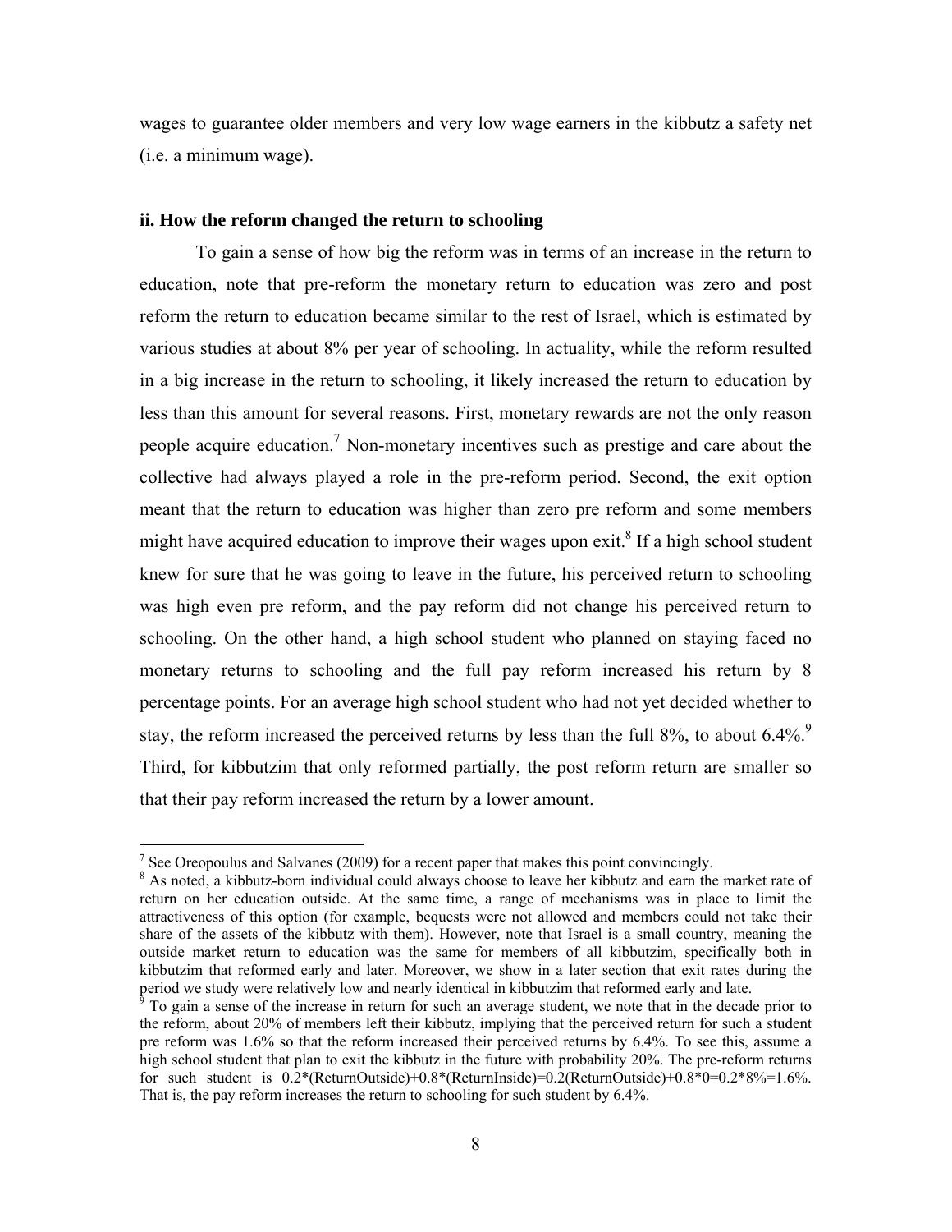wages to guarantee older members and very low wage earners in the kibbutz a safety net (i.e. a minimum wage).

### ii. How the reform changed the return to schooling

To gain a sense of how big the reform was in terms of an increase in the return to education, note that pre-reform the monetary return to education was zero and post reform the return to education became similar to the rest of Israel, which is estimated by various studies at about 8% per year of schooling. In actuality, while the reform resulted in a big increase in the return to schooling, it likely increased the return to education by less than this amount for several reasons. First, monetary rewards are not the only reason people acquire education.[7] Non-monetary incentives such as prestige and care about the collective had always played a role in the pre-reform period. Second, the exit option meant that the return to education was higher than zero pre reform and some members might have acquired education to improve their wages upon exit.[8] If a high school student knew for sure that he was going to leave in the future, his perceived return to schooling was high even pre reform, and the pay reform did not change his perceived return to schooling. On the other hand, a high school student who planned on staying faced no monetary returns to schooling and the full pay reform increased his return by 8 percentage points. For an average high school student who had not yet decided whether to stay, the reform increased the perceived returns by less than the full 8%, to about 6.4%.[9] Third, for kibbutzim that only reformed partially, the post reform return are smaller so that their pay reform increased the return by a lower amount.

---

[7] See Oreopoulus and Salvanes (2009) for a recent paper that makes this point convincingly.

[8] As noted, a kibbutz-born individual could always choose to leave her kibbutz and earn the market rate of return on her education outside. At the same time, a range of mechanisms was in place to limit the attractiveness of this option (for example, bequests were not allowed and members could not take their share of the assets of the kibbutz with them). However, note that Israel is a small country, meaning the outside market return to education was the same for members of all kibbutzim, specifically both in kibbutzim that reformed early and later. Moreover, we show in a later section that exit rates during the period we study were relatively low and nearly identical in kibbutzim that reformed early and late.

[9] To gain a sense of the increase in return for such an average student, we note that in the decade prior to the reform, about 20% of members left their kibbutz, implying that the perceived return for such a student pre reform was 1.6% so that the reform increased their perceived returns by 6.4%. To see this, assume a high school student that plan to exit the kibbutz in the future with probability 20%. The pre-reform returns for such student is 0.2*(ReturnOutside)+0.8*(ReturnInside)=0.2(ReturnOutside)+0.8*0=0.2*8%=1.6%. That is, the pay reform increases the return to schooling for such student by 6.4%.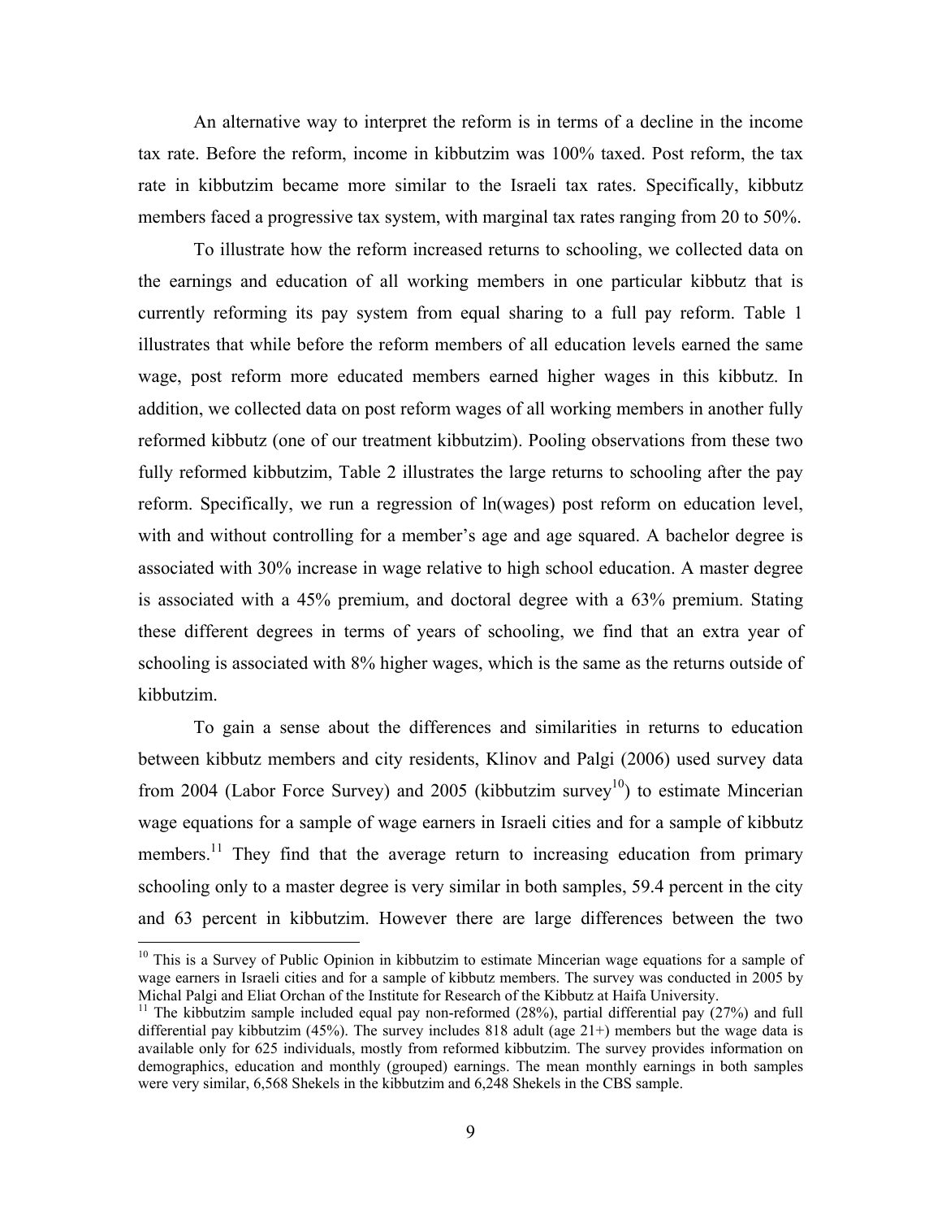An alternative way to interpret the reform is in terms of a decline in the income tax rate. Before the reform, income in kibbutzim was 100% taxed. Post reform, the tax rate in kibbutzim became more similar to the Israeli tax rates. Specifically, kibbutz members faced a progressive tax system, with marginal tax rates ranging from 20 to 50%.

To illustrate how the reform increased returns to schooling, we collected data on the earnings and education of all working members in one particular kibbutz that is currently reforming its pay system from equal sharing to a full pay reform. Table 1 illustrates that while before the reform members of all education levels earned the same wage, post reform more educated members earned higher wages in this kibbutz. In addition, we collected data on post reform wages of all working members in another fully reformed kibbutz (one of our treatment kibbutzim). Pooling observations from these two fully reformed kibbutzim, Table 2 illustrates the large returns to schooling after the pay reform. Specifically, we run a regression of ln(wages) post reform on education level, with and without controlling for a member's age and age squared. A bachelor degree is associated with 30% increase in wage relative to high school education. A master degree is associated with a 45% premium, and doctoral degree with a 63% premium. Stating these different degrees in terms of years of schooling, we find that an extra year of schooling is associated with 8% higher wages, which is the same as the returns outside of kibbutzim.

To gain a sense about the differences and similarities in returns to education between kibbutz members and city residents, Klinov and Palgi (2006) used survey data from 2004 (Labor Force Survey) and 2005 (kibbutzim survey[10]) to estimate Mincerian wage equations for a sample of wage earners in Israeli cities and for a sample of kibbutz members.[11] They find that the average return to increasing education from primary schooling only to a master degree is very similar in both samples, 59.4 percent in the city and 63 percent in kibbutzim. However there are large differences between the two

---

[10] This is a Survey of Public Opinion in kibbutzim to estimate Mincerian wage equations for a sample of wage earners in Israeli cities and for a sample of kibbutz members. The survey was conducted in 2005 by Michal Palgi and Eliat Orchan of the Institute for Research of the Kibbutz at Haifa University.

[11] The kibbutzim sample included equal pay non-reformed (28%), partial differential pay (27%) and full differential pay kibbutzim (45%). The survey includes 818 adult (age 21+) members but the wage data is available only for 625 individuals, mostly from reformed kibbutzim. The survey provides information on demographics, education and monthly (grouped) earnings. The mean monthly earnings in both samples were very similar, 6,568 Shekels in the kibbutzim and 6,248 Shekels in the CBS sample.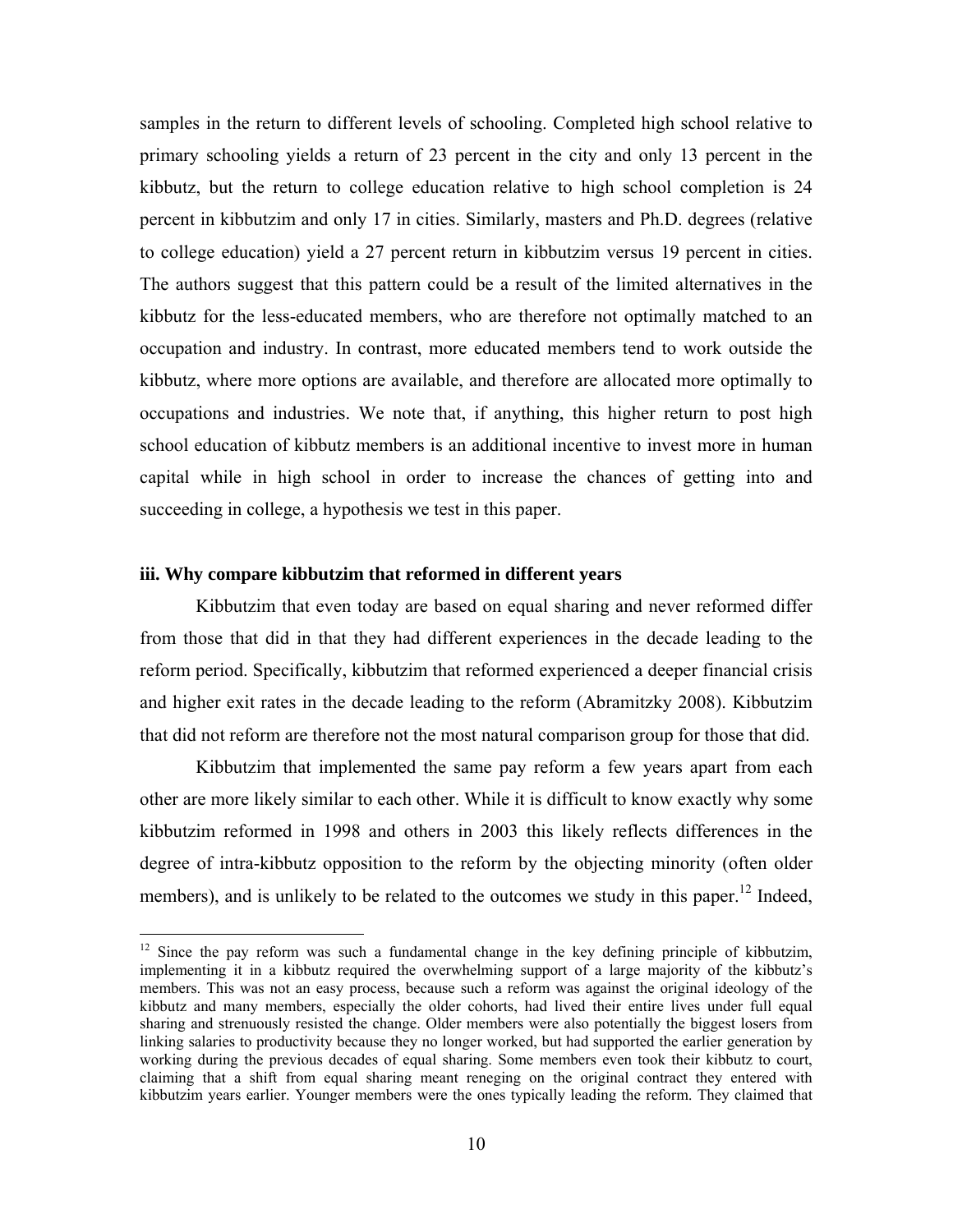samples in the return to different levels of schooling. Completed high school relative to primary schooling yields a return of 23 percent in the city and only 13 percent in the kibbutz, but the return to college education relative to high school completion is 24 percent in kibbutzim and only 17 in cities. Similarly, masters and Ph.D. degrees (relative to college education) yield a 27 percent return in kibbutzim versus 19 percent in cities. The authors suggest that this pattern could be a result of the limited alternatives in the kibbutz for the less-educated members, who are therefore not optimally matched to an occupation and industry. In contrast, more educated members tend to work outside the kibbutz, where more options are available, and therefore are allocated more optimally to occupations and industries. We note that, if anything, this higher return to post high school education of kibbutz members is an additional incentive to invest more in human capital while in high school in order to increase the chances of getting into and succeeding in college, a hypothesis we test in this paper.

### iii. Why compare kibbutzim that reformed in different years

Kibbutzim that even today are based on equal sharing and never reformed differ from those that did in that they had different experiences in the decade leading to the reform period. Specifically, kibbutzim that reformed experienced a deeper financial crisis and higher exit rates in the decade leading to the reform (Abramitzky 2008). Kibbutzim that did not reform are therefore not the most natural comparison group for those that did.

Kibbutzim that implemented the same pay reform a few years apart from each other are more likely similar to each other. While it is difficult to know exactly why some kibbutzim reformed in 1998 and others in 2003 this likely reflects differences in the degree of intra-kibbutz opposition to the reform by the objecting minority (often older members), and is unlikely to be related to the outcomes we study in this paper.[12] Indeed,

[12] Since the pay reform was such a fundamental change in the key defining principle of kibbutzim, implementing it in a kibbutz required the overwhelming support of a large majority of the kibbutz's members. This was not an easy process, because such a reform was against the original ideology of the kibbutz and many members, especially the older cohorts, had lived their entire lives under full equal sharing and strenuously resisted the change. Older members were also potentially the biggest losers from linking salaries to productivity because they no longer worked, but had supported the earlier generation by working during the previous decades of equal sharing. Some members even took their kibbutz to court, claiming that a shift from equal sharing meant reneging on the original contract they entered with kibbutzim years earlier. Younger members were the ones typically leading the reform. They claimed that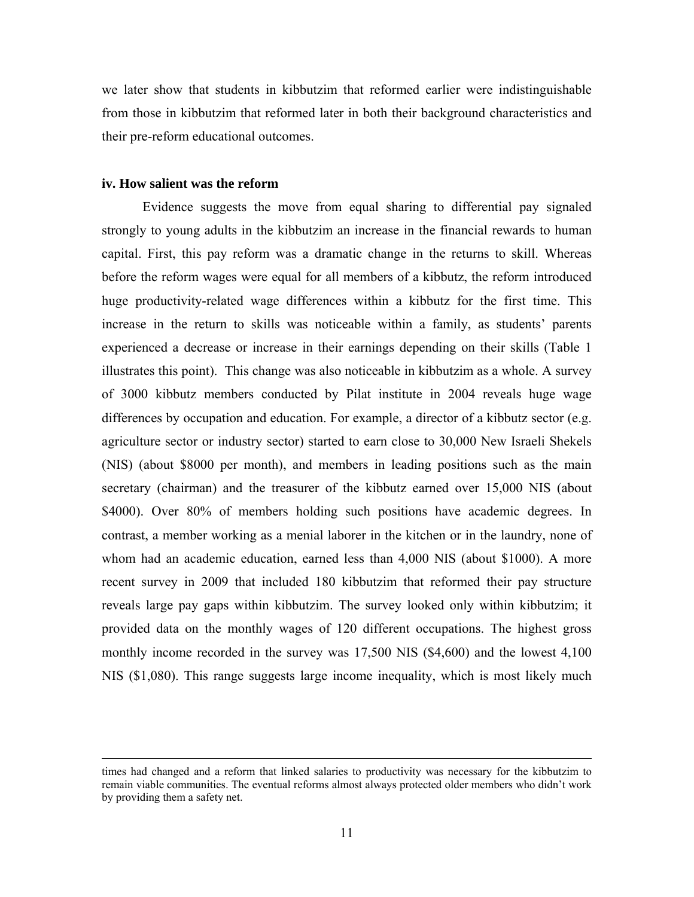we later show that students in kibbutzim that reformed earlier were indistinguishable from those in kibbutzim that reformed later in both their background characteristics and their pre-reform educational outcomes.

**iv. How salient was the reform**

Evidence suggests the move from equal sharing to differential pay signaled strongly to young adults in the kibbutzim an increase in the financial rewards to human capital. First, this pay reform was a dramatic change in the returns to skill. Whereas before the reform wages were equal for all members of a kibbutz, the reform introduced huge productivity-related wage differences within a kibbutz for the first time. This increase in the return to skills was noticeable within a family, as students' parents experienced a decrease or increase in their earnings depending on their skills (Table 1 illustrates this point). This change was also noticeable in kibbutzim as a whole. A survey of 3000 kibbutz members conducted by Pilat institute in 2004 reveals huge wage differences by occupation and education. For example, a director of a kibbutz sector (e.g. agriculture sector or industry sector) started to earn close to 30,000 New Israeli Shekels (NIS) (about $8000 per month), and members in leading positions such as the main secretary (chairman) and the treasurer of the kibbutz earned over 15,000 NIS (about $4000). Over 80% of members holding such positions have academic degrees. In contrast, a member working as a menial laborer in the kitchen or in the laundry, none of whom had an academic education, earned less than 4,000 NIS (about $1000). A more recent survey in 2009 that included 180 kibbutzim that reformed their pay structure reveals large pay gaps within kibbutzim. The survey looked only within kibbutzim; it provided data on the monthly wages of 120 different occupations. The highest gross monthly income recorded in the survey was 17,500 NIS ($4,600) and the lowest 4,100 NIS ($1,080). This range suggests large income inequality, which is most likely much

---

times had changed and a reform that linked salaries to productivity was necessary for the kibbutzim to remain viable communities. The eventual reforms almost always protected older members who didn't work by providing them a safety net.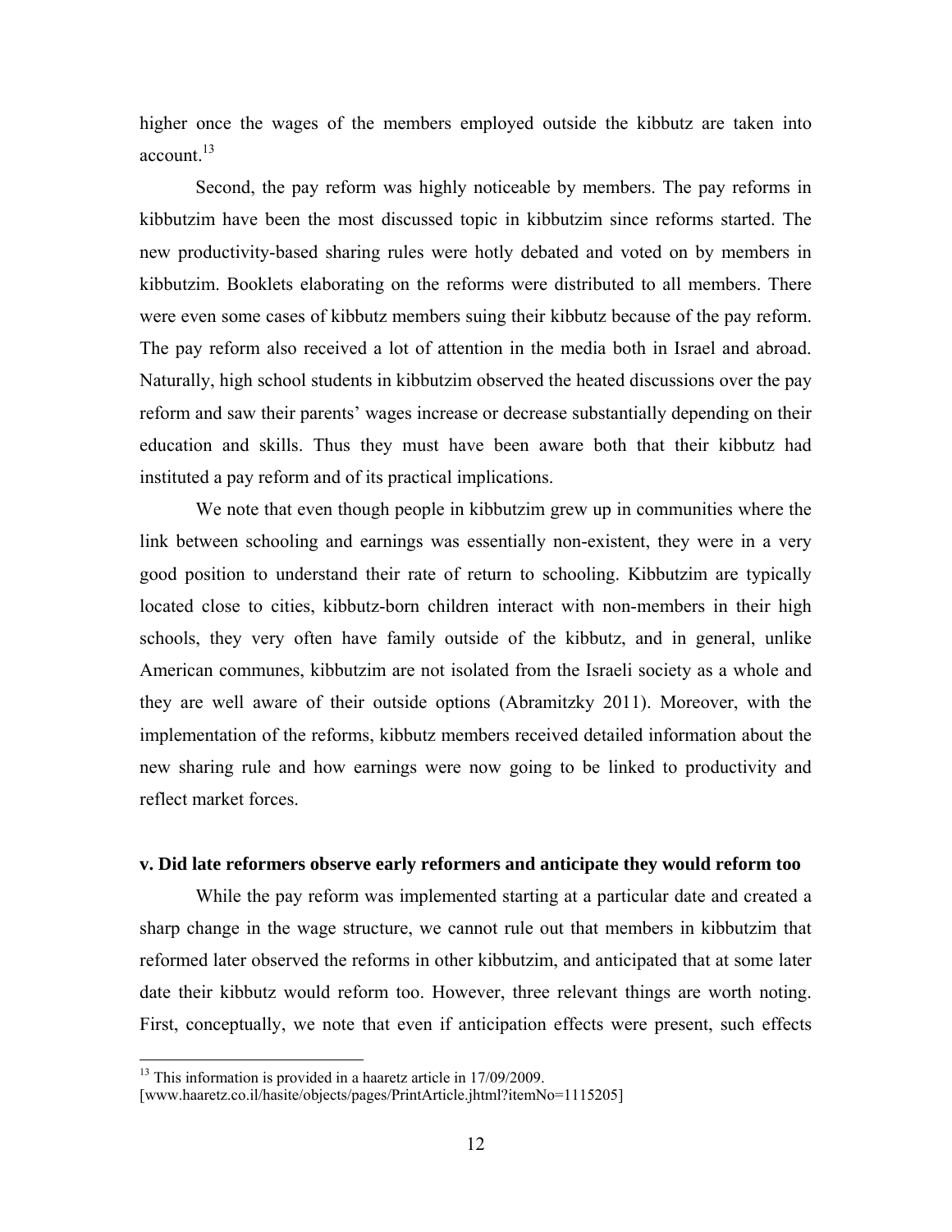higher once the wages of the members employed outside the kibbutz are taken into account.[13]

Second, the pay reform was highly noticeable by members. The pay reforms in kibbutzim have been the most discussed topic in kibbutzim since reforms started. The new productivity-based sharing rules were hotly debated and voted on by members in kibbutzim. Booklets elaborating on the reforms were distributed to all members. There were even some cases of kibbutz members suing their kibbutz because of the pay reform. The pay reform also received a lot of attention in the media both in Israel and abroad. Naturally, high school students in kibbutzim observed the heated discussions over the pay reform and saw their parents' wages increase or decrease substantially depending on their education and skills. Thus they must have been aware both that their kibbutz had instituted a pay reform and of its practical implications.

We note that even though people in kibbutzim grew up in communities where the link between schooling and earnings was essentially non-existent, they were in a very good position to understand their rate of return to schooling. Kibbutzim are typically located close to cities, kibbutz-born children interact with non-members in their high schools, they very often have family outside of the kibbutz, and in general, unlike American communes, kibbutzim are not isolated from the Israeli society as a whole and they are well aware of their outside options (Abramitzky 2011). Moreover, with the implementation of the reforms, kibbutz members received detailed information about the new sharing rule and how earnings were now going to be linked to productivity and reflect market forces.

**v. Did late reformers observe early reformers and anticipate they would reform too**

While the pay reform was implemented starting at a particular date and created a sharp change in the wage structure, we cannot rule out that members in kibbutzim that reformed later observed the reforms in other kibbutzim, and anticipated that at some later date their kibbutz would reform too. However, three relevant things are worth noting. First, conceptually, we note that even if anticipation effects were present, such effects

[13] This information is provided in a haaretz article in 17/09/2009. [www.haaretz.co.il/hasite/objects/pages/PrintArticle.jhtml?itemNo=1115205]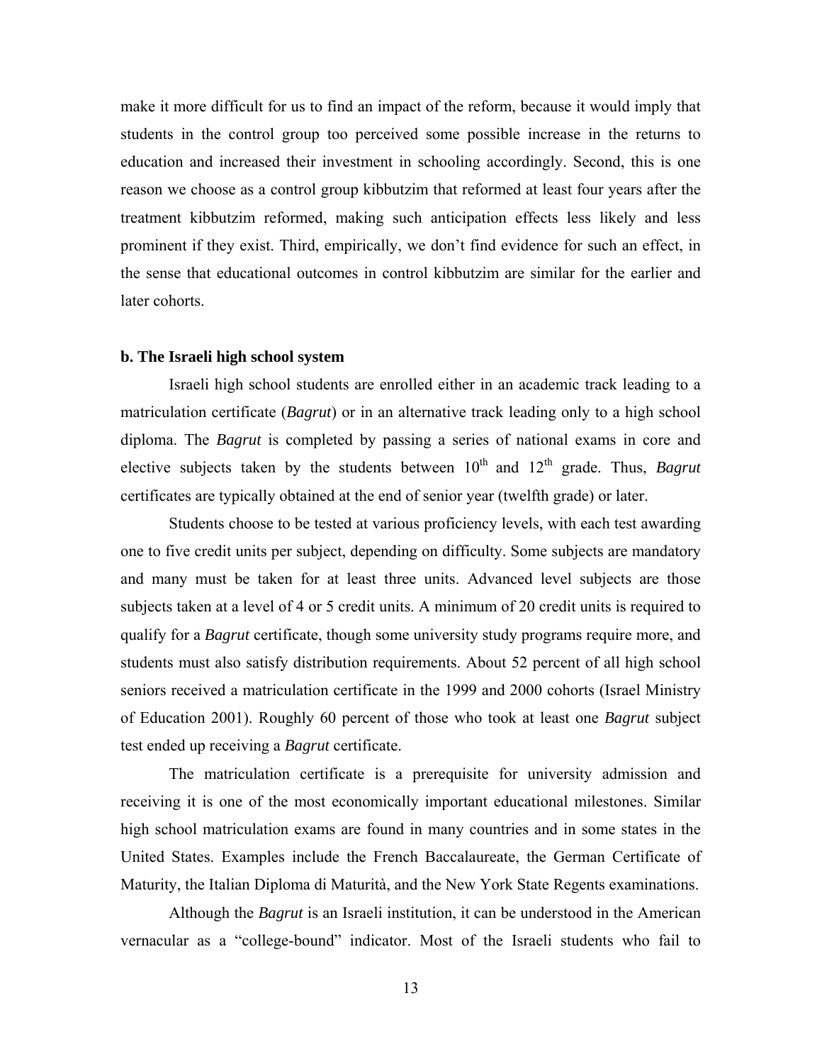make it more difficult for us to find an impact of the reform, because it would imply that students in the control group too perceived some possible increase in the returns to education and increased their investment in schooling accordingly. Second, this is one reason we choose as a control group kibbutzim that reformed at least four years after the treatment kibbutzim reformed, making such anticipation effects less likely and less prominent if they exist. Third, empirically, we don't find evidence for such an effect, in the sense that educational outcomes in control kibbutzim are similar for the earlier and later cohorts.

### b. The Israeli high school system

Israeli high school students are enrolled either in an academic track leading to a matriculation certificate (*Bagrut*) or in an alternative track leading only to a high school diploma. The *Bagrut* is completed by passing a series of national exams in core and elective subjects taken by the students between 10th and 12th grade. Thus, *Bagrut* certificates are typically obtained at the end of senior year (twelfth grade) or later.

Students choose to be tested at various proficiency levels, with each test awarding one to five credit units per subject, depending on difficulty. Some subjects are mandatory and many must be taken for at least three units. Advanced level subjects are those subjects taken at a level of 4 or 5 credit units. A minimum of 20 credit units is required to qualify for a *Bagrut* certificate, though some university study programs require more, and students must also satisfy distribution requirements. About 52 percent of all high school seniors received a matriculation certificate in the 1999 and 2000 cohorts (Israel Ministry of Education 2001). Roughly 60 percent of those who took at least one *Bagrut* subject test ended up receiving a *Bagrut* certificate.

The matriculation certificate is a prerequisite for university admission and receiving it is one of the most economically important educational milestones. Similar high school matriculation exams are found in many countries and in some states in the United States. Examples include the French Baccalaureate, the German Certificate of Maturity, the Italian Diploma di Maturità, and the New York State Regents examinations.

Although the *Bagrut* is an Israeli institution, it can be understood in the American vernacular as a "college-bound" indicator. Most of the Israeli students who fail to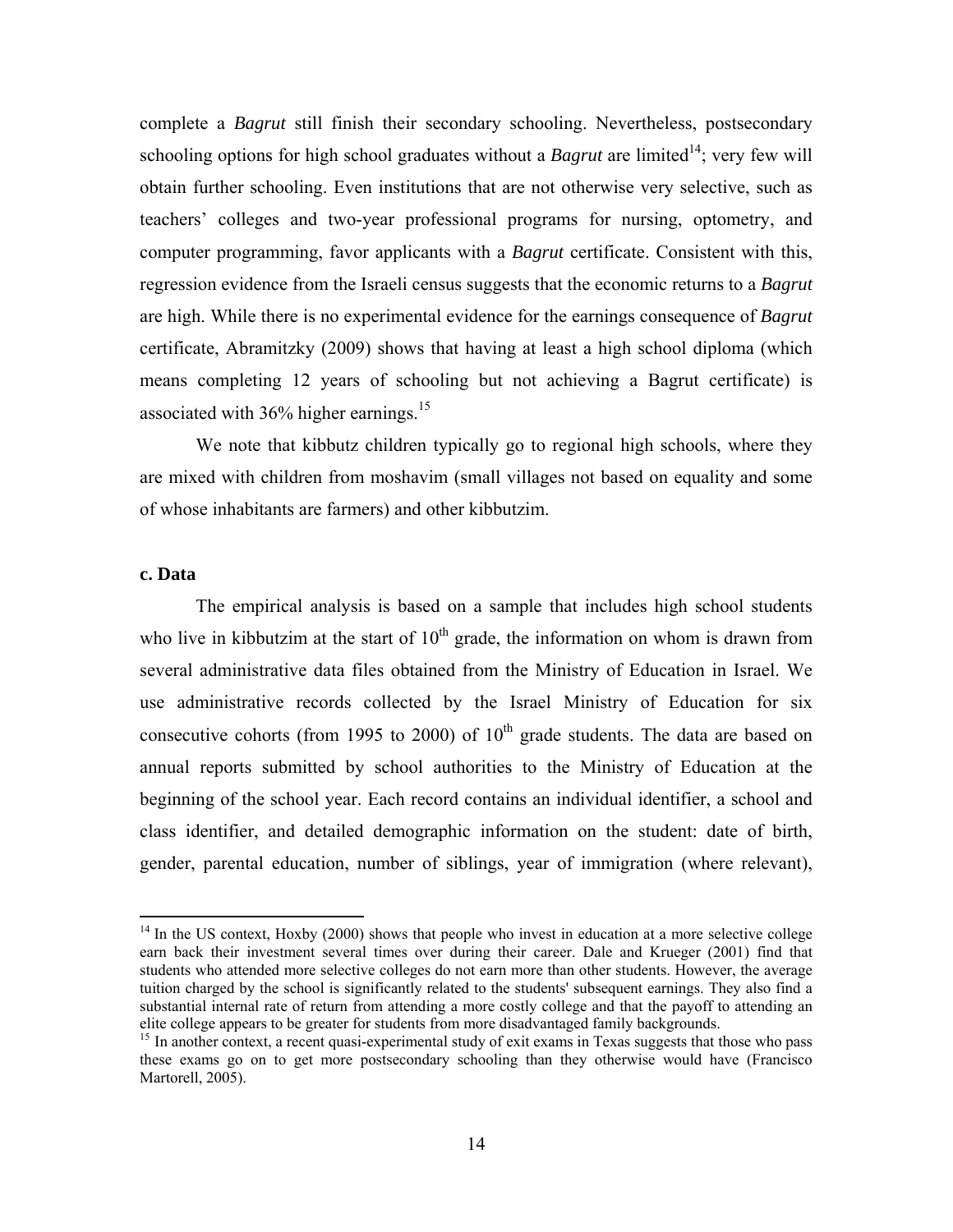complete a *Bagrut* still finish their secondary schooling. Nevertheless, postsecondary schooling options for high school graduates without a *Bagrut* are limited[14]; very few will obtain further schooling. Even institutions that are not otherwise very selective, such as teachers' colleges and two-year professional programs for nursing, optometry, and computer programming, favor applicants with a *Bagrut* certificate. Consistent with this, regression evidence from the Israeli census suggests that the economic returns to a *Bagrut* are high. While there is no experimental evidence for the earnings consequence of *Bagrut* certificate, Abramitzky (2009) shows that having at least a high school diploma (which means completing 12 years of schooling but not achieving a Bagrut certificate) is associated with 36% higher earnings.[15]

We note that kibbutz children typically go to regional high schools, where they are mixed with children from moshavim (small villages not based on equality and some of whose inhabitants are farmers) and other kibbutzim.

**c. Data**

The empirical analysis is based on a sample that includes high school students who live in kibbutzim at the start of $10^{th}$ grade, the information on whom is drawn from several administrative data files obtained from the Ministry of Education in Israel. We use administrative records collected by the Israel Ministry of Education for six consecutive cohorts (from 1995 to 2000) of $10^{th}$ grade students. The data are based on annual reports submitted by school authorities to the Ministry of Education at the beginning of the school year. Each record contains an individual identifier, a school and class identifier, and detailed demographic information on the student: date of birth, gender, parental education, number of siblings, year of immigration (where relevant),

---

[14] In the US context, Hoxby (2000) shows that people who invest in education at a more selective college earn back their investment several times over during their career. Dale and Krueger (2001) find that students who attended more selective colleges do not earn more than other students. However, the average tuition charged by the school is significantly related to the students' subsequent earnings. They also find a substantial internal rate of return from attending a more costly college and that the payoff to attending an elite college appears to be greater for students from more disadvantaged family backgrounds.

[15] In another context, a recent quasi-experimental study of exit exams in Texas suggests that those who pass these exams go on to get more postsecondary schooling than they otherwise would have (Francisco Martorell, 2005).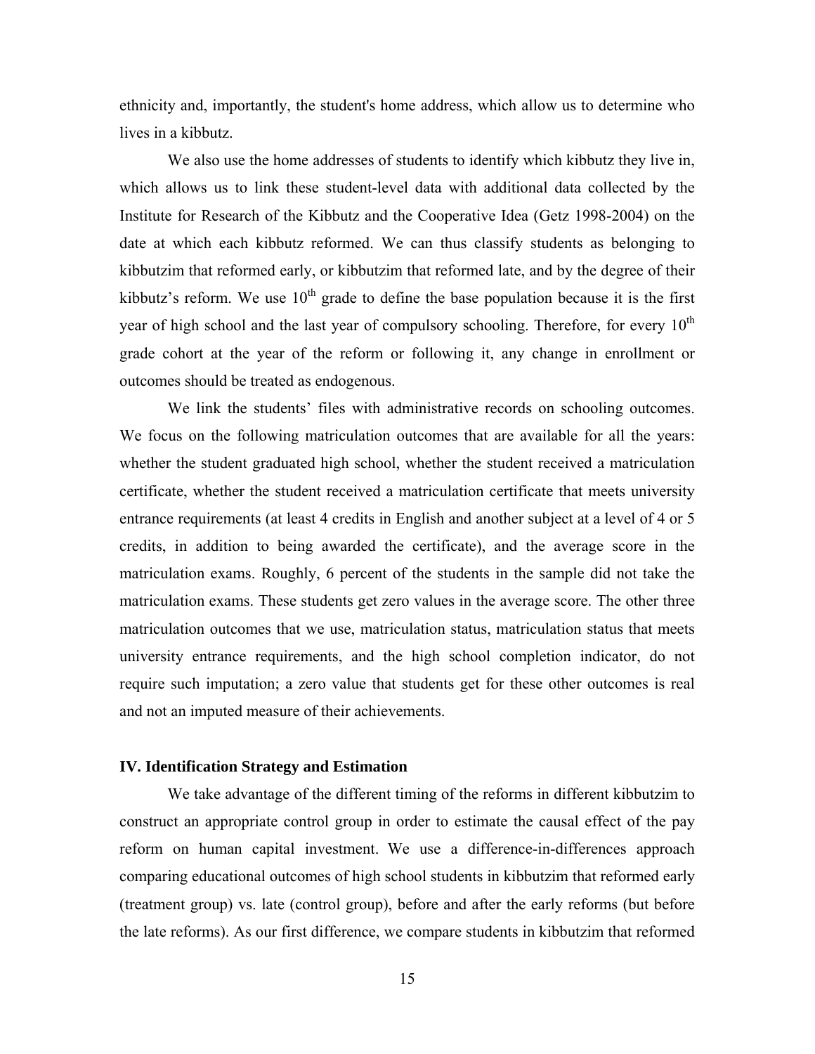ethnicity and, importantly, the student's home address, which allow us to determine who lives in a kibbutz.

We also use the home addresses of students to identify which kibbutz they live in, which allows us to link these student-level data with additional data collected by the Institute for Research of the Kibbutz and the Cooperative Idea (Getz 1998-2004) on the date at which each kibbutz reformed. We can thus classify students as belonging to kibbutzim that reformed early, or kibbutzim that reformed late, and by the degree of their kibbutz's reform. We use $10^{th}$ grade to define the base population because it is the first year of high school and the last year of compulsory schooling. Therefore, for every $10^{th}$ grade cohort at the year of the reform or following it, any change in enrollment or outcomes should be treated as endogenous.

We link the students' files with administrative records on schooling outcomes. We focus on the following matriculation outcomes that are available for all the years: whether the student graduated high school, whether the student received a matriculation certificate, whether the student received a matriculation certificate that meets university entrance requirements (at least 4 credits in English and another subject at a level of 4 or 5 credits, in addition to being awarded the certificate), and the average score in the matriculation exams. Roughly, 6 percent of the students in the sample did not take the matriculation exams. These students get zero values in the average score. The other three matriculation outcomes that we use, matriculation status, matriculation status that meets university entrance requirements, and the high school completion indicator, do not require such imputation; a zero value that students get for these other outcomes is real and not an imputed measure of their achievements.

### IV. Identification Strategy and Estimation

We take advantage of the different timing of the reforms in different kibbutzim to construct an appropriate control group in order to estimate the causal effect of the pay reform on human capital investment. We use a difference-in-differences approach comparing educational outcomes of high school students in kibbutzim that reformed early (treatment group) vs. late (control group), before and after the early reforms (but before the late reforms). As our first difference, we compare students in kibbutzim that reformed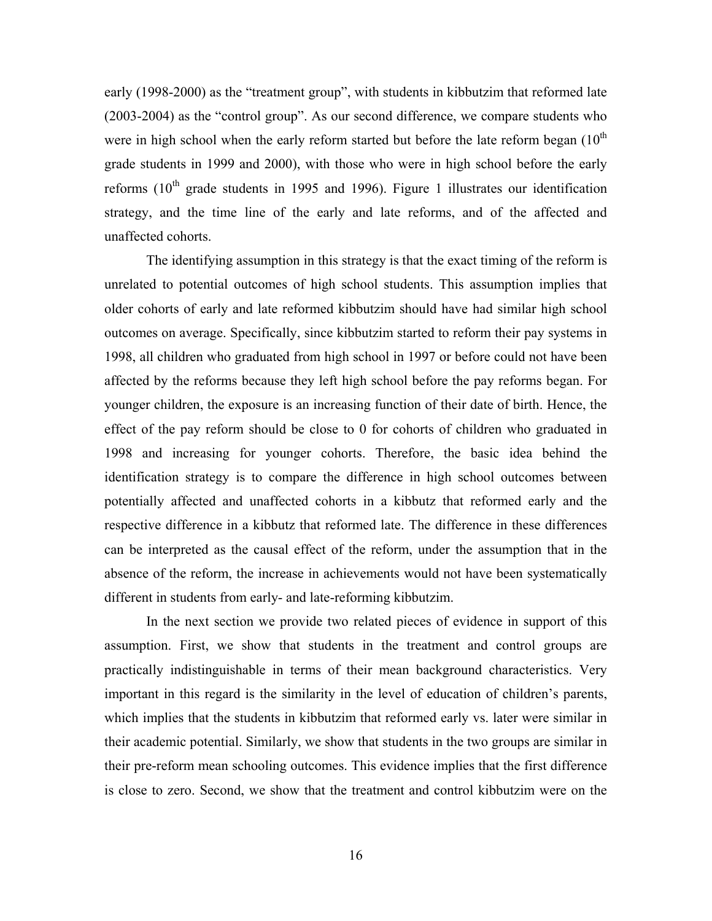early (1998-2000) as the "treatment group", with students in kibbutzim that reformed late (2003-2004) as the "control group". As our second difference, we compare students who were in high school when the early reform started but before the late reform began ($10^{th}$ grade students in 1999 and 2000), with those who were in high school before the early reforms ($10^{th}$ grade students in 1995 and 1996). Figure 1 illustrates our identification strategy, and the time line of the early and late reforms, and of the affected and unaffected cohorts.

The identifying assumption in this strategy is that the exact timing of the reform is unrelated to potential outcomes of high school students. This assumption implies that older cohorts of early and late reformed kibbutzim should have had similar high school outcomes on average. Specifically, since kibbutzim started to reform their pay systems in 1998, all children who graduated from high school in 1997 or before could not have been affected by the reforms because they left high school before the pay reforms began. For younger children, the exposure is an increasing function of their date of birth. Hence, the effect of the pay reform should be close to 0 for cohorts of children who graduated in 1998 and increasing for younger cohorts. Therefore, the basic idea behind the identification strategy is to compare the difference in high school outcomes between potentially affected and unaffected cohorts in a kibbutz that reformed early and the respective difference in a kibbutz that reformed late. The difference in these differences can be interpreted as the causal effect of the reform, under the assumption that in the absence of the reform, the increase in achievements would not have been systematically different in students from early- and late-reforming kibbutzim.

In the next section we provide two related pieces of evidence in support of this assumption. First, we show that students in the treatment and control groups are practically indistinguishable in terms of their mean background characteristics. Very important in this regard is the similarity in the level of education of children's parents, which implies that the students in kibbutzim that reformed early vs. later were similar in their academic potential. Similarly, we show that students in the two groups are similar in their pre-reform mean schooling outcomes. This evidence implies that the first difference is close to zero. Second, we show that the treatment and control kibbutzim were on the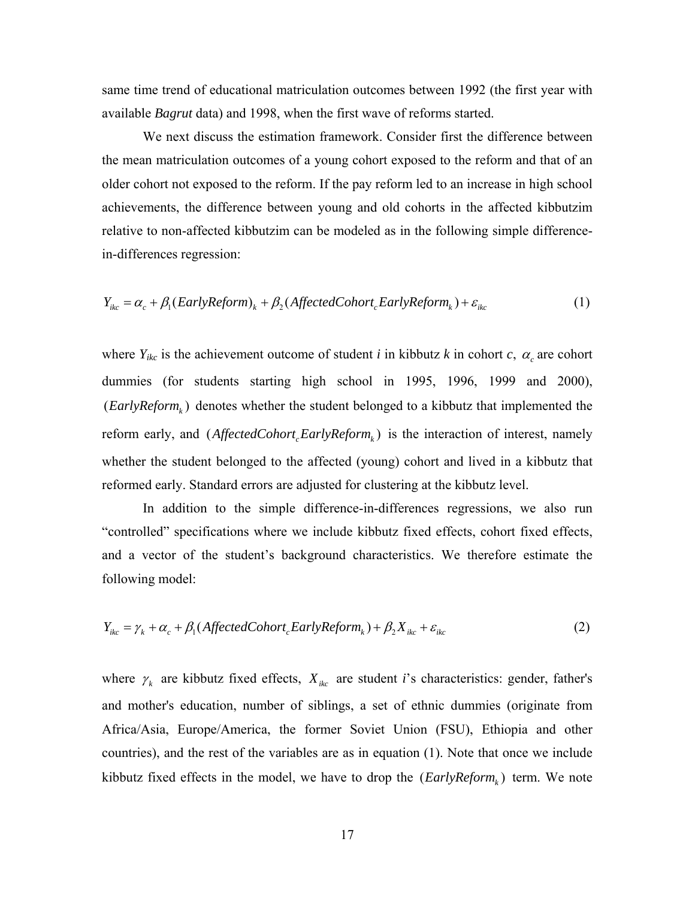same time trend of educational matriculation outcomes between 1992 (the first year with available *Bagrut* data) and 1998, when the first wave of reforms started.

We next discuss the estimation framework. Consider first the difference between the mean matriculation outcomes of a young cohort exposed to the reform and that of an older cohort not exposed to the reform. If the pay reform led to an increase in high school achievements, the difference between young and old cohorts in the affected kibbutzim relative to non-affected kibbutzim can be modeled as in the following simple difference-in-differences regression:

$$Y_{ikc} = \alpha_c + \beta_1 (EarlyReform)_k + \beta_2 (AffectedCohort_c EarlyReform_k) + \varepsilon_{ikc} \tag{1}$$

where $Y_{ikc}$ is the achievement outcome of student *i* in kibbutz *k* in cohort *c*, $\alpha_c$ are cohort dummies (for students starting high school in 1995, 1996, 1999 and 2000), $(EarlyReform_k)$ denotes whether the student belonged to a kibbutz that implemented the reform early, and $(AffectedCohort_c EarlyReform_k)$ is the interaction of interest, namely whether the student belonged to the affected (young) cohort and lived in a kibbutz that reformed early. Standard errors are adjusted for clustering at the kibbutz level.

In addition to the simple difference-in-differences regressions, we also run "controlled" specifications where we include kibbutz fixed effects, cohort fixed effects, and a vector of the student's background characteristics. We therefore estimate the following model:

$$Y_{ikc} = \gamma_k + \alpha_c + \beta_1 (AffectedCohort_c EarlyReform_k) + \beta_2 X_{ikc} + \varepsilon_{ikc} \tag{2}$$

where $\gamma_k$ are kibbutz fixed effects, $X_{ikc}$ are student *i*'s characteristics: gender, father's and mother's education, number of siblings, a set of ethnic dummies (originate from Africa/Asia, Europe/America, the former Soviet Union (FSU), Ethiopia and other countries), and the rest of the variables are as in equation (1). Note that once we include kibbutz fixed effects in the model, we have to drop the $(EarlyReform_k)$ term. We note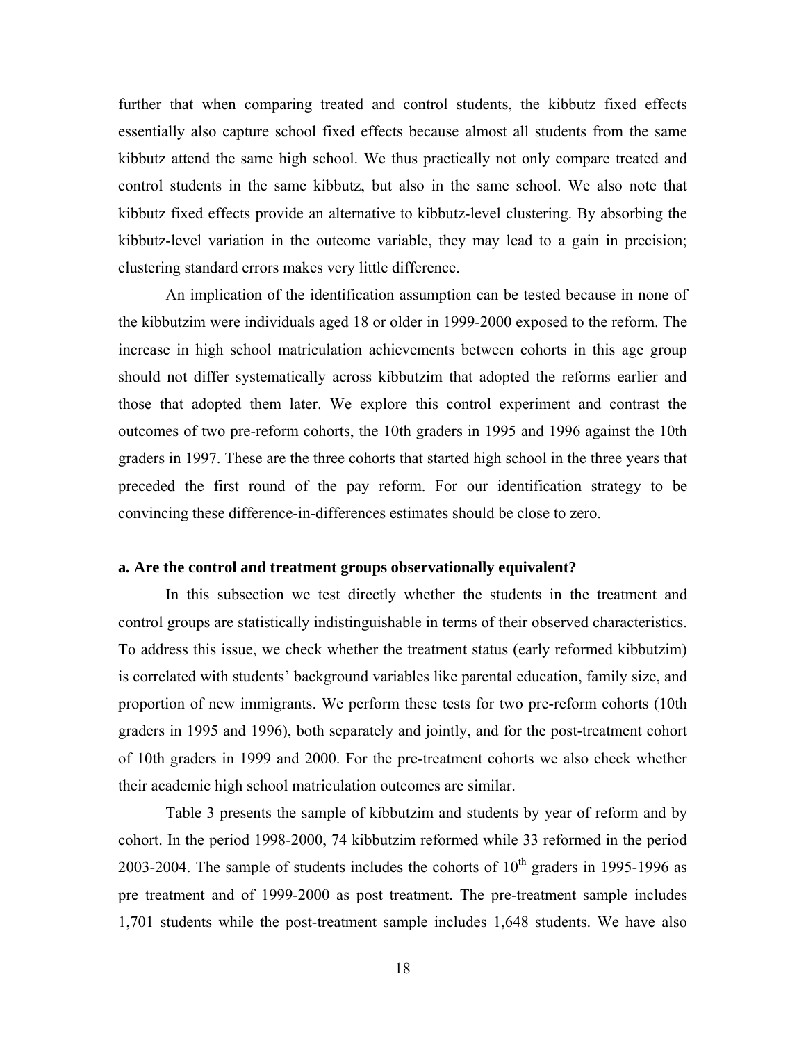further that when comparing treated and control students, the kibbutz fixed effects essentially also capture school fixed effects because almost all students from the same kibbutz attend the same high school. We thus practically not only compare treated and control students in the same kibbutz, but also in the same school. We also note that kibbutz fixed effects provide an alternative to kibbutz-level clustering. By absorbing the kibbutz-level variation in the outcome variable, they may lead to a gain in precision; clustering standard errors makes very little difference.

An implication of the identification assumption can be tested because in none of the kibbutzim were individuals aged 18 or older in 1999-2000 exposed to the reform. The increase in high school matriculation achievements between cohorts in this age group should not differ systematically across kibbutzim that adopted the reforms earlier and those that adopted them later. We explore this control experiment and contrast the outcomes of two pre-reform cohorts, the 10th graders in 1995 and 1996 against the 10th graders in 1997. These are the three cohorts that started high school in the three years that preceded the first round of the pay reform. For our identification strategy to be convincing these difference-in-differences estimates should be close to zero.

**a. Are the control and treatment groups observationally equivalent?**

In this subsection we test directly whether the students in the treatment and control groups are statistically indistinguishable in terms of their observed characteristics. To address this issue, we check whether the treatment status (early reformed kibbutzim) is correlated with students' background variables like parental education, family size, and proportion of new immigrants. We perform these tests for two pre-reform cohorts (10th graders in 1995 and 1996), both separately and jointly, and for the post-treatment cohort of 10th graders in 1999 and 2000. For the pre-treatment cohorts we also check whether their academic high school matriculation outcomes are similar.

Table 3 presents the sample of kibbutzim and students by year of reform and by cohort. In the period 1998-2000, 74 kibbutzim reformed while 33 reformed in the period 2003-2004. The sample of students includes the cohorts of 10th graders in 1995-1996 as pre treatment and of 1999-2000 as post treatment. The pre-treatment sample includes 1,701 students while the post-treatment sample includes 1,648 students. We have also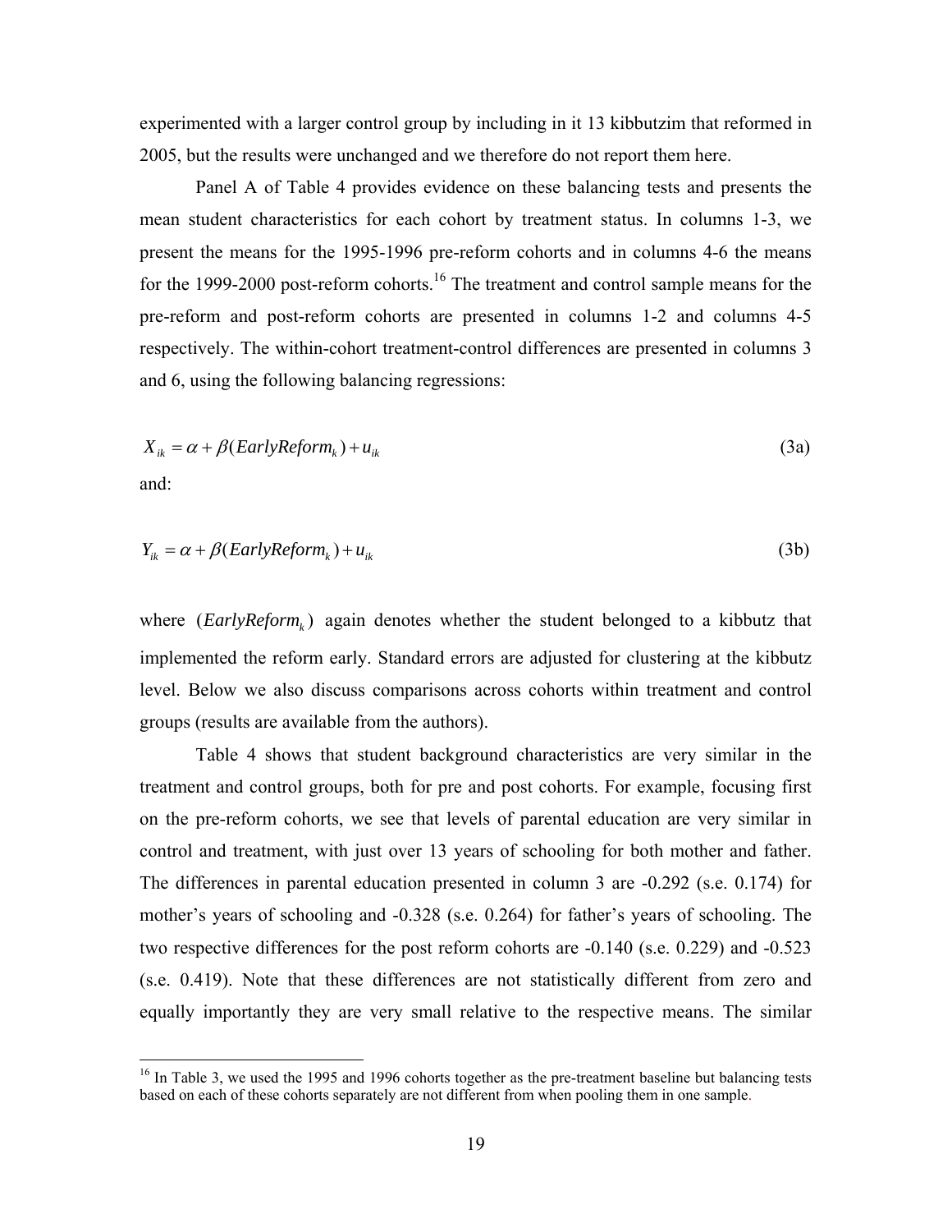experimented with a larger control group by including in it 13 kibbutzim that reformed in 2005, but the results were unchanged and we therefore do not report them here.

Panel A of Table 4 provides evidence on these balancing tests and presents the mean student characteristics for each cohort by treatment status. In columns 1-3, we present the means for the 1995-1996 pre-reform cohorts and in columns 4-6 the means for the 1999-2000 post-reform cohorts.[16] The treatment and control sample means for the pre-reform and post-reform cohorts are presented in columns 1-2 and columns 4-5 respectively. The within-cohort treatment-control differences are presented in columns 3 and 6, using the following balancing regressions:

$$X_{ik} = \alpha + \beta(EarlyReform_k) + u_{ik} \tag{3a}$$

and:

$$Y_{ik} = \alpha + \beta(EarlyReform_k) + u_{ik} \tag{3b}$$

where $(EarlyReform_k)$ again denotes whether the student belonged to a kibbutz that implemented the reform early. Standard errors are adjusted for clustering at the kibbutz level. Below we also discuss comparisons across cohorts within treatment and control groups (results are available from the authors).

Table 4 shows that student background characteristics are very similar in the treatment and control groups, both for pre and post cohorts. For example, focusing first on the pre-reform cohorts, we see that levels of parental education are very similar in control and treatment, with just over 13 years of schooling for both mother and father. The differences in parental education presented in column 3 are -0.292 (s.e. 0.174) for mother's years of schooling and -0.328 (s.e. 0.264) for father's years of schooling. The two respective differences for the post reform cohorts are -0.140 (s.e. 0.229) and -0.523 (s.e. 0.419). Note that these differences are not statistically different from zero and equally importantly they are very small relative to the respective means. The similar

[16] In Table 3, we used the 1995 and 1996 cohorts together as the pre-treatment baseline but balancing tests based on each of these cohorts separately are not different from when pooling them in one sample.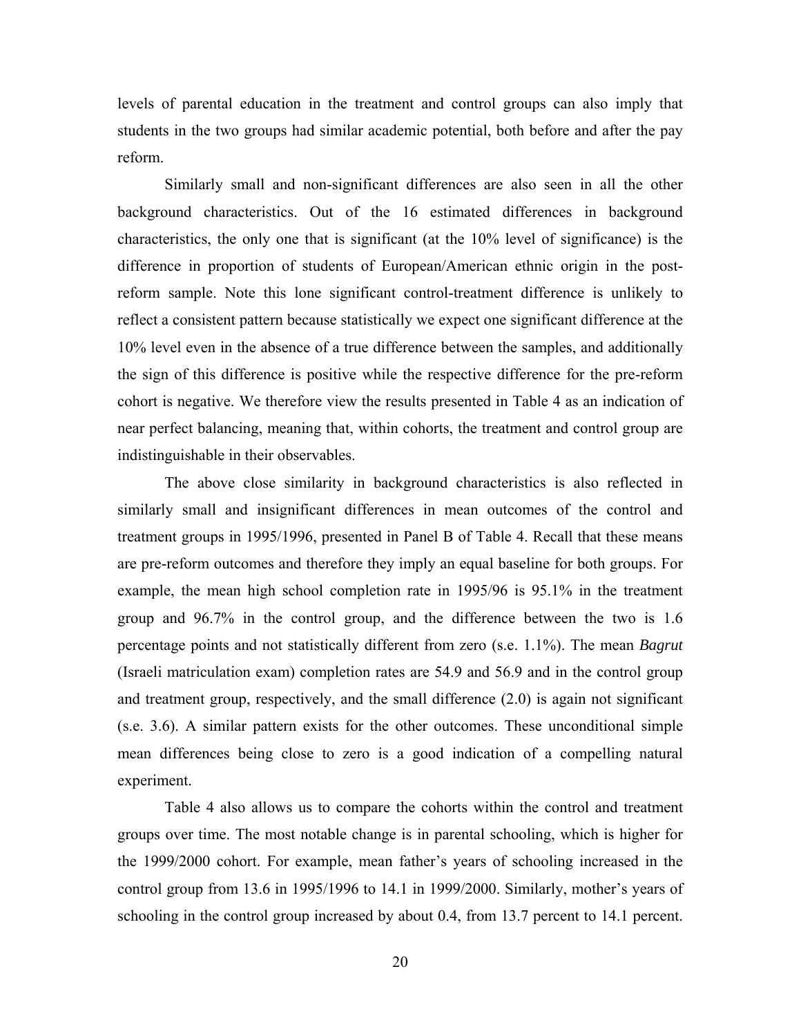levels of parental education in the treatment and control groups can also imply that students in the two groups had similar academic potential, both before and after the pay reform.

Similarly small and non-significant differences are also seen in all the other background characteristics. Out of the 16 estimated differences in background characteristics, the only one that is significant (at the 10% level of significance) is the difference in proportion of students of European/American ethnic origin in the post-reform sample. Note this lone significant control-treatment difference is unlikely to reflect a consistent pattern because statistically we expect one significant difference at the 10% level even in the absence of a true difference between the samples, and additionally the sign of this difference is positive while the respective difference for the pre-reform cohort is negative. We therefore view the results presented in Table 4 as an indication of near perfect balancing, meaning that, within cohorts, the treatment and control group are indistinguishable in their observables.

The above close similarity in background characteristics is also reflected in similarly small and insignificant differences in mean outcomes of the control and treatment groups in 1995/1996, presented in Panel B of Table 4. Recall that these means are pre-reform outcomes and therefore they imply an equal baseline for both groups. For example, the mean high school completion rate in 1995/96 is 95.1% in the treatment group and 96.7% in the control group, and the difference between the two is 1.6 percentage points and not statistically different from zero (s.e. 1.1%). The mean *Bagrut* (Israeli matriculation exam) completion rates are 54.9 and 56.9 and in the control group and treatment group, respectively, and the small difference (2.0) is again not significant (s.e. 3.6). A similar pattern exists for the other outcomes. These unconditional simple mean differences being close to zero is a good indication of a compelling natural experiment.

Table 4 also allows us to compare the cohorts within the control and treatment groups over time. The most notable change is in parental schooling, which is higher for the 1999/2000 cohort. For example, mean father's years of schooling increased in the control group from 13.6 in 1995/1996 to 14.1 in 1999/2000. Similarly, mother's years of schooling in the control group increased by about 0.4, from 13.7 percent to 14.1 percent.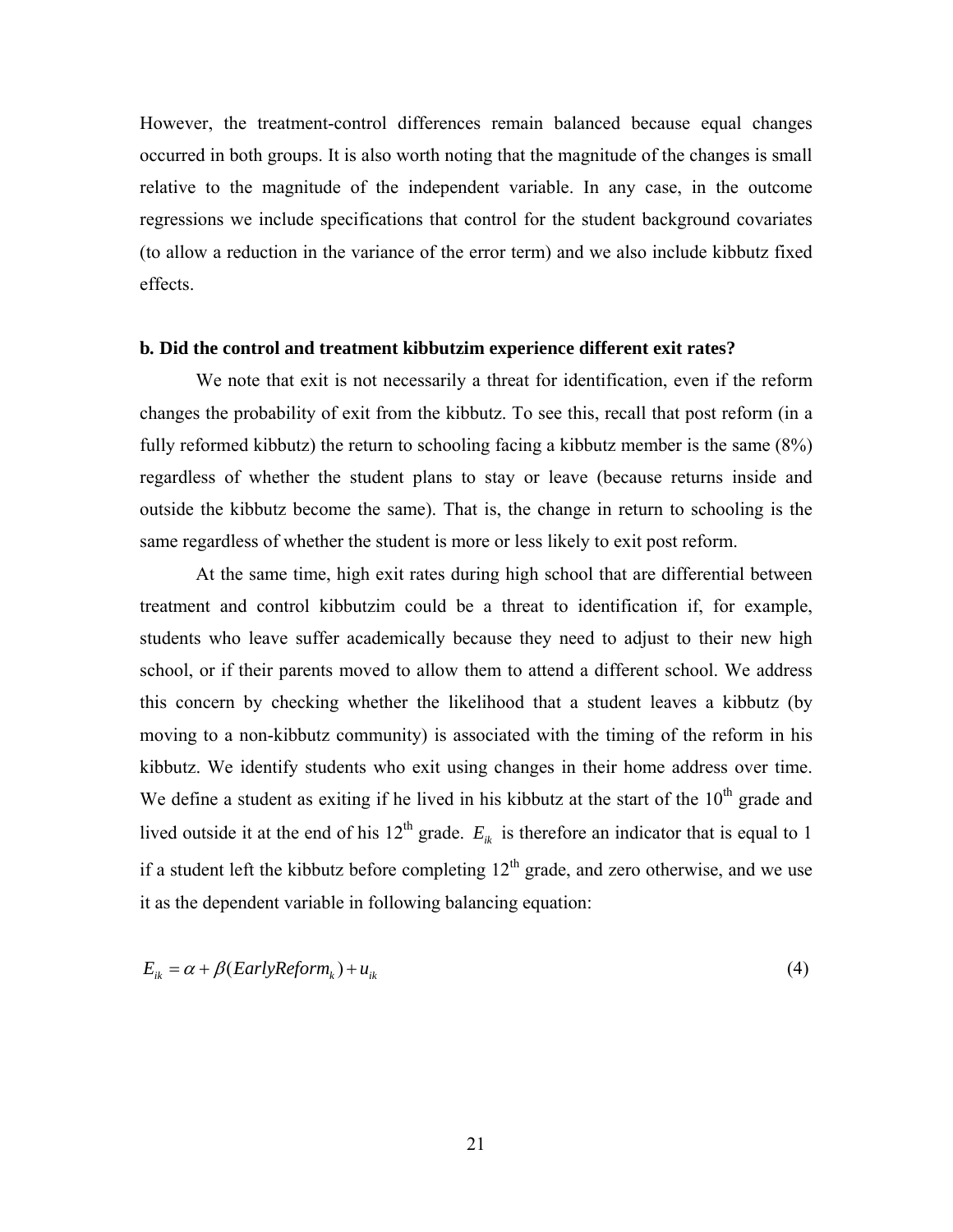However, the treatment-control differences remain balanced because equal changes occurred in both groups. It is also worth noting that the magnitude of the changes is small relative to the magnitude of the independent variable. In any case, in the outcome regressions we include specifications that control for the student background covariates (to allow a reduction in the variance of the error term) and we also include kibbutz fixed effects.

**b. Did the control and treatment kibbutzim experience different exit rates?**

We note that exit is not necessarily a threat for identification, even if the reform changes the probability of exit from the kibbutz. To see this, recall that post reform (in a fully reformed kibbutz) the return to schooling facing a kibbutz member is the same (8%) regardless of whether the student plans to stay or leave (because returns inside and outside the kibbutz become the same). That is, the change in return to schooling is the same regardless of whether the student is more or less likely to exit post reform.

At the same time, high exit rates during high school that are differential between treatment and control kibbutzim could be a threat to identification if, for example, students who leave suffer academically because they need to adjust to their new high school, or if their parents moved to allow them to attend a different school. We address this concern by checking whether the likelihood that a student leaves a kibbutz (by moving to a non-kibbutz community) is associated with the timing of the reform in his kibbutz. We identify students who exit using changes in their home address over time. We define a student as exiting if he lived in his kibbutz at the start of the 10th grade and lived outside it at the end of his 12th grade. $E_{ik}$ is therefore an indicator that is equal to 1 if a student left the kibbutz before completing 12th grade, and zero otherwise, and we use it as the dependent variable in following balancing equation:

$$E_{ik} = \alpha + \beta(EarlyReform_k) + u_{ik} \tag{4}$$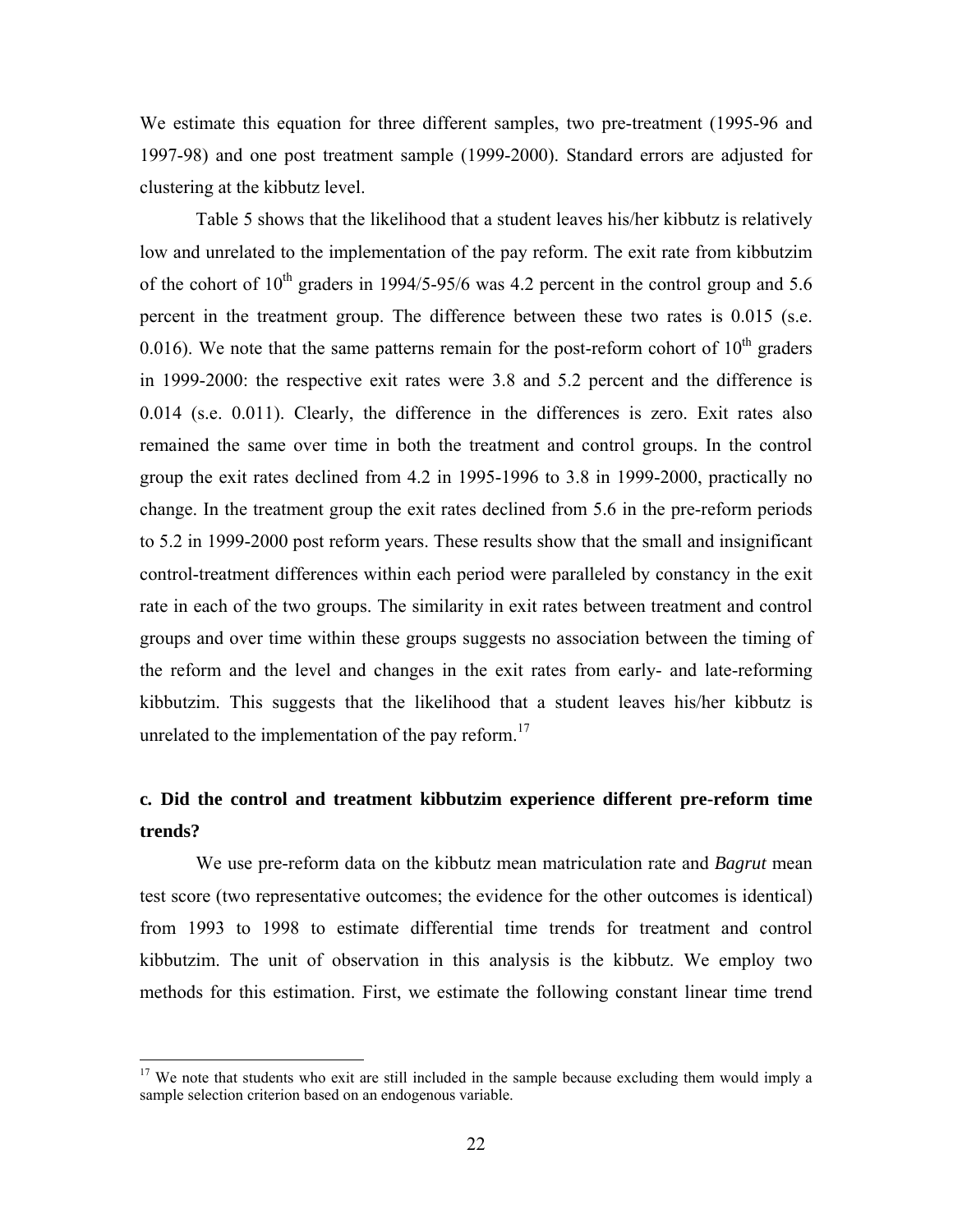We estimate this equation for three different samples, two pre-treatment (1995-96 and 1997-98) and one post treatment sample (1999-2000). Standard errors are adjusted for clustering at the kibbutz level.

Table 5 shows that the likelihood that a student leaves his/her kibbutz is relatively low and unrelated to the implementation of the pay reform. The exit rate from kibbutzim of the cohort of 10th graders in 1994/5-95/6 was 4.2 percent in the control group and 5.6 percent in the treatment group. The difference between these two rates is 0.015 (s.e. 0.016). We note that the same patterns remain for the post-reform cohort of 10th graders in 1999-2000: the respective exit rates were 3.8 and 5.2 percent and the difference is 0.014 (s.e. 0.011). Clearly, the difference in the differences is zero. Exit rates also remained the same over time in both the treatment and control groups. In the control group the exit rates declined from 4.2 in 1995-1996 to 3.8 in 1999-2000, practically no change. In the treatment group the exit rates declined from 5.6 in the pre-reform periods to 5.2 in 1999-2000 post reform years. These results show that the small and insignificant control-treatment differences within each period were paralleled by constancy in the exit rate in each of the two groups. The similarity in exit rates between treatment and control groups and over time within these groups suggests no association between the timing of the reform and the level and changes in the exit rates from early- and late-reforming kibbutzim. This suggests that the likelihood that a student leaves his/her kibbutz is unrelated to the implementation of the pay reform.[17]

### c. Did the control and treatment kibbutzim experience different pre-reform time trends?

We use pre-reform data on the kibbutz mean matriculation rate and *Bagrut* mean test score (two representative outcomes; the evidence for the other outcomes is identical) from 1993 to 1998 to estimate differential time trends for treatment and control kibbutzim. The unit of observation in this analysis is the kibbutz. We employ two methods for this estimation. First, we estimate the following constant linear time trend

[17] We note that students who exit are still included in the sample because excluding them would imply a sample selection criterion based on an endogenous variable.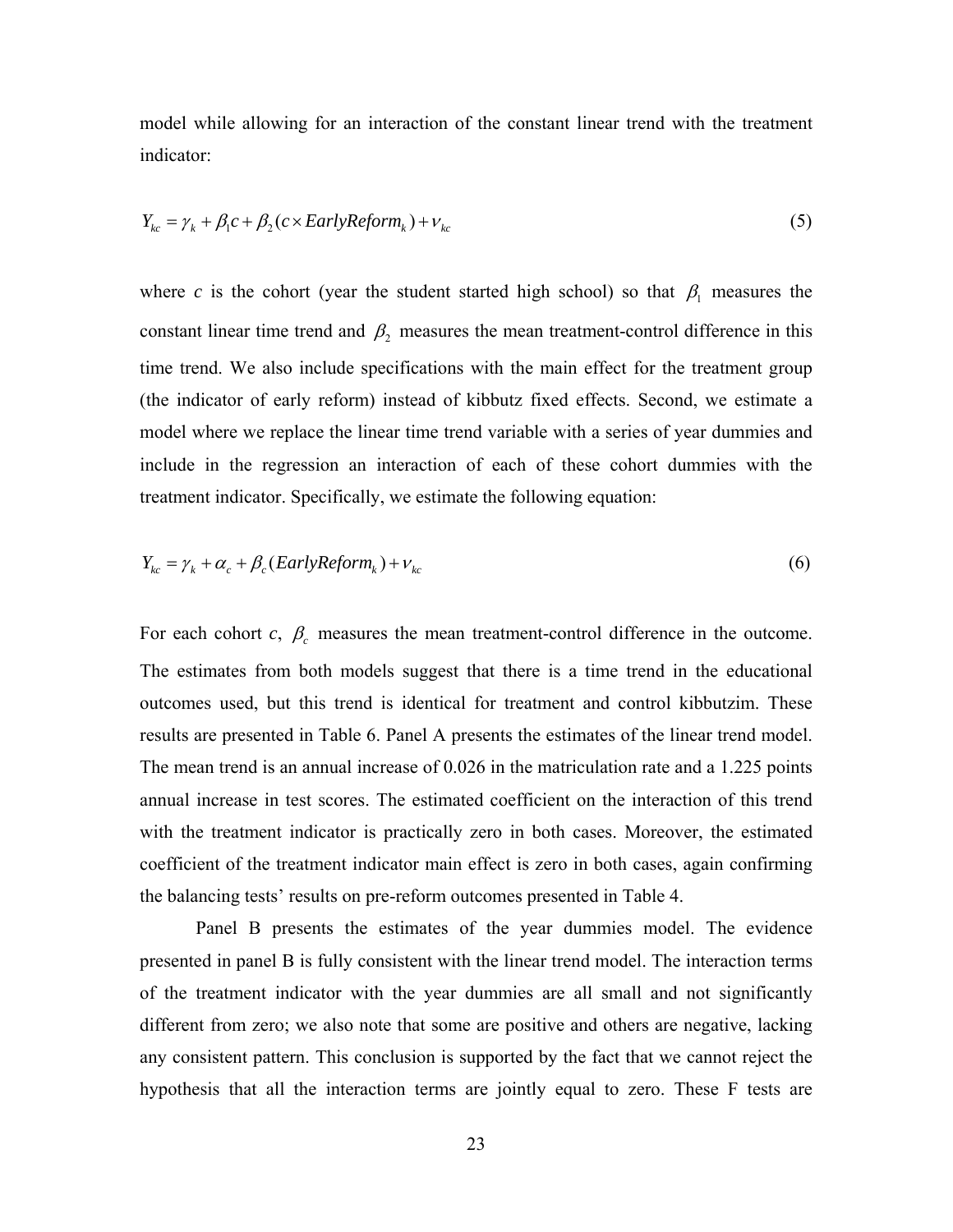model while allowing for an interaction of the constant linear trend with the treatment indicator:

$$Y_{kc} = \gamma_k + \beta_1 c + \beta_2 (c \times EarlyReform_k) + \nu_{kc} \tag{5}$$

where $c$ is the cohort (year the student started high school) so that $\beta_1$ measures the constant linear time trend and $\beta_2$ measures the mean treatment-control difference in this time trend. We also include specifications with the main effect for the treatment group (the indicator of early reform) instead of kibbutz fixed effects. Second, we estimate a model where we replace the linear time trend variable with a series of year dummies and include in the regression an interaction of each of these cohort dummies with the treatment indicator. Specifically, we estimate the following equation:

$$Y_{kc} = \gamma_k + \alpha_c + \beta_c (EarlyReform_k) + \nu_{kc} \tag{6}$$

For each cohort $c$, $\beta_c$ measures the mean treatment-control difference in the outcome. The estimates from both models suggest that there is a time trend in the educational outcomes used, but this trend is identical for treatment and control kibbutzim. These results are presented in Table 6. Panel A presents the estimates of the linear trend model. The mean trend is an annual increase of 0.026 in the matriculation rate and a 1.225 points annual increase in test scores. The estimated coefficient on the interaction of this trend with the treatment indicator is practically zero in both cases. Moreover, the estimated coefficient of the treatment indicator main effect is zero in both cases, again confirming the balancing tests' results on pre-reform outcomes presented in Table 4.

Panel B presents the estimates of the year dummies model. The evidence presented in panel B is fully consistent with the linear trend model. The interaction terms of the treatment indicator with the year dummies are all small and not significantly different from zero; we also note that some are positive and others are negative, lacking any consistent pattern. This conclusion is supported by the fact that we cannot reject the hypothesis that all the interaction terms are jointly equal to zero. These F tests are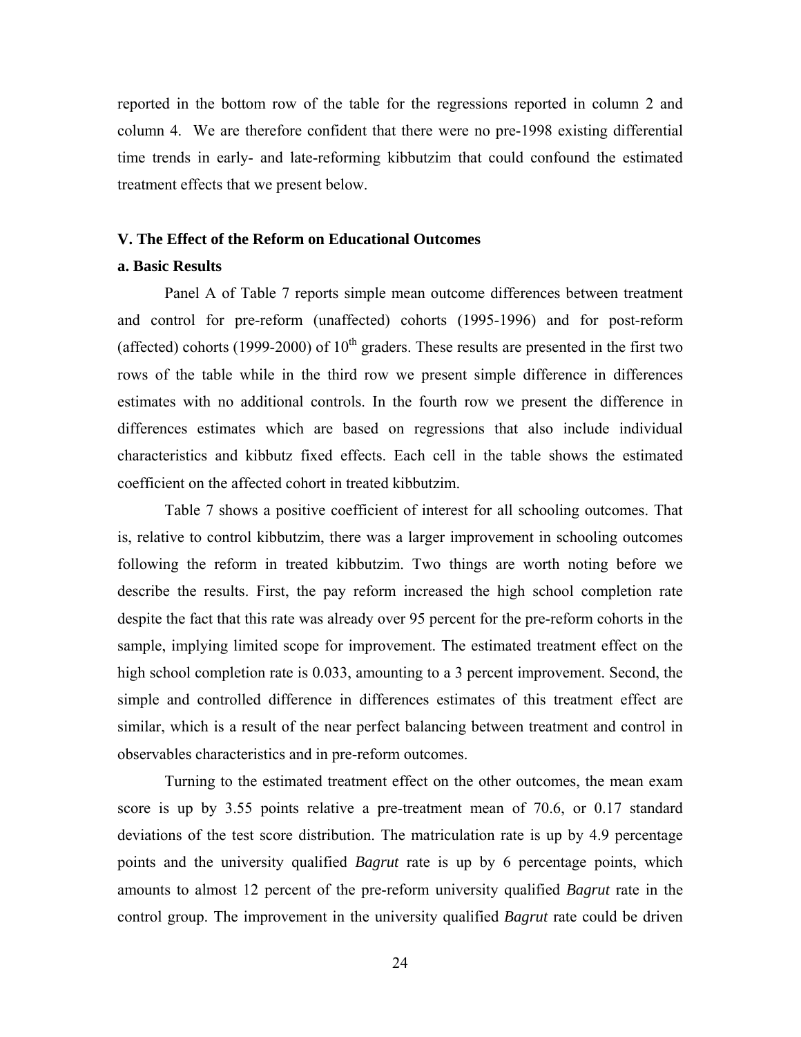reported in the bottom row of the table for the regressions reported in column 2 and column 4. We are therefore confident that there were no pre-1998 existing differential time trends in early- and late-reforming kibbutzim that could confound the estimated treatment effects that we present below.

### V. The Effect of the Reform on Educational Outcomes

#### a. Basic Results

Panel A of Table 7 reports simple mean outcome differences between treatment and control for pre-reform (unaffected) cohorts (1995-1996) and for post-reform (affected) cohorts (1999-2000) of 10$^{th}$ graders. These results are presented in the first two rows of the table while in the third row we present simple difference in differences estimates with no additional controls. In the fourth row we present the difference in differences estimates which are based on regressions that also include individual characteristics and kibbutz fixed effects. Each cell in the table shows the estimated coefficient on the affected cohort in treated kibbutzim.

Table 7 shows a positive coefficient of interest for all schooling outcomes. That is, relative to control kibbutzim, there was a larger improvement in schooling outcomes following the reform in treated kibbutzim. Two things are worth noting before we describe the results. First, the pay reform increased the high school completion rate despite the fact that this rate was already over 95 percent for the pre-reform cohorts in the sample, implying limited scope for improvement. The estimated treatment effect on the high school completion rate is 0.033, amounting to a 3 percent improvement. Second, the simple and controlled difference in differences estimates of this treatment effect are similar, which is a result of the near perfect balancing between treatment and control in observables characteristics and in pre-reform outcomes.

Turning to the estimated treatment effect on the other outcomes, the mean exam score is up by 3.55 points relative a pre-treatment mean of 70.6, or 0.17 standard deviations of the test score distribution. The matriculation rate is up by 4.9 percentage points and the university qualified *Bagrut* rate is up by 6 percentage points, which amounts to almost 12 percent of the pre-reform university qualified *Bagrut* rate in the control group. The improvement in the university qualified *Bagrut* rate could be driven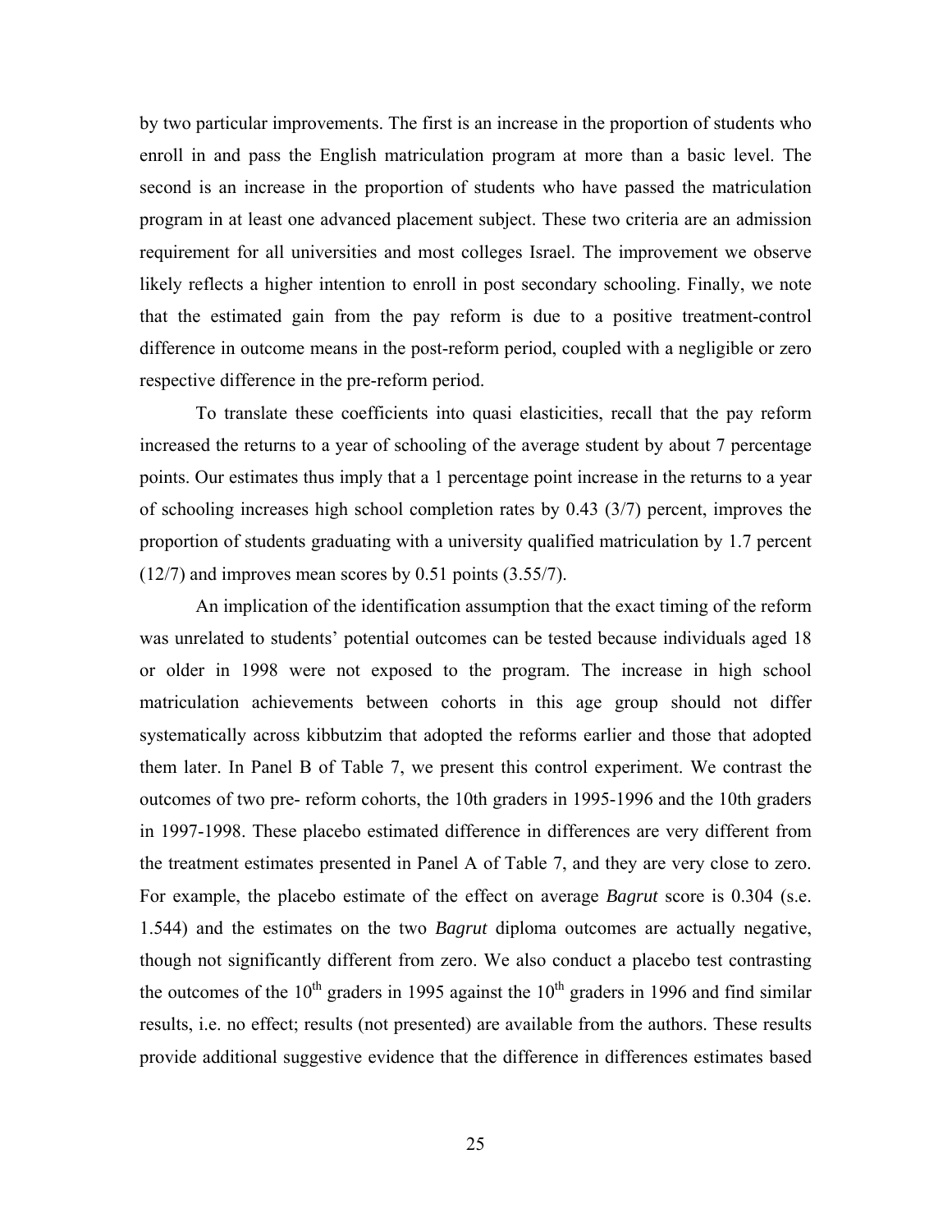by two particular improvements. The first is an increase in the proportion of students who enroll in and pass the English matriculation program at more than a basic level. The second is an increase in the proportion of students who have passed the matriculation program in at least one advanced placement subject. These two criteria are an admission requirement for all universities and most colleges Israel. The improvement we observe likely reflects a higher intention to enroll in post secondary schooling. Finally, we note that the estimated gain from the pay reform is due to a positive treatment-control difference in outcome means in the post-reform period, coupled with a negligible or zero respective difference in the pre-reform period.

To translate these coefficients into quasi elasticities, recall that the pay reform increased the returns to a year of schooling of the average student by about 7 percentage points. Our estimates thus imply that a 1 percentage point increase in the returns to a year of schooling increases high school completion rates by 0.43 (3/7) percent, improves the proportion of students graduating with a university qualified matriculation by 1.7 percent (12/7) and improves mean scores by 0.51 points (3.55/7).

An implication of the identification assumption that the exact timing of the reform was unrelated to students' potential outcomes can be tested because individuals aged 18 or older in 1998 were not exposed to the program. The increase in high school matriculation achievements between cohorts in this age group should not differ systematically across kibbutzim that adopted the reforms earlier and those that adopted them later. In Panel B of Table 7, we present this control experiment. We contrast the outcomes of two pre- reform cohorts, the 10th graders in 1995-1996 and the 10th graders in 1997-1998. These placebo estimated difference in differences are very different from the treatment estimates presented in Panel A of Table 7, and they are very close to zero. For example, the placebo estimate of the effect on average *Bagrut* score is 0.304 (s.e. 1.544) and the estimates on the two *Bagrut* diploma outcomes are actually negative, though not significantly different from zero. We also conduct a placebo test contrasting the outcomes of the 10$^{th}$ graders in 1995 against the 10$^{th}$ graders in 1996 and find similar results, i.e. no effect; results (not presented) are available from the authors. These results provide additional suggestive evidence that the difference in differences estimates based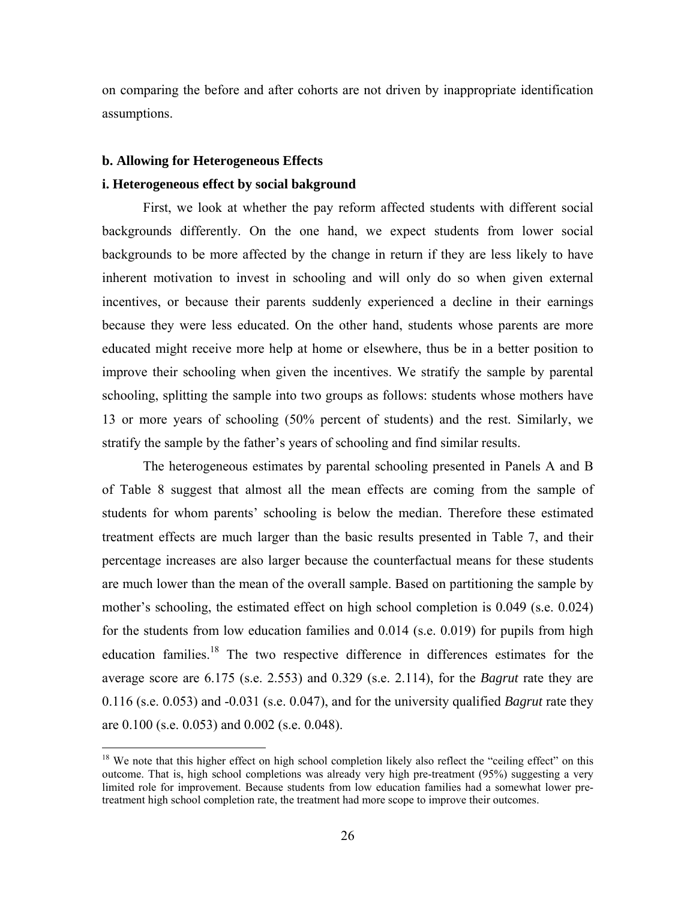on comparing the before and after cohorts are not driven by inappropriate identification assumptions.

### b. Allowing for Heterogeneous Effects

### i. Heterogeneous effect by social bakground

First, we look at whether the pay reform affected students with different social backgrounds differently. On the one hand, we expect students from lower social backgrounds to be more affected by the change in return if they are less likely to have inherent motivation to invest in schooling and will only do so when given external incentives, or because their parents suddenly experienced a decline in their earnings because they were less educated. On the other hand, students whose parents are more educated might receive more help at home or elsewhere, thus be in a better position to improve their schooling when given the incentives. We stratify the sample by parental schooling, splitting the sample into two groups as follows: students whose mothers have 13 or more years of schooling (50% percent of students) and the rest. Similarly, we stratify the sample by the father's years of schooling and find similar results.

The heterogeneous estimates by parental schooling presented in Panels A and B of Table 8 suggest that almost all the mean effects are coming from the sample of students for whom parents' schooling is below the median. Therefore these estimated treatment effects are much larger than the basic results presented in Table 7, and their percentage increases are also larger because the counterfactual means for these students are much lower than the mean of the overall sample. Based on partitioning the sample by mother's schooling, the estimated effect on high school completion is 0.049 (s.e. 0.024) for the students from low education families and 0.014 (s.e. 0.019) for pupils from high education families.[18] The two respective difference in differences estimates for the average score are 6.175 (s.e. 2.553) and 0.329 (s.e. 2.114), for the *Bagrut* rate they are 0.116 (s.e. 0.053) and -0.031 (s.e. 0.047), and for the university qualified *Bagrut* rate they are 0.100 (s.e. 0.053) and 0.002 (s.e. 0.048).

[18] We note that this higher effect on high school completion likely also reflect the "ceiling effect" on this outcome. That is, high school completions was already very high pre-treatment (95%) suggesting a very limited role for improvement. Because students from low education families had a somewhat lower pre-treatment high school completion rate, the treatment had more scope to improve their outcomes.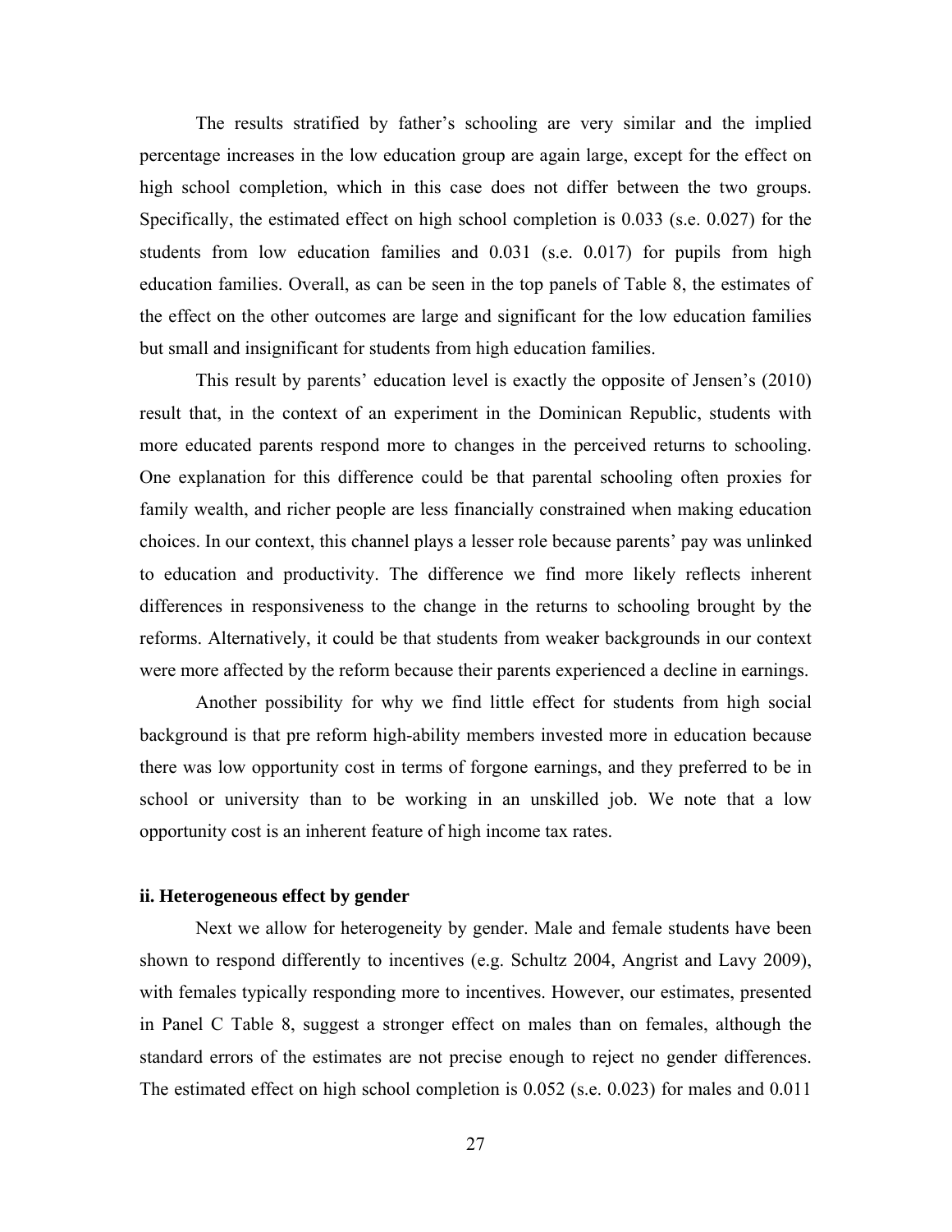The results stratified by father's schooling are very similar and the implied percentage increases in the low education group are again large, except for the effect on high school completion, which in this case does not differ between the two groups. Specifically, the estimated effect on high school completion is 0.033 (s.e. 0.027) for the students from low education families and 0.031 (s.e. 0.017) for pupils from high education families. Overall, as can be seen in the top panels of Table 8, the estimates of the effect on the other outcomes are large and significant for the low education families but small and insignificant for students from high education families.

This result by parents' education level is exactly the opposite of Jensen's (2010) result that, in the context of an experiment in the Dominican Republic, students with more educated parents respond more to changes in the perceived returns to schooling. One explanation for this difference could be that parental schooling often proxies for family wealth, and richer people are less financially constrained when making education choices. In our context, this channel plays a lesser role because parents' pay was unlinked to education and productivity. The difference we find more likely reflects inherent differences in responsiveness to the change in the returns to schooling brought by the reforms. Alternatively, it could be that students from weaker backgrounds in our context were more affected by the reform because their parents experienced a decline in earnings.

Another possibility for why we find little effect for students from high social background is that pre reform high-ability members invested more in education because there was low opportunity cost in terms of forgone earnings, and they preferred to be in school or university than to be working in an unskilled job. We note that a low opportunity cost is an inherent feature of high income tax rates.

#### ii. Heterogeneous effect by gender

Next we allow for heterogeneity by gender. Male and female students have been shown to respond differently to incentives (e.g. Schultz 2004, Angrist and Lavy 2009), with females typically responding more to incentives. However, our estimates, presented in Panel C Table 8, suggest a stronger effect on males than on females, although the standard errors of the estimates are not precise enough to reject no gender differences. The estimated effect on high school completion is 0.052 (s.e. 0.023) for males and 0.011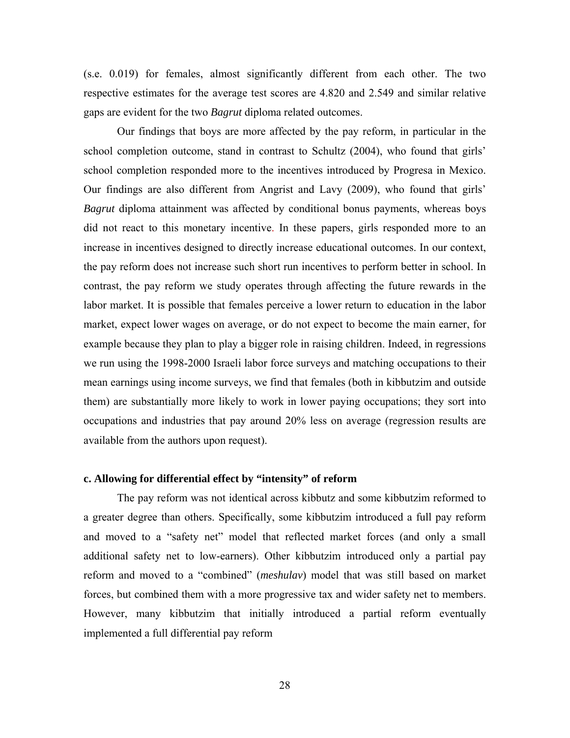(s.e. 0.019) for females, almost significantly different from each other. The two respective estimates for the average test scores are 4.820 and 2.549 and similar relative gaps are evident for the two *Bagrut* diploma related outcomes.

Our findings that boys are more affected by the pay reform, in particular in the school completion outcome, stand in contrast to Schultz (2004), who found that girls' school completion responded more to the incentives introduced by Progresa in Mexico. Our findings are also different from Angrist and Lavy (2009), who found that girls' *Bagrut* diploma attainment was affected by conditional bonus payments, whereas boys did not react to this monetary incentive. In these papers, girls responded more to an increase in incentives designed to directly increase educational outcomes. In our context, the pay reform does not increase such short run incentives to perform better in school. In contrast, the pay reform we study operates through affecting the future rewards in the labor market. It is possible that females perceive a lower return to education in the labor market, expect lower wages on average, or do not expect to become the main earner, for example because they plan to play a bigger role in raising children. Indeed, in regressions we run using the 1998-2000 Israeli labor force surveys and matching occupations to their mean earnings using income surveys, we find that females (both in kibbutzim and outside them) are substantially more likely to work in lower paying occupations; they sort into occupations and industries that pay around 20% less on average (regression results are available from the authors upon request).

### c. Allowing for differential effect by "intensity" of reform

The pay reform was not identical across kibbutz and some kibbutzim reformed to a greater degree than others. Specifically, some kibbutzim introduced a full pay reform and moved to a "safety net" model that reflected market forces (and only a small additional safety net to low-earners). Other kibbutzim introduced only a partial pay reform and moved to a "combined" (*meshulav*) model that was still based on market forces, but combined them with a more progressive tax and wider safety net to members. However, many kibbutzim that initially introduced a partial reform eventually implemented a full differential pay reform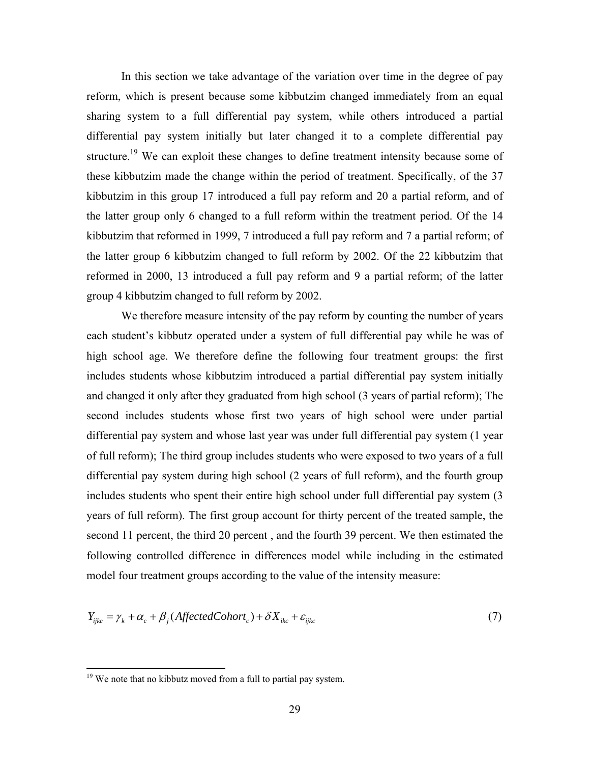In this section we take advantage of the variation over time in the degree of pay reform, which is present because some kibbutzim changed immediately from an equal sharing system to a full differential pay system, while others introduced a partial differential pay system initially but later changed it to a complete differential pay structure.[19] We can exploit these changes to define treatment intensity because some of these kibbutzim made the change within the period of treatment. Specifically, of the 37 kibbutzim in this group 17 introduced a full pay reform and 20 a partial reform, and of the latter group only 6 changed to a full reform within the treatment period. Of the 14 kibbutzim that reformed in 1999, 7 introduced a full pay reform and 7 a partial reform; of the latter group 6 kibbutzim changed to full reform by 2002. Of the 22 kibbutzim that reformed in 2000, 13 introduced a full pay reform and 9 a partial reform; of the latter group 4 kibbutzim changed to full reform by 2002.

We therefore measure intensity of the pay reform by counting the number of years each student's kibbutz operated under a system of full differential pay while he was of high school age. We therefore define the following four treatment groups: the first includes students whose kibbutzim introduced a partial differential pay system initially and changed it only after they graduated from high school (3 years of partial reform); The second includes students whose first two years of high school were under partial differential pay system and whose last year was under full differential pay system (1 year of full reform); The third group includes students who were exposed to two years of a full differential pay system during high school (2 years of full reform), and the fourth group includes students who spent their entire high school under full differential pay system (3 years of full reform). The first group account for thirty percent of the treated sample, the second 11 percent, the third 20 percent , and the fourth 39 percent. We then estimated the following controlled difference in differences model while including in the estimated model four treatment groups according to the value of the intensity measure:

$$Y_{ijkc} = \gamma_k + \alpha_c + \beta_j (AffectedCohort_c) + \delta X_{ikc} + \varepsilon_{ijkc} \tag{7}$$

---

[19] We note that no kibbutz moved from a full to partial pay system.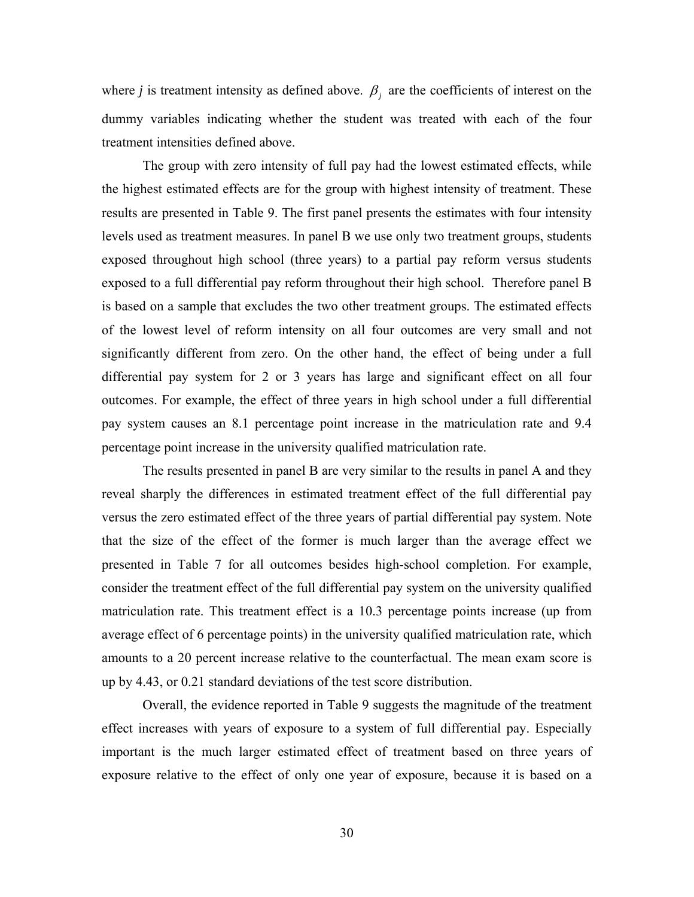where *j* is treatment intensity as defined above. $\beta_j$ are the coefficients of interest on the dummy variables indicating whether the student was treated with each of the four treatment intensities defined above.

The group with zero intensity of full pay had the lowest estimated effects, while the highest estimated effects are for the group with highest intensity of treatment. These results are presented in Table 9. The first panel presents the estimates with four intensity levels used as treatment measures. In panel B we use only two treatment groups, students exposed throughout high school (three years) to a partial pay reform versus students exposed to a full differential pay reform throughout their high school. Therefore panel B is based on a sample that excludes the two other treatment groups. The estimated effects of the lowest level of reform intensity on all four outcomes are very small and not significantly different from zero. On the other hand, the effect of being under a full differential pay system for 2 or 3 years has large and significant effect on all four outcomes. For example, the effect of three years in high school under a full differential pay system causes an 8.1 percentage point increase in the matriculation rate and 9.4 percentage point increase in the university qualified matriculation rate.

The results presented in panel B are very similar to the results in panel A and they reveal sharply the differences in estimated treatment effect of the full differential pay versus the zero estimated effect of the three years of partial differential pay system. Note that the size of the effect of the former is much larger than the average effect we presented in Table 7 for all outcomes besides high-school completion. For example, consider the treatment effect of the full differential pay system on the university qualified matriculation rate. This treatment effect is a 10.3 percentage points increase (up from average effect of 6 percentage points) in the university qualified matriculation rate, which amounts to a 20 percent increase relative to the counterfactual. The mean exam score is up by 4.43, or 0.21 standard deviations of the test score distribution.

Overall, the evidence reported in Table 9 suggests the magnitude of the treatment effect increases with years of exposure to a system of full differential pay. Especially important is the much larger estimated effect of treatment based on three years of exposure relative to the effect of only one year of exposure, because it is based on a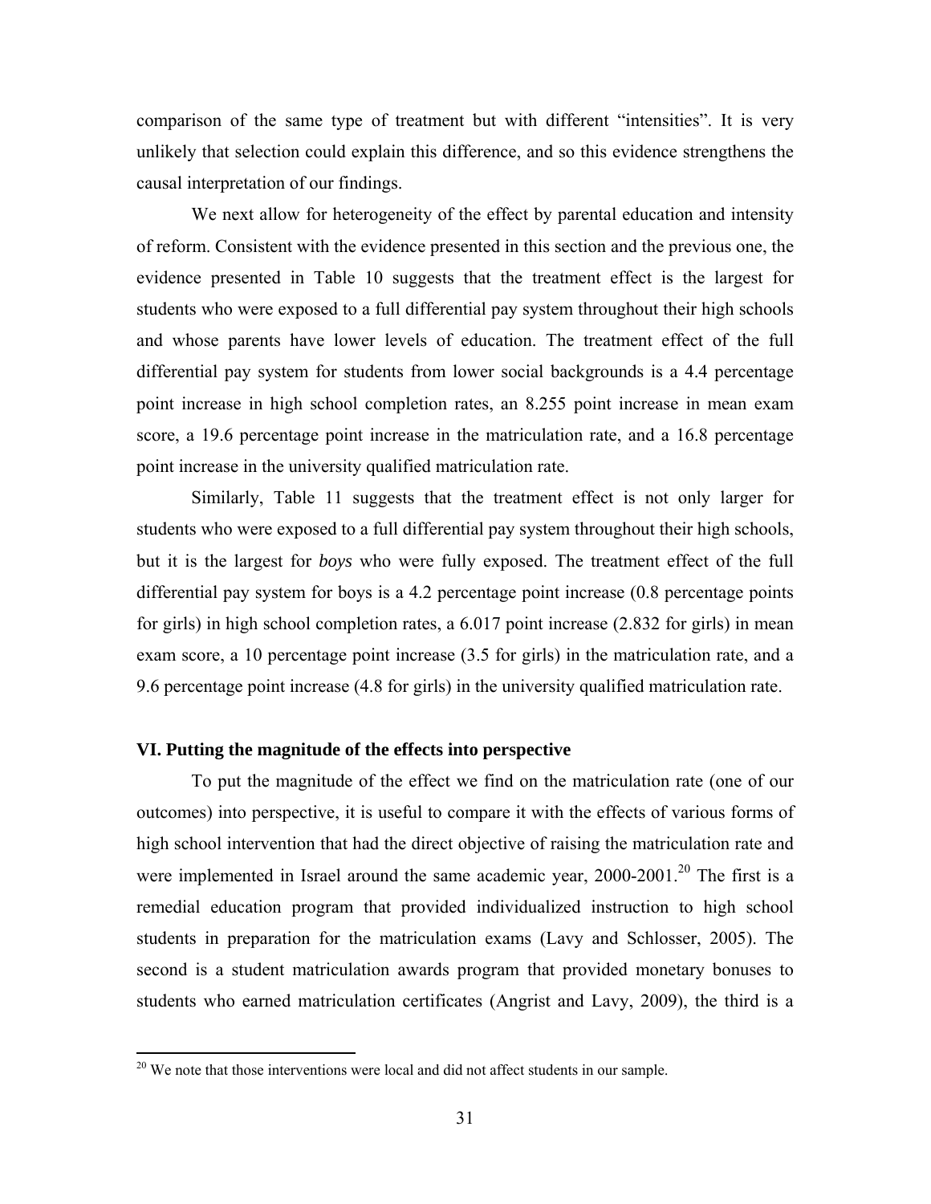comparison of the same type of treatment but with different "intensities". It is very unlikely that selection could explain this difference, and so this evidence strengthens the causal interpretation of our findings.

We next allow for heterogeneity of the effect by parental education and intensity of reform. Consistent with the evidence presented in this section and the previous one, the evidence presented in Table 10 suggests that the treatment effect is the largest for students who were exposed to a full differential pay system throughout their high schools and whose parents have lower levels of education. The treatment effect of the full differential pay system for students from lower social backgrounds is a 4.4 percentage point increase in high school completion rates, an 8.255 point increase in mean exam score, a 19.6 percentage point increase in the matriculation rate, and a 16.8 percentage point increase in the university qualified matriculation rate.

Similarly, Table 11 suggests that the treatment effect is not only larger for students who were exposed to a full differential pay system throughout their high schools, but it is the largest for *boys* who were fully exposed. The treatment effect of the full differential pay system for boys is a 4.2 percentage point increase (0.8 percentage points for girls) in high school completion rates, a 6.017 point increase (2.832 for girls) in mean exam score, a 10 percentage point increase (3.5 for girls) in the matriculation rate, and a 9.6 percentage point increase (4.8 for girls) in the university qualified matriculation rate.

## VI. Putting the magnitude of the effects into perspective

To put the magnitude of the effect we find on the matriculation rate (one of our outcomes) into perspective, it is useful to compare it with the effects of various forms of high school intervention that had the direct objective of raising the matriculation rate and were implemented in Israel around the same academic year, 2000-2001.[20] The first is a remedial education program that provided individualized instruction to high school students in preparation for the matriculation exams (Lavy and Schlosser, 2005). The second is a student matriculation awards program that provided monetary bonuses to students who earned matriculation certificates (Angrist and Lavy, 2009), the third is a

[20] We note that those interventions were local and did not affect students in our sample.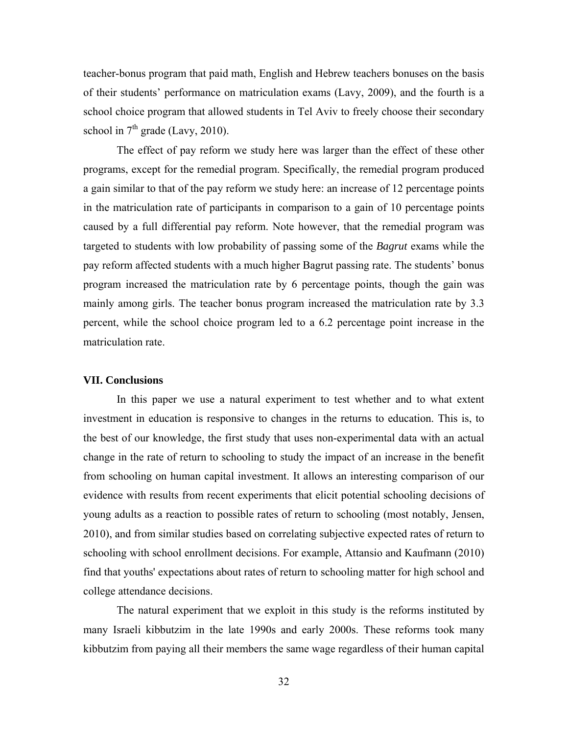teacher-bonus program that paid math, English and Hebrew teachers bonuses on the basis of their students' performance on matriculation exams (Lavy, 2009), and the fourth is a school choice program that allowed students in Tel Aviv to freely choose their secondary school in 7th grade (Lavy, 2010).

The effect of pay reform we study here was larger than the effect of these other programs, except for the remedial program. Specifically, the remedial program produced a gain similar to that of the pay reform we study here: an increase of 12 percentage points in the matriculation rate of participants in comparison to a gain of 10 percentage points caused by a full differential pay reform. Note however, that the remedial program was targeted to students with low probability of passing some of the *Bagrut* exams while the pay reform affected students with a much higher Bagrut passing rate. The students' bonus program increased the matriculation rate by 6 percentage points, though the gain was mainly among girls. The teacher bonus program increased the matriculation rate by 3.3 percent, while the school choice program led to a 6.2 percentage point increase in the matriculation rate.

## VII. Conclusions

In this paper we use a natural experiment to test whether and to what extent investment in education is responsive to changes in the returns to education. This is, to the best of our knowledge, the first study that uses non-experimental data with an actual change in the rate of return to schooling to study the impact of an increase in the benefit from schooling on human capital investment. It allows an interesting comparison of our evidence with results from recent experiments that elicit potential schooling decisions of young adults as a reaction to possible rates of return to schooling (most notably, Jensen, 2010), and from similar studies based on correlating subjective expected rates of return to schooling with school enrollment decisions. For example, Attansio and Kaufmann (2010) find that youths' expectations about rates of return to schooling matter for high school and college attendance decisions.

The natural experiment that we exploit in this study is the reforms instituted by many Israeli kibbutzim in the late 1990s and early 2000s. These reforms took many kibbutzim from paying all their members the same wage regardless of their human capital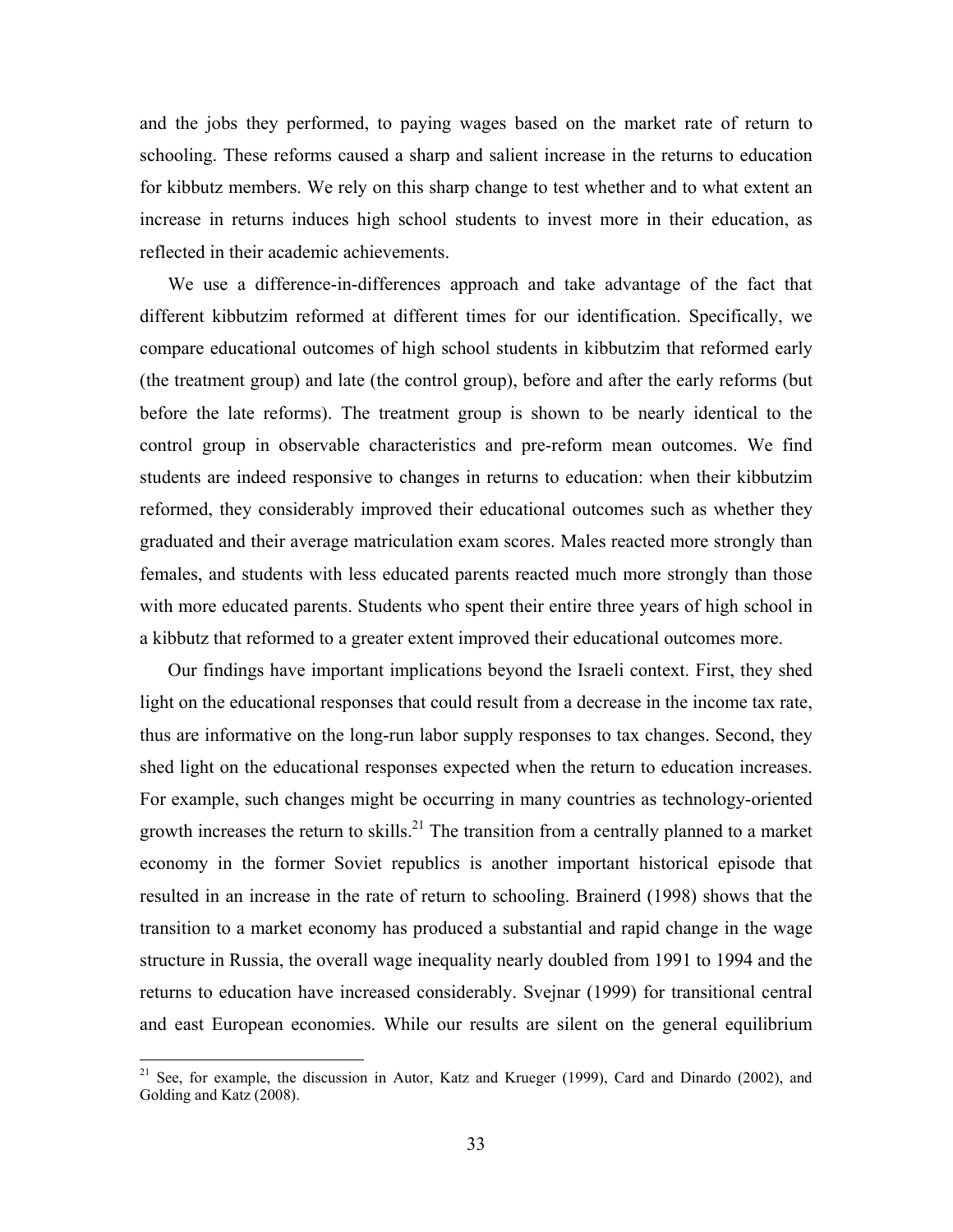and the jobs they performed, to paying wages based on the market rate of return to schooling. These reforms caused a sharp and salient increase in the returns to education for kibbutz members. We rely on this sharp change to test whether and to what extent an increase in returns induces high school students to invest more in their education, as reflected in their academic achievements.

We use a difference-in-differences approach and take advantage of the fact that different kibbutzim reformed at different times for our identification. Specifically, we compare educational outcomes of high school students in kibbutzim that reformed early (the treatment group) and late (the control group), before and after the early reforms (but before the late reforms). The treatment group is shown to be nearly identical to the control group in observable characteristics and pre-reform mean outcomes. We find students are indeed responsive to changes in returns to education: when their kibbutzim reformed, they considerably improved their educational outcomes such as whether they graduated and their average matriculation exam scores. Males reacted more strongly than females, and students with less educated parents reacted much more strongly than those with more educated parents. Students who spent their entire three years of high school in a kibbutz that reformed to a greater extent improved their educational outcomes more.

Our findings have important implications beyond the Israeli context. First, they shed light on the educational responses that could result from a decrease in the income tax rate, thus are informative on the long-run labor supply responses to tax changes. Second, they shed light on the educational responses expected when the return to education increases. For example, such changes might be occurring in many countries as technology-oriented growth increases the return to skills.[21] The transition from a centrally planned to a market economy in the former Soviet republics is another important historical episode that resulted in an increase in the rate of return to schooling. Brainerd (1998) shows that the transition to a market economy has produced a substantial and rapid change in the wage structure in Russia, the overall wage inequality nearly doubled from 1991 to 1994 and the returns to education have increased considerably. Svejnar (1999) for transitional central and east European economies. While our results are silent on the general equilibrium

[21] See, for example, the discussion in Autor, Katz and Krueger (1999), Card and Dinardo (2002), and Golding and Katz (2008).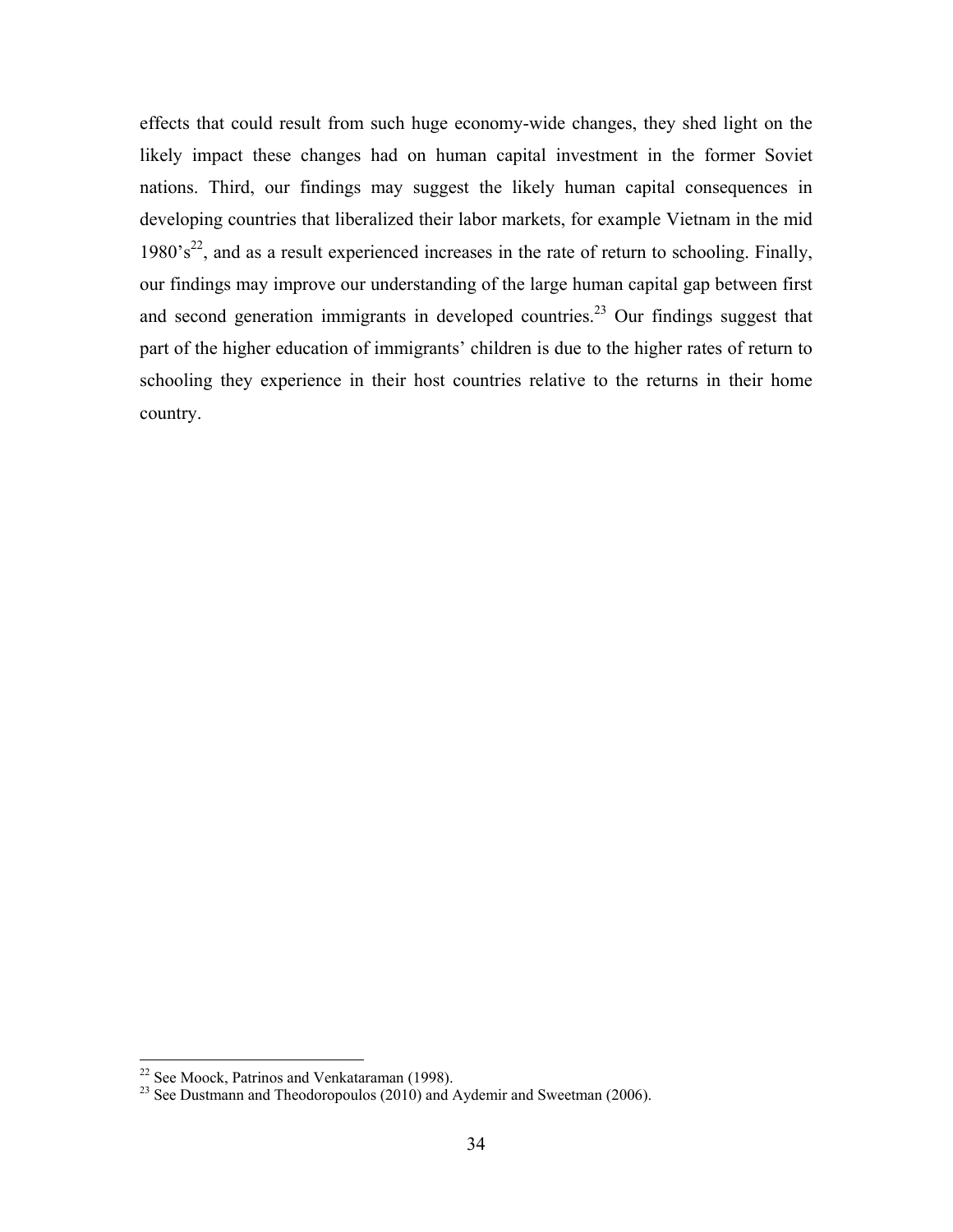effects that could result from such huge economy-wide changes, they shed light on the likely impact these changes had on human capital investment in the former Soviet nations. Third, our findings may suggest the likely human capital consequences in developing countries that liberalized their labor markets, for example Vietnam in the mid 1980's[22], and as a result experienced increases in the rate of return to schooling. Finally, our findings may improve our understanding of the large human capital gap between first and second generation immigrants in developed countries.[23] Our findings suggest that part of the higher education of immigrants' children is due to the higher rates of return to schooling they experience in their host countries relative to the returns in their home country.

[22] See Moock, Patrinos and Venkataraman (1998).

[23] See Dustmann and Theodoropoulos (2010) and Aydemir and Sweetman (2006).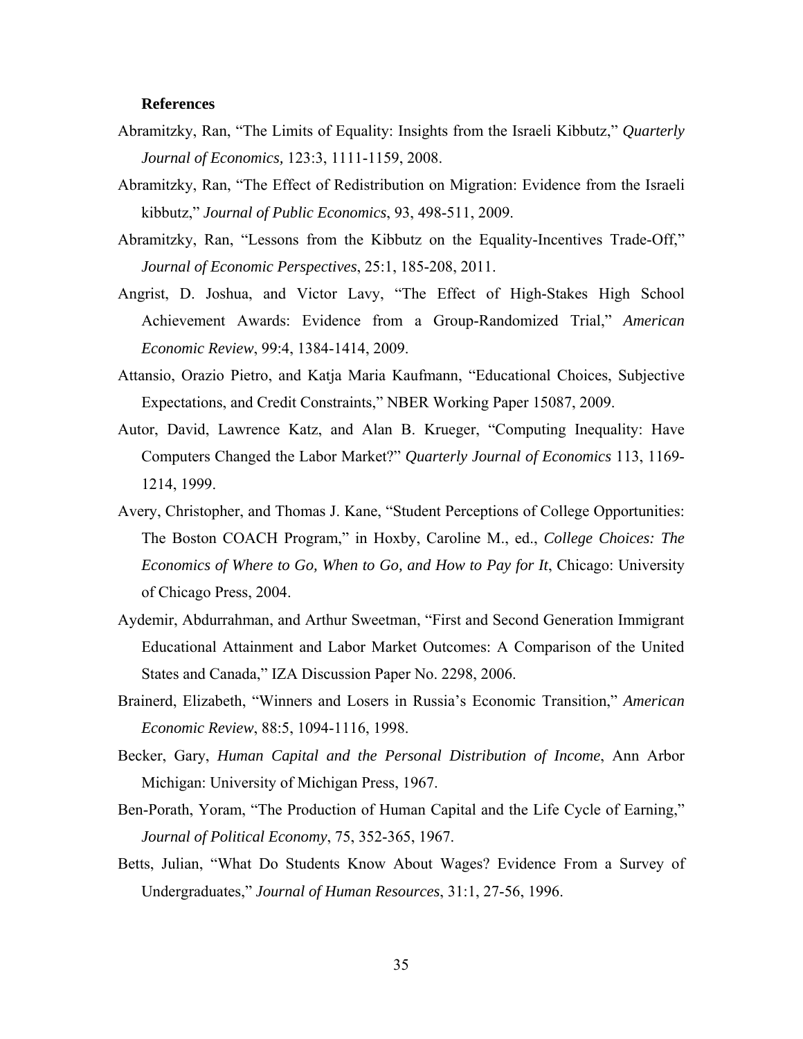**References**

Abramitzky, Ran, "The Limits of Equality: Insights from the Israeli Kibbutz," *Quarterly Journal of Economics,* 123:3, 1111-1159, 2008.

Abramitzky, Ran, "The Effect of Redistribution on Migration: Evidence from the Israeli kibbutz," *Journal of Public Economics*, 93, 498-511, 2009.

Abramitzky, Ran, "Lessons from the Kibbutz on the Equality-Incentives Trade-Off," *Journal of Economic Perspectives*, 25:1, 185-208, 2011.

Angrist, D. Joshua, and Victor Lavy, "The Effect of High-Stakes High School Achievement Awards: Evidence from a Group-Randomized Trial," *American Economic Review*, 99:4, 1384-1414, 2009.

Attansio, Orazio Pietro, and Katja Maria Kaufmann, "Educational Choices, Subjective Expectations, and Credit Constraints," NBER Working Paper 15087, 2009.

Autor, David, Lawrence Katz, and Alan B. Krueger, "Computing Inequality: Have Computers Changed the Labor Market?" *Quarterly Journal of Economics* 113, 1169-1214, 1999.

Avery, Christopher, and Thomas J. Kane, "Student Perceptions of College Opportunities: The Boston COACH Program," in Hoxby, Caroline M., ed., *College Choices: The Economics of Where to Go, When to Go, and How to Pay for It*, Chicago: University of Chicago Press, 2004.

Aydemir, Abdurrahman, and Arthur Sweetman, "First and Second Generation Immigrant Educational Attainment and Labor Market Outcomes: A Comparison of the United States and Canada," IZA Discussion Paper No. 2298, 2006.

Brainerd, Elizabeth, "Winners and Losers in Russia's Economic Transition," *American Economic Review*, 88:5, 1094-1116, 1998.

Becker, Gary, *Human Capital and the Personal Distribution of Income*, Ann Arbor Michigan: University of Michigan Press, 1967.

Ben-Porath, Yoram, "The Production of Human Capital and the Life Cycle of Earning," *Journal of Political Economy*, 75, 352-365, 1967.

Betts, Julian, "What Do Students Know About Wages? Evidence From a Survey of Undergraduates," *Journal of Human Resources*, 31:1, 27-56, 1996.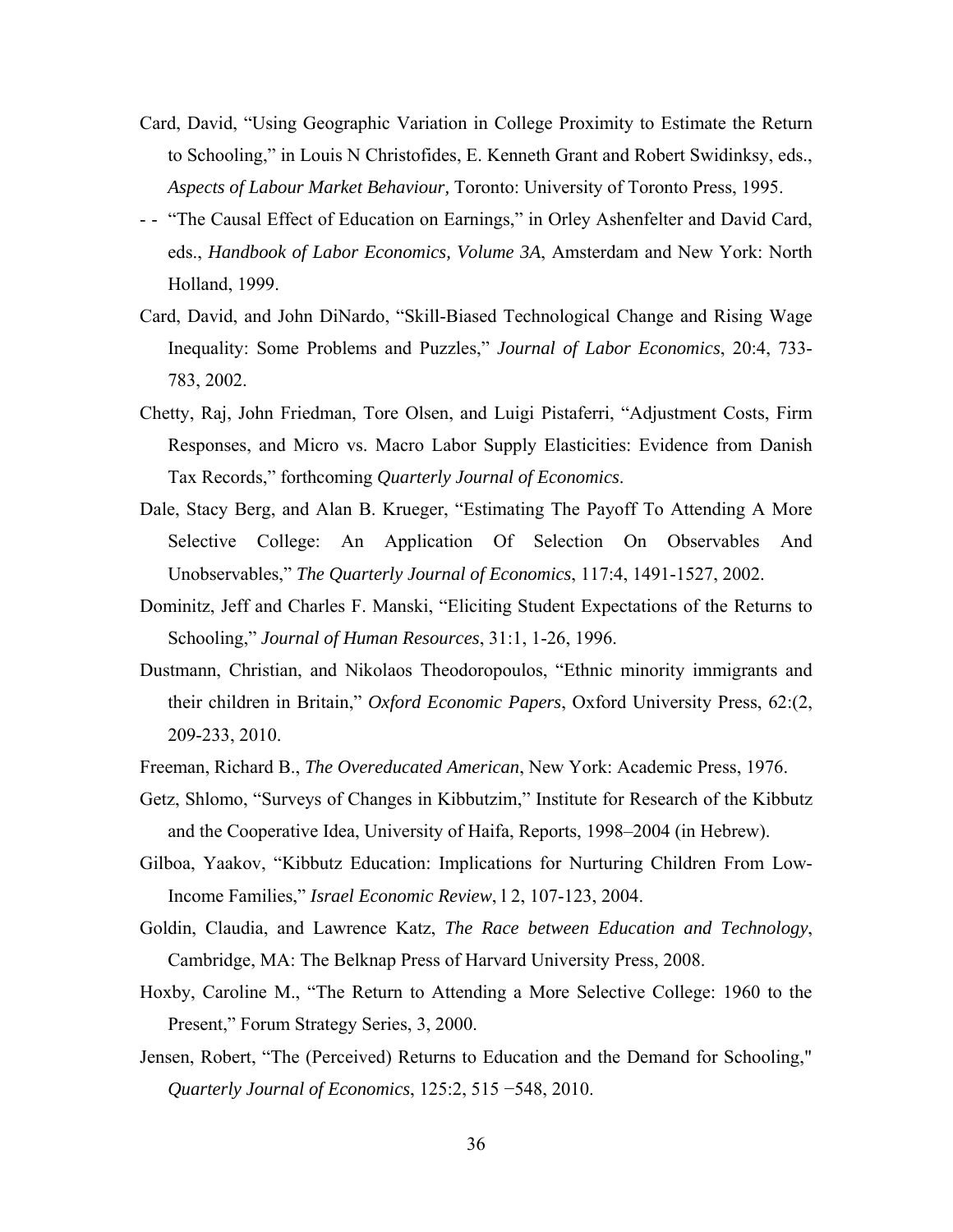Card, David, "Using Geographic Variation in College Proximity to Estimate the Return to Schooling," in Louis N Christofides, E. Kenneth Grant and Robert Swidinksy, eds., *Aspects of Labour Market Behaviour,* Toronto: University of Toronto Press, 1995.

- - "The Causal Effect of Education on Earnings," in Orley Ashenfelter and David Card, eds., *Handbook of Labor Economics, Volume 3A*, Amsterdam and New York: North Holland, 1999.

Card, David, and John DiNardo, "Skill-Biased Technological Change and Rising Wage Inequality: Some Problems and Puzzles," *Journal of Labor Economics*, 20:4, 733-783, 2002.

Chetty, Raj, John Friedman, Tore Olsen, and Luigi Pistaferri, "Adjustment Costs, Firm Responses, and Micro vs. Macro Labor Supply Elasticities: Evidence from Danish Tax Records," forthcoming *Quarterly Journal of Economics*.

Dale, Stacy Berg, and Alan B. Krueger, "Estimating The Payoff To Attending A More Selective College: An Application Of Selection On Observables And Unobservables," *The Quarterly Journal of Economics*, 117:4, 1491-1527, 2002.

Dominitz, Jeff and Charles F. Manski, "Eliciting Student Expectations of the Returns to Schooling," *Journal of Human Resources*, 31:1, 1-26, 1996.

Dustmann, Christian, and Nikolaos Theodoropoulos, "Ethnic minority immigrants and their children in Britain," *Oxford Economic Papers*, Oxford University Press, 62:(2, 209-233, 2010.

Freeman, Richard B., *The Overeducated American*, New York: Academic Press, 1976.

Getz, Shlomo, "Surveys of Changes in Kibbutzim," Institute for Research of the Kibbutz and the Cooperative Idea, University of Haifa, Reports, 1998–2004 (in Hebrew).

Gilboa, Yaakov, "Kibbutz Education: Implications for Nurturing Children From Low-Income Families," *Israel Economic Review*, l 2, 107-123, 2004.

Goldin, Claudia, and Lawrence Katz, *The Race between Education and Technology*, Cambridge, MA: The Belknap Press of Harvard University Press, 2008.

Hoxby, Caroline M., "The Return to Attending a More Selective College: 1960 to the Present," Forum Strategy Series, 3, 2000.

Jensen, Robert, "The (Perceived) Returns to Education and the Demand for Schooling," *Quarterly Journal of Economics*, 125:2, 515 −548, 2010.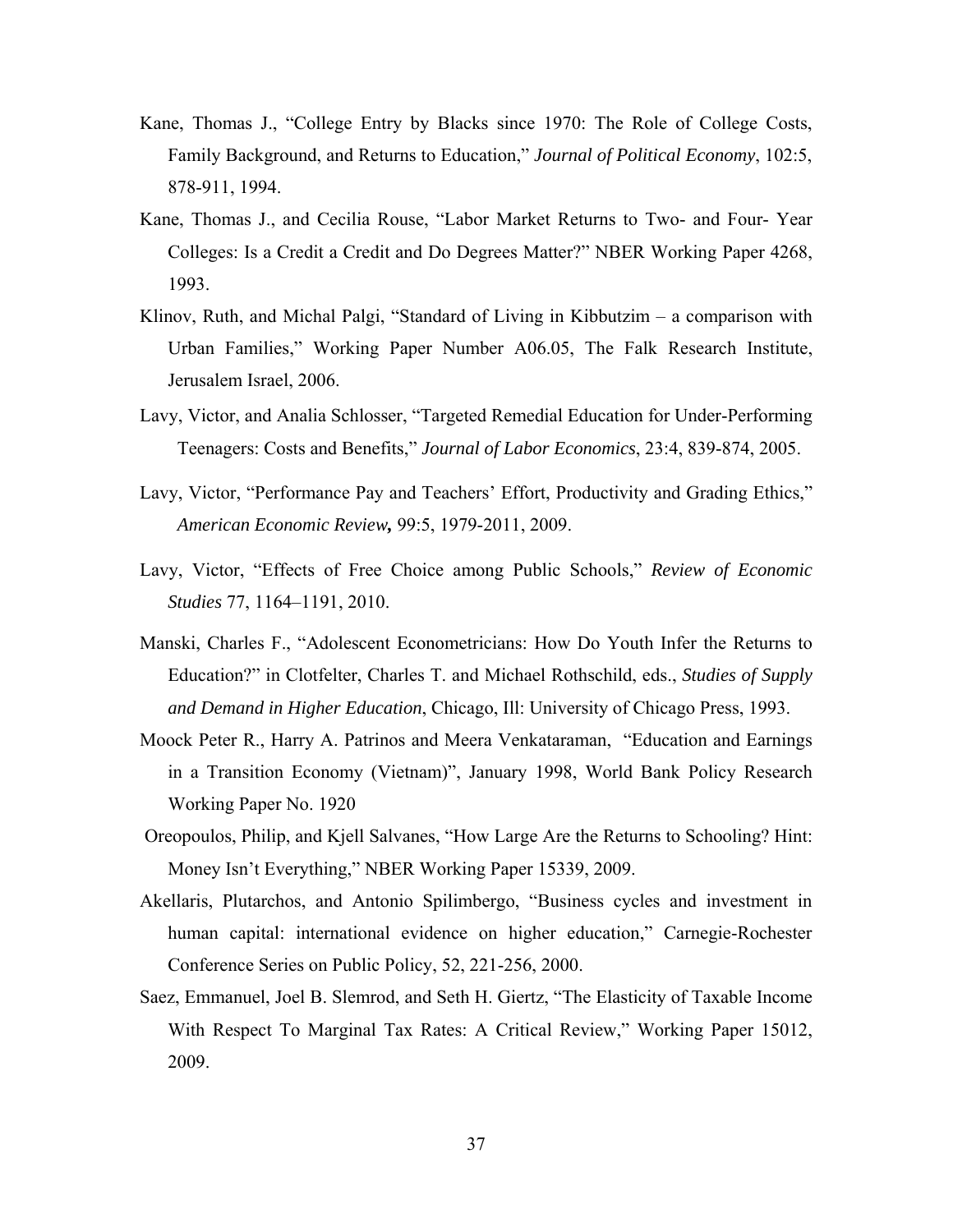Kane, Thomas J., "College Entry by Blacks since 1970: The Role of College Costs, Family Background, and Returns to Education," *Journal of Political Economy*, 102:5, 878-911, 1994.

Kane, Thomas J., and Cecilia Rouse, "Labor Market Returns to Two- and Four- Year Colleges: Is a Credit a Credit and Do Degrees Matter?" NBER Working Paper 4268, 1993.

Klinov, Ruth, and Michal Palgi, "Standard of Living in Kibbutzim – a comparison with Urban Families," Working Paper Number A06.05, The Falk Research Institute, Jerusalem Israel, 2006.

Lavy, Victor, and Analia Schlosser, "Targeted Remedial Education for Under-Performing Teenagers: Costs and Benefits," *Journal of Labor Economics*, 23:4, 839-874, 2005.

Lavy, Victor, "Performance Pay and Teachers' Effort, Productivity and Grading Ethics," *American Economic Review,* 99:5, 1979-2011, 2009.

Lavy, Victor, "Effects of Free Choice among Public Schools," *Review of Economic Studies* 77, 1164–1191, 2010.

Manski, Charles F., "Adolescent Econometricians: How Do Youth Infer the Returns to Education?" in Clotfelter, Charles T. and Michael Rothschild, eds., *Studies of Supply and Demand in Higher Education*, Chicago, Ill: University of Chicago Press, 1993.

Moock Peter R., Harry A. Patrinos and Meera Venkataraman, "Education and Earnings in a Transition Economy (Vietnam)", January 1998, World Bank Policy Research Working Paper No. 1920

Oreopoulos, Philip, and Kjell Salvanes, "How Large Are the Returns to Schooling? Hint: Money Isn't Everything," NBER Working Paper 15339, 2009.

Akellaris, Plutarchos, and Antonio Spilimbergo, "Business cycles and investment in human capital: international evidence on higher education," Carnegie-Rochester Conference Series on Public Policy, 52, 221-256, 2000.

Saez, Emmanuel, Joel B. Slemrod, and Seth H. Giertz, "The Elasticity of Taxable Income With Respect To Marginal Tax Rates: A Critical Review," Working Paper 15012, 2009.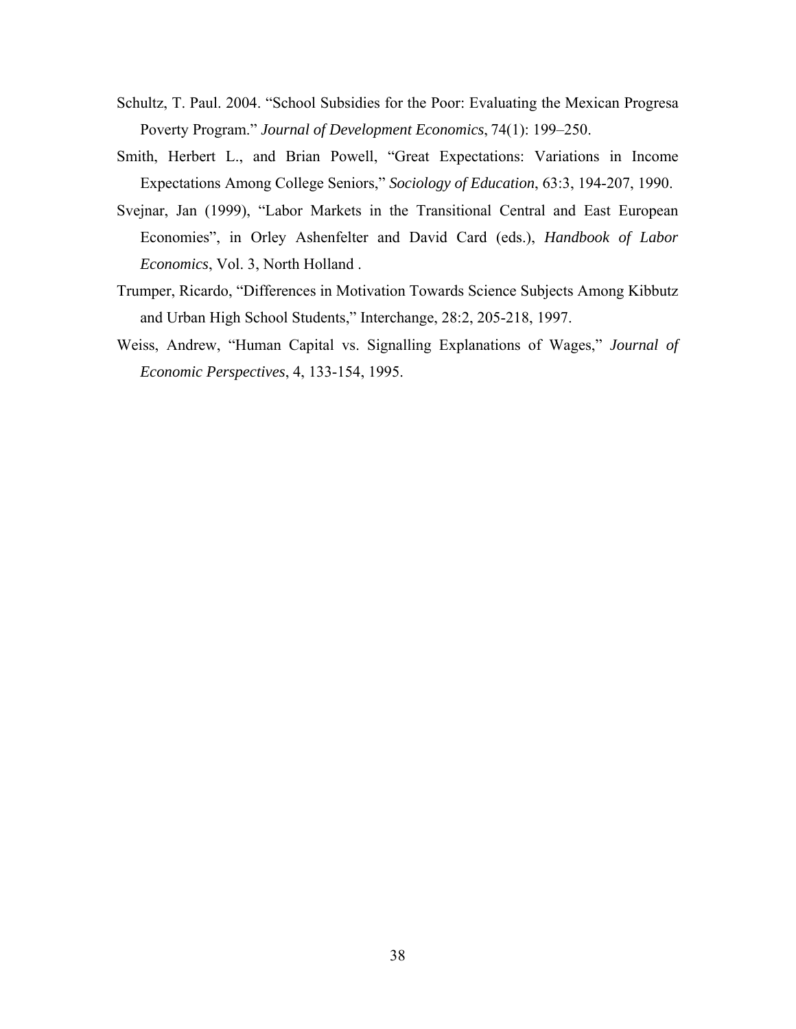Schultz, T. Paul. 2004. "School Subsidies for the Poor: Evaluating the Mexican Progresa Poverty Program." *Journal of Development Economics*, 74(1): 199–250.

Smith, Herbert L., and Brian Powell, "Great Expectations: Variations in Income Expectations Among College Seniors," *Sociology of Education*, 63:3, 194-207, 1990.

Svejnar, Jan (1999), "Labor Markets in the Transitional Central and East European Economies", in Orley Ashenfelter and David Card (eds.), *Handbook of Labor Economics*, Vol. 3, North Holland .

Trumper, Ricardo, "Differences in Motivation Towards Science Subjects Among Kibbutz and Urban High School Students," Interchange, 28:2, 205-218, 1997.

Weiss, Andrew, "Human Capital vs. Signalling Explanations of Wages," *Journal of Economic Perspectives*, 4, 133-154, 1995.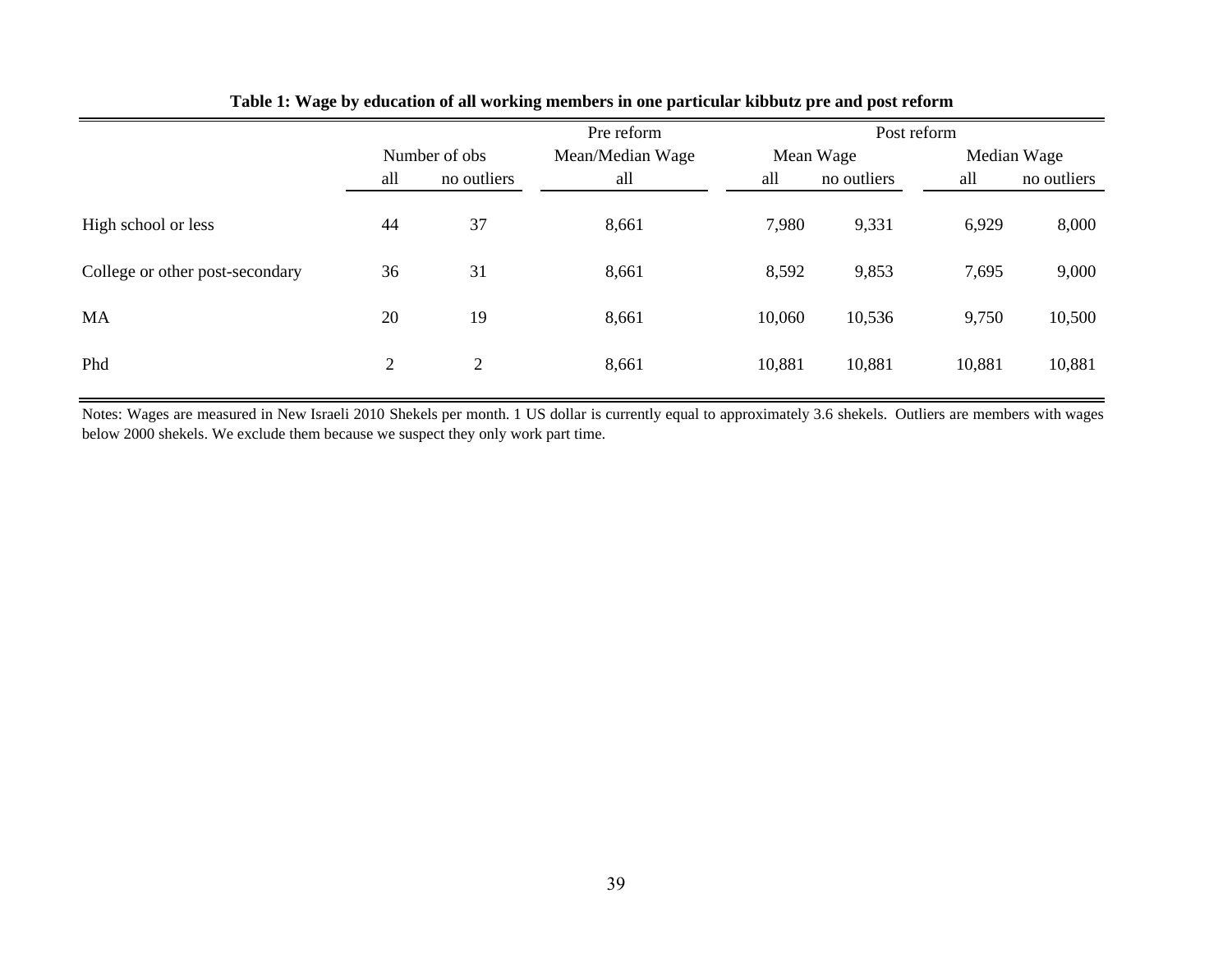**Table 1: Wage by education of all working members in one particular kibbutz pre and post reform**

| | Number of obs | | Pre reform | Post reform | | | |
|---|---|---|---|---|---|---|---|
| | | | Mean/Median Wage | Mean Wage | | Median Wage | |
| | all | no outliers | all | all | no outliers | all | no outliers |
| High school or less | 44 | 37 | 8,661 | 7,980 | 9,331 | 6,929 | 8,000 |
| College or other post-secondary | 36 | 31 | 8,661 | 8,592 | 9,853 | 7,695 | 9,000 |
| MA | 20 | 19 | 8,661 | 10,060 | 10,536 | 9,750 | 10,500 |
| Phd | 2 | 2 | 8,661 | 10,881 | 10,881 | 10,881 | 10,881 |

Notes: Wages are measured in New Israeli 2010 Shekels per month. 1 US dollar is currently equal to approximately 3.6 shekels. Outliers are members with wages below 2000 shekels. We exclude them because we suspect they only work part time.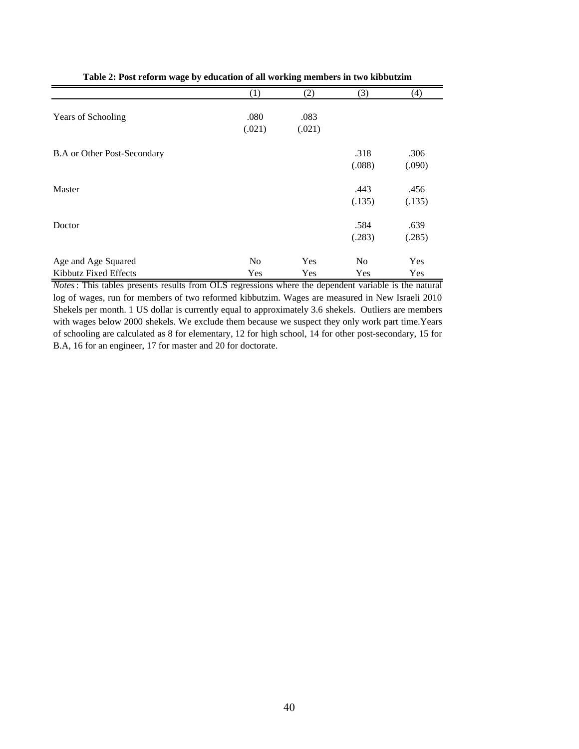**Table 2: Post reform wage by education of all working members in two kibbutzim**

| | (1) | (2) | (3) | (4) |
|---|---|---|---|---|
| Years of Schooling | .080 | .083 | | |
| | (.021) | (.021) | | |
| B.A or Other Post-Secondary | | | .318 | .306 |
| | | | (.088) | (.090) |
| Master | | | .443 | .456 |
| | | | (.135) | (.135) |
| Doctor | | | .584 | .639 |
| | | | (.283) | (.285) |
| Age and Age Squared | No | Yes | No | Yes |
| Kibbutz Fixed Effects | Yes | Yes | Yes | Yes |

*Notes*: This tables presents results from OLS regressions where the dependent variable is the natural log of wages, run for members of two reformed kibbutzim. Wages are measured in New Israeli 2010 Shekels per month. 1 US dollar is currently equal to approximately 3.6 shekels. Outliers are members with wages below 2000 shekels. We exclude them because we suspect they only work part time.Years of schooling are calculated as 8 for elementary, 12 for high school, 14 for other post-secondary, 15 for B.A, 16 for an engineer, 17 for master and 20 for doctorate.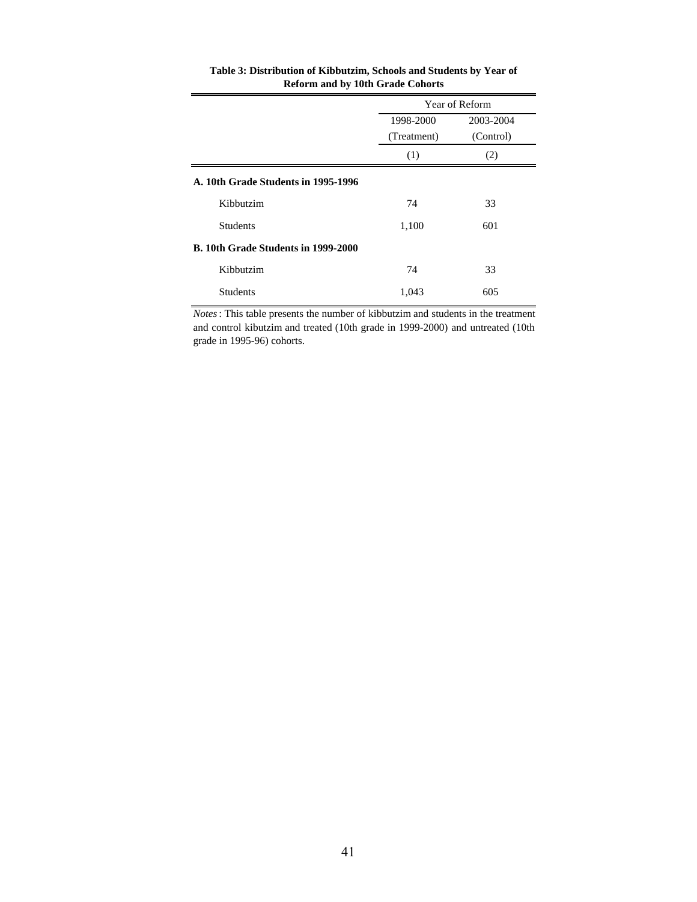**Table 3: Distribution of Kibbutzim, Schools and Students by Year of Reform and by 10th Grade Cohorts**

| | Year of Reform | |
|---|---|---|
| | 1998-2000 (Treatment) | 2003-2004 (Control) |
| | (1) | (2) |
| **A. 10th Grade Students in 1995-1996** | | |
| Kibbutzim | 74 | 33 |
| Students | 1,100 | 601 |
| **B. 10th Grade Students in 1999-2000** | | |
| Kibbutzim | 74 | 33 |
| Students | 1,043 | 605 |

*Notes*: This table presents the number of kibbutzim and students in the treatment and control kibutzim and treated (10th grade in 1999-2000) and untreated (10th grade in 1995-96) cohorts.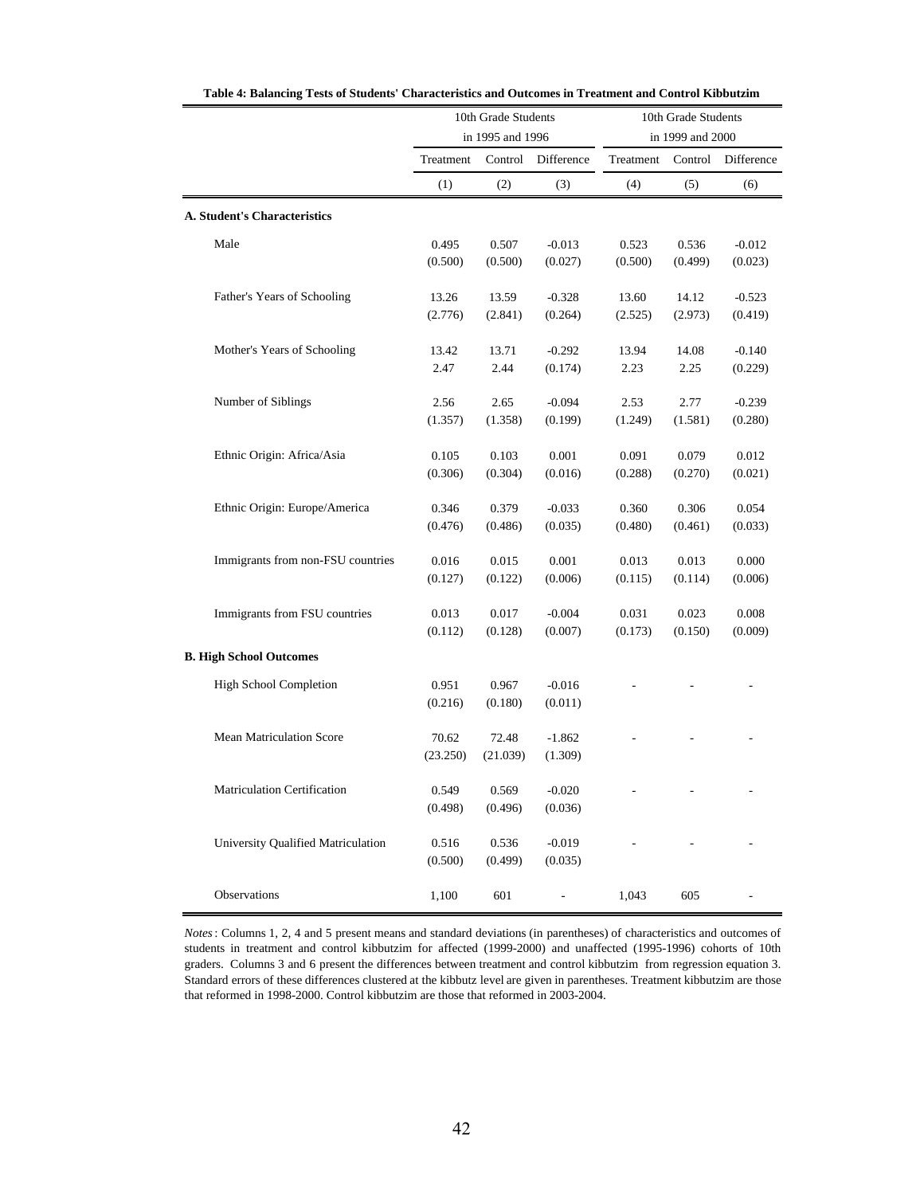**Table 4: Balancing Tests of Students' Characteristics and Outcomes in Treatment and Control Kibbutzim**

| | 10th Grade Students in 1995 and 1996 | | | 10th Grade Students in 1999 and 2000 | | |
|---|---|---|---|---|---|---|
| | Treatment | Control | Difference | Treatment | Control | Difference |
| | (1) | (2) | (3) | (4) | (5) | (6) |
| **A. Student's Characteristics** | | | | | | |
| Male | 0.495 | 0.507 | -0.013 | 0.523 | 0.536 | -0.012 |
| | (0.500) | (0.500) | (0.027) | (0.500) | (0.499) | (0.023) |
| Father's Years of Schooling | 13.26 | 13.59 | -0.328 | 13.60 | 14.12 | -0.523 |
| | (2.776) | (2.841) | (0.264) | (2.525) | (2.973) | (0.419) |
| Mother's Years of Schooling | 13.42 | 13.71 | -0.292 | 13.94 | 14.08 | -0.140 |
| | 2.47 | 2.44 | (0.174) | 2.23 | 2.25 | (0.229) |
| Number of Siblings | 2.56 | 2.65 | -0.094 | 2.53 | 2.77 | -0.239 |
| | (1.357) | (1.358) | (0.199) | (1.249) | (1.581) | (0.280) |
| Ethnic Origin: Africa/Asia | 0.105 | 0.103 | 0.001 | 0.091 | 0.079 | 0.012 |
| | (0.306) | (0.304) | (0.016) | (0.288) | (0.270) | (0.021) |
| Ethnic Origin: Europe/America | 0.346 | 0.379 | -0.033 | 0.360 | 0.306 | 0.054 |
| | (0.476) | (0.486) | (0.035) | (0.480) | (0.461) | (0.033) |
| Immigrants from non-FSU countries | 0.016 | 0.015 | 0.001 | 0.013 | 0.013 | 0.000 |
| | (0.127) | (0.122) | (0.006) | (0.115) | (0.114) | (0.006) |
| Immigrants from FSU countries | 0.013 | 0.017 | -0.004 | 0.031 | 0.023 | 0.008 |
| | (0.112) | (0.128) | (0.007) | (0.173) | (0.150) | (0.009) |
| **B. High School Outcomes** | | | | | | |
| High School Completion | 0.951 | 0.967 | -0.016 | - | - | - |
| | (0.216) | (0.180) | (0.011) | | | |
| Mean Matriculation Score | 70.62 | 72.48 | -1.862 | - | - | - |
| | (23.250) | (21.039) | (1.309) | | | |
| Matriculation Certification | 0.549 | 0.569 | -0.020 | - | - | - |
| | (0.498) | (0.496) | (0.036) | | | |
| University Qualified Matriculation | 0.516 | 0.536 | -0.019 | - | - | - |
| | (0.500) | (0.499) | (0.035) | | | |
| Observations | 1,100 | 601 | - | 1,043 | 605 | - |

*Notes*: Columns 1, 2, 4 and 5 present means and standard deviations (in parentheses) of characteristics and outcomes of students in treatment and control kibbutzim for affected (1999-2000) and unaffected (1995-1996) cohorts of 10th graders. Columns 3 and 6 present the differences between treatment and control kibbutzim from regression equation 3. Standard errors of these differences clustered at the kibbutz level are given in parentheses. Treatment kibbutzim are those that reformed in 1998-2000. Control kibbutzim are those that reformed in 2003-2004.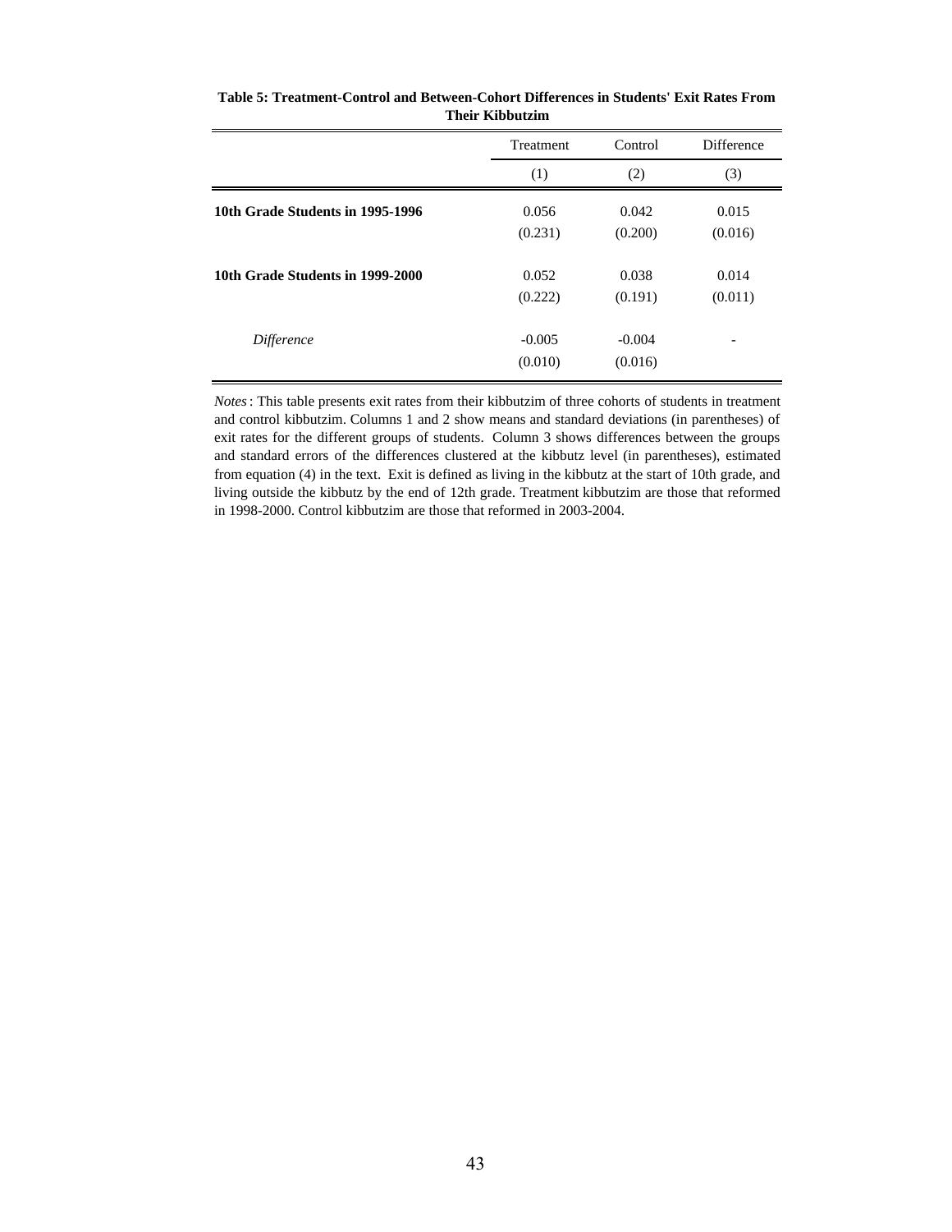**Table 5: Treatment-Control and Between-Cohort Differences in Students' Exit Rates From Their Kibbutzim**

| | Treatment | Control | Difference |
|---|---|---|---|
| | (1) | (2) | (3) |
| **10th Grade Students in 1995-1996** | 0.056 | 0.042 | 0.015 |
| | (0.231) | (0.200) | (0.016) |
| **10th Grade Students in 1999-2000** | 0.052 | 0.038 | 0.014 |
| | (0.222) | (0.191) | (0.011) |
| *Difference* | -0.005 | -0.004 | - |
| | (0.010) | (0.016) | |

*Notes*: This table presents exit rates from their kibbutzim of three cohorts of students in treatment and control kibbutzim. Columns 1 and 2 show means and standard deviations (in parentheses) of exit rates for the different groups of students. Column 3 shows differences between the groups and standard errors of the differences clustered at the kibbutz level (in parentheses), estimated from equation (4) in the text. Exit is defined as living in the kibbutz at the start of 10th grade, and living outside the kibbutz by the end of 12th grade. Treatment kibbutzim are those that reformed in 1998-2000. Control kibbutzim are those that reformed in 2003-2004.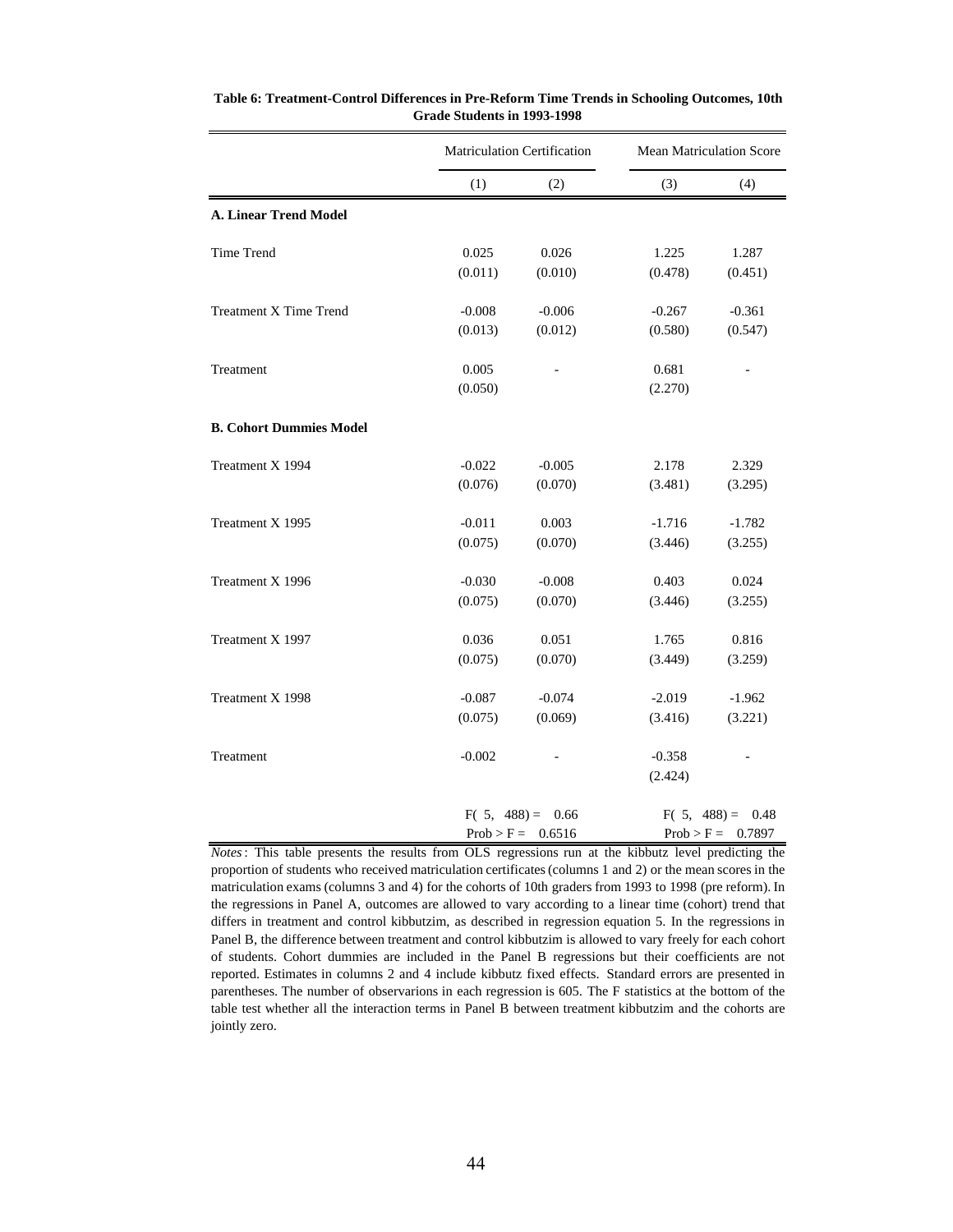**Table 6: Treatment-Control Differences in Pre-Reform Time Trends in Schooling Outcomes, 10th Grade Students in 1993-1998**

| | Matriculation Certification | | Mean Matriculation Score | |
|---|---|---|---|---|
| | (1) | (2) | (3) | (4) |
| **A. Linear Trend Model** | | | | |
| Time Trend | 0.025 | 0.026 | 1.225 | 1.287 |
| | (0.011) | (0.010) | (0.478) | (0.451) |
| Treatment X Time Trend | -0.008 | -0.006 | -0.267 | -0.361 |
| | (0.013) | (0.012) | (0.580) | (0.547) |
| Treatment | 0.005 | - | 0.681 | - |
| | (0.050) | | (2.270) | |
| **B. Cohort Dummies Model** | | | | |
| Treatment X 1994 | -0.022 | -0.005 | 2.178 | 2.329 |
| | (0.076) | (0.070) | (3.481) | (3.295) |
| Treatment X 1995 | -0.011 | 0.003 | -1.716 | -1.782 |
| | (0.075) | (0.070) | (3.446) | (3.255) |
| Treatment X 1996 | -0.030 | -0.008 | 0.403 | 0.024 |
| | (0.075) | (0.070) | (3.446) | (3.255) |
| Treatment X 1997 | 0.036 | 0.051 | 1.765 | 0.816 |
| | (0.075) | (0.070) | (3.449) | (3.259) |
| Treatment X 1998 | -0.087 | -0.074 | -2.019 | -1.962 |
| | (0.075) | (0.069) | (3.416) | (3.221) |
| Treatment | -0.002 | - | -0.358 | - |
| | | | (2.424) | |
| | $F(5, 488) = 0.66$ | | $F(5, 488) = 0.48$ | |
| | $Prob > F = 0.6516$ | | $Prob > F = 0.7897$ | |

*Notes*: This table presents the results from OLS regressions run at the kibbutz level predicting the proportion of students who received matriculation certificates (columns 1 and 2) or the mean scores in the matriculation exams (columns 3 and 4) for the cohorts of 10th graders from 1993 to 1998 (pre reform). In the regressions in Panel A, outcomes are allowed to vary according to a linear time (cohort) trend that differs in treatment and control kibbutzim, as described in regression equation 5. In the regressions in Panel B, the difference between treatment and control kibbutzim is allowed to vary freely for each cohort of students. Cohort dummies are included in the Panel B regressions but their coefficients are not reported. Estimates in columns 2 and 4 include kibbutz fixed effects. Standard errors are presented in parentheses. The number of observarions in each regression is 605. The F statistics at the bottom of the table test whether all the interaction terms in Panel B between treatment kibbutzim and the cohorts are jointly zero.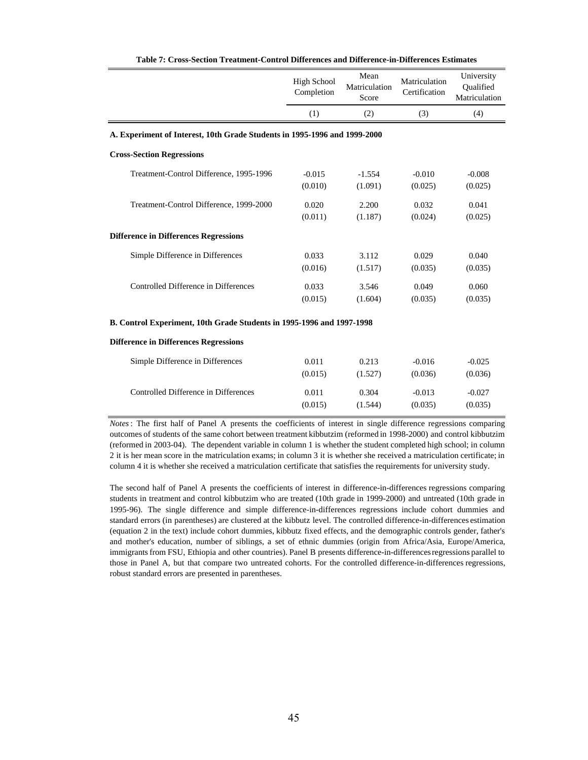**Table 7: Cross-Section Treatment-Control Differences and Difference-in-Differences Estimates**

| | High School Completion | Mean Matriculation Score | Matriculation Certification | University Qualified Matriculation |
|---|---|---|---|---|
| | (1) | (2) | (3) | (4) |
| **A. Experiment of Interest, 10th Grade Students in 1995-1996 and 1999-2000** | | | | |
| **Cross-Section Regressions** | | | | |
| Treatment-Control Difference, 1995-1996 | -0.015 | -1.554 | -0.010 | -0.008 |
| | (0.010) | (1.091) | (0.025) | (0.025) |
| Treatment-Control Difference, 1999-2000 | 0.020 | 2.200 | 0.032 | 0.041 |
| | (0.011) | (1.187) | (0.024) | (0.025) |
| **Difference in Differences Regressions** | | | | |
| Simple Difference in Differences | 0.033 | 3.112 | 0.029 | 0.040 |
| | (0.016) | (1.517) | (0.035) | (0.035) |
| Controlled Difference in Differences | 0.033 | 3.546 | 0.049 | 0.060 |
| | (0.015) | (1.604) | (0.035) | (0.035) |
| **B. Control Experiment, 10th Grade Students in 1995-1996 and 1997-1998** | | | | |
| **Difference in Differences Regressions** | | | | |
| Simple Difference in Differences | 0.011 | 0.213 | -0.016 | -0.025 |
| | (0.015) | (1.527) | (0.036) | (0.036) |
| Controlled Difference in Differences | 0.011 | 0.304 | -0.013 | -0.027 |
| | (0.015) | (1.544) | (0.035) | (0.035) |

*Notes*: The first half of Panel A presents the coefficients of interest in single difference regressions comparing outcomes of students of the same cohort between treatment kibbutzim (reformed in 1998-2000) and control kibbutzim (reformed in 2003-04). The dependent variable in column 1 is whether the student completed high school; in column 2 it is her mean score in the matriculation exams; in column 3 it is whether she received a matriculation certificate; in column 4 it is whether she received a matriculation certificate that satisfies the requirements for university study.

The second half of Panel A presents the coefficients of interest in difference-in-differences regressions comparing students in treatment and control kibbutzim who are treated (10th grade in 1999-2000) and untreated (10th grade in 1995-96). The single difference and simple difference-in-differences regressions include cohort dummies and standard errors (in parentheses) are clustered at the kibbutz level. The controlled difference-in-differences estimation (equation 2 in the text) include cohort dummies, kibbutz fixed effects, and the demographic controls gender, father's and mother's education, number of siblings, a set of ethnic dummies (origin from Africa/Asia, Europe/America, immigrants from FSU, Ethiopia and other countries). Panel B presents difference-in-differences regressions parallel to those in Panel A, but that compare two untreated cohorts. For the controlled difference-in-differences regressions, robust standard errors are presented in parentheses.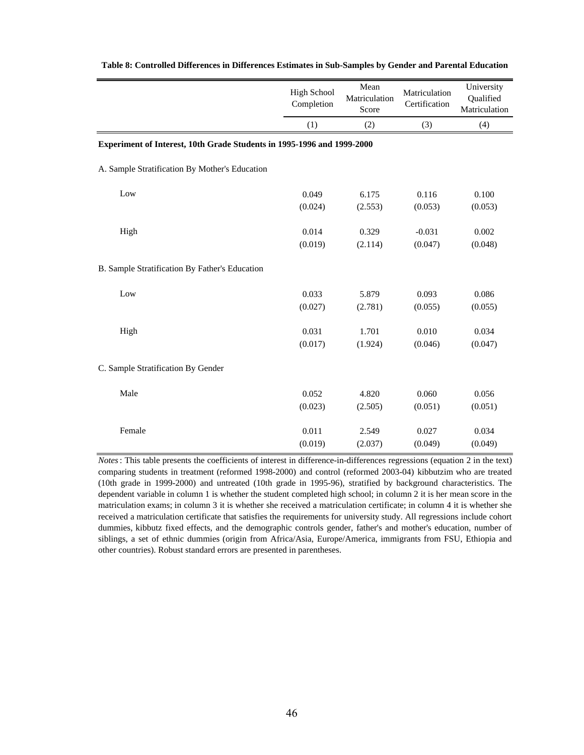**Table 8: Controlled Differences in Differences Estimates in Sub-Samples by Gender and Parental Education**

| | High School Completion | Mean Matriculation Score | Matriculation Certification | University Qualified Matriculation |
|---|---|---|---|---|
| | (1) | (2) | (3) | (4) |
| **Experiment of Interest, 10th Grade Students in 1995-1996 and 1999-2000** | | | | |
| A. Sample Stratification By Mother's Education | | | | |
| Low | 0.049 | 6.175 | 0.116 | 0.100 |
| | (0.024) | (2.553) | (0.053) | (0.053) |
| High | 0.014 | 0.329 | -0.031 | 0.002 |
| | (0.019) | (2.114) | (0.047) | (0.048) |
| B. Sample Stratification By Father's Education | | | | |
| Low | 0.033 | 5.879 | 0.093 | 0.086 |
| | (0.027) | (2.781) | (0.055) | (0.055) |
| High | 0.031 | 1.701 | 0.010 | 0.034 |
| | (0.017) | (1.924) | (0.046) | (0.047) |
| C. Sample Stratification By Gender | | | | |
| Male | 0.052 | 4.820 | 0.060 | 0.056 |
| | (0.023) | (2.505) | (0.051) | (0.051) |
| Female | 0.011 | 2.549 | 0.027 | 0.034 |
| | (0.019) | (2.037) | (0.049) | (0.049) |

*Notes*: This table presents the coefficients of interest in difference-in-differences regressions (equation 2 in the text) comparing students in treatment (reformed 1998-2000) and control (reformed 2003-04) kibbutzim who are treated (10th grade in 1999-2000) and untreated (10th grade in 1995-96), stratified by background characteristics. The dependent variable in column 1 is whether the student completed high school; in column 2 it is her mean score in the matriculation exams; in column 3 it is whether she received a matriculation certificate; in column 4 it is whether she received a matriculation certificate that satisfies the requirements for university study. All regressions include cohort dummies, kibbutz fixed effects, and the demographic controls gender, father's and mother's education, number of siblings, a set of ethnic dummies (origin from Africa/Asia, Europe/America, immigrants from FSU, Ethiopia and other countries). Robust standard errors are presented in parentheses.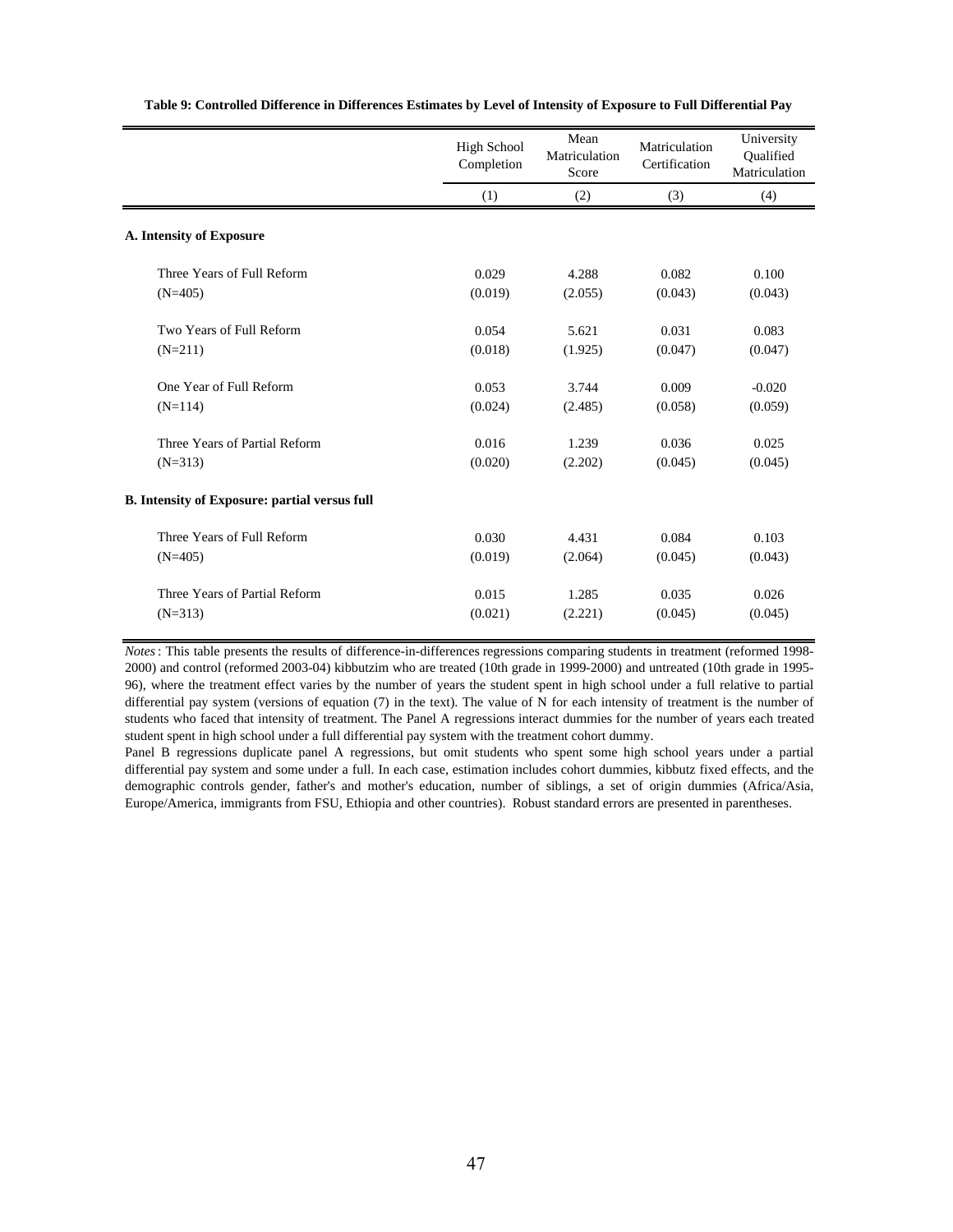**Table 9: Controlled Difference in Differences Estimates by Level of Intensity of Exposure to Full Differential Pay**

| | High School Completion | Mean Matriculation Score | Matriculation Certification | University Qualified Matriculation |
|---|---|---|---|---|
| | (1) | (2) | (3) | (4) |
| **A. Intensity of Exposure** | | | | |
| Three Years of Full Reform | 0.029 | 4.288 | 0.082 | 0.100 |
| (N=405) | (0.019) | (2.055) | (0.043) | (0.043) |
| Two Years of Full Reform | 0.054 | 5.621 | 0.031 | 0.083 |
| (N=211) | (0.018) | (1.925) | (0.047) | (0.047) |
| One Year of Full Reform | 0.053 | 3.744 | 0.009 | -0.020 |
| (N=114) | (0.024) | (2.485) | (0.058) | (0.059) |
| Three Years of Partial Reform | 0.016 | 1.239 | 0.036 | 0.025 |
| (N=313) | (0.020) | (2.202) | (0.045) | (0.045) |
| **B. Intensity of Exposure: partial versus full** | | | | |
| Three Years of Full Reform | 0.030 | 4.431 | 0.084 | 0.103 |
| (N=405) | (0.019) | (2.064) | (0.045) | (0.043) |
| Three Years of Partial Reform | 0.015 | 1.285 | 0.035 | 0.026 |
| (N=313) | (0.021) | (2.221) | (0.045) | (0.045) |

*Notes*: This table presents the results of difference-in-differences regressions comparing students in treatment (reformed 1998-2000) and control (reformed 2003-04) kibbutzim who are treated (10th grade in 1999-2000) and untreated (10th grade in 1995-96), where the treatment effect varies by the number of years the student spent in high school under a full relative to partial differential pay system (versions of equation (7) in the text). The value of N for each intensity of treatment is the number of students who faced that intensity of treatment. The Panel A regressions interact dummies for the number of years each treated student spent in high school under a full differential pay system with the treatment cohort dummy.

Panel B regressions duplicate panel A regressions, but omit students who spent some high school years under a partial differential pay system and some under a full. In each case, estimation includes cohort dummies, kibbutz fixed effects, and the demographic controls gender, father's and mother's education, number of siblings, a set of origin dummies (Africa/Asia, Europe/America, immigrants from FSU, Ethiopia and other countries). Robust standard errors are presented in parentheses.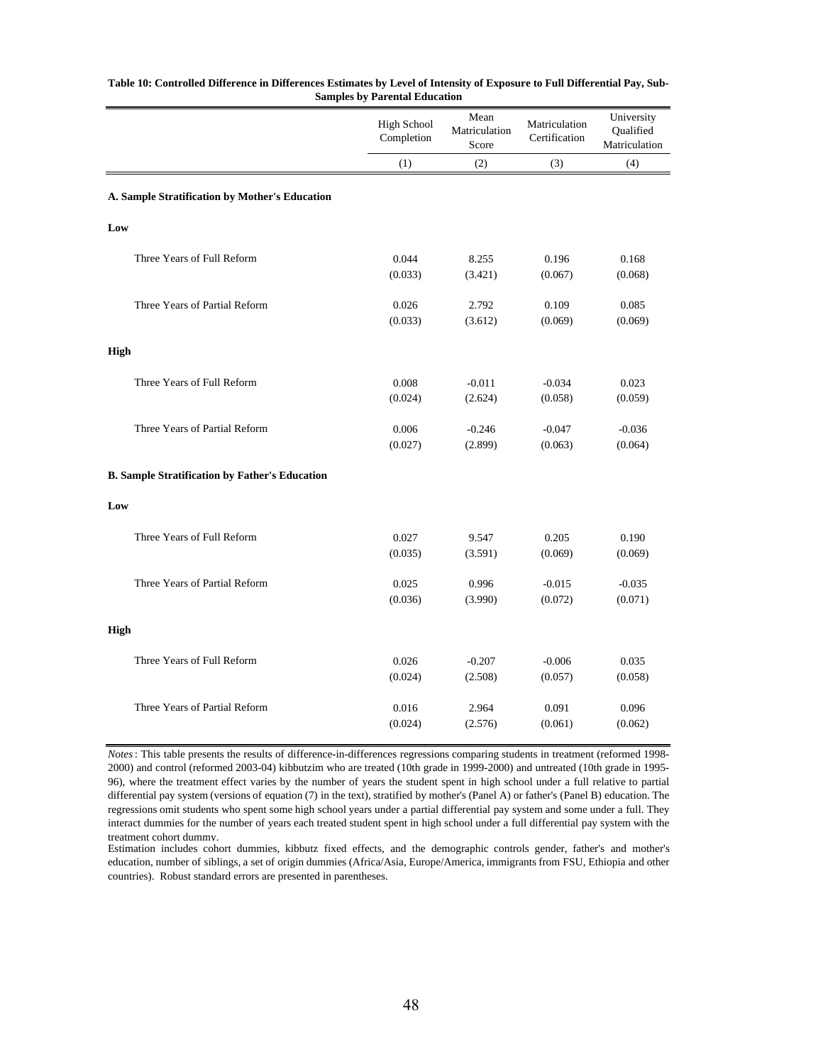**Table 10: Controlled Difference in Differences Estimates by Level of Intensity of Exposure to Full Differential Pay, Sub-Samples by Parental Education**

| | High School Completion | Mean Matriculation Score | Matriculation Certification | University Qualified Matriculation |
|---|---|---|---|---|
| | (1) | (2) | (3) | (4) |
| **A. Sample Stratification by Mother's Education** | | | | |
| **Low** | | | | |
| Three Years of Full Reform | 0.044 | 8.255 | 0.196 | 0.168 |
| | (0.033) | (3.421) | (0.067) | (0.068) |
| Three Years of Partial Reform | 0.026 | 2.792 | 0.109 | 0.085 |
| | (0.033) | (3.612) | (0.069) | (0.069) |
| **High** | | | | |
| Three Years of Full Reform | 0.008 | -0.011 | -0.034 | 0.023 |
| | (0.024) | (2.624) | (0.058) | (0.059) |
| Three Years of Partial Reform | 0.006 | -0.246 | -0.047 | -0.036 |
| | (0.027) | (2.899) | (0.063) | (0.064) |
| **B. Sample Stratification by Father's Education** | | | | |
| **Low** | | | | |
| Three Years of Full Reform | 0.027 | 9.547 | 0.205 | 0.190 |
| | (0.035) | (3.591) | (0.069) | (0.069) |
| Three Years of Partial Reform | 0.025 | 0.996 | -0.015 | -0.035 |
| | (0.036) | (3.990) | (0.072) | (0.071) |
| **High** | | | | |
| Three Years of Full Reform | 0.026 | -0.207 | -0.006 | 0.035 |
| | (0.024) | (2.508) | (0.057) | (0.058) |
| Three Years of Partial Reform | 0.016 | 2.964 | 0.091 | 0.096 |
| | (0.024) | (2.576) | (0.061) | (0.062) |

*Notes*: This table presents the results of difference-in-differences regressions comparing students in treatment (reformed 1998-2000) and control (reformed 2003-04) kibbutzim who are treated (10th grade in 1999-2000) and untreated (10th grade in 1995-96), where the treatment effect varies by the number of years the student spent in high school under a full relative to partial differential pay system (versions of equation (7) in the text), stratified by mother's (Panel A) or father's (Panel B) education. The regressions omit students who spent some high school years under a partial differential pay system and some under a full. They interact dummies for the number of years each treated student spent in high school under a full differential pay system with the treatment cohort dummy.

Estimation includes cohort dummies, kibbutz fixed effects, and the demographic controls gender, father's and mother's education, number of siblings, a set of origin dummies (Africa/Asia, Europe/America, immigrants from FSU, Ethiopia and other countries). Robust standard errors are presented in parentheses.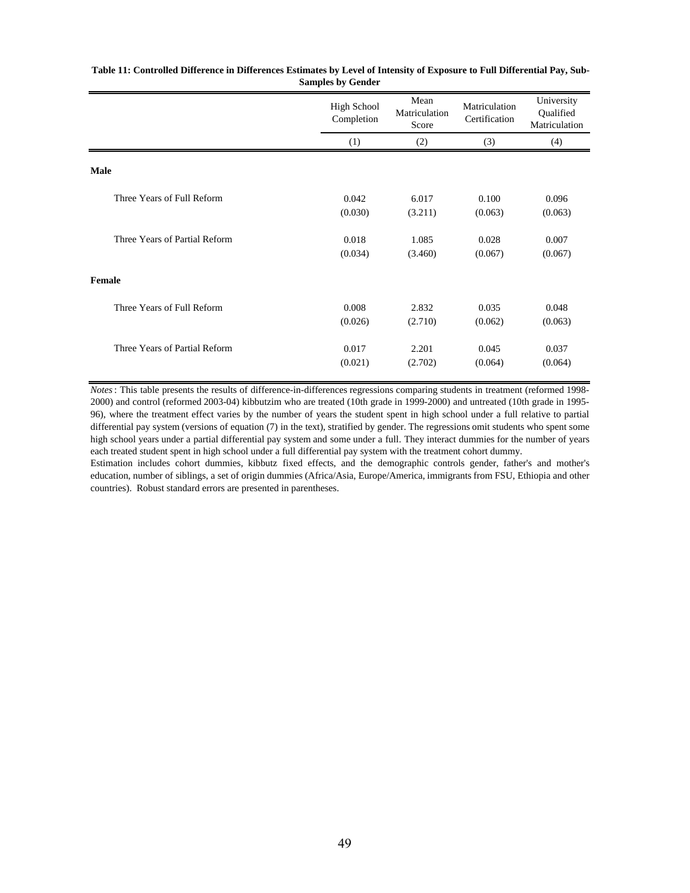**Table 11: Controlled Difference in Differences Estimates by Level of Intensity of Exposure to Full Differential Pay, Sub-Samples by Gender**

| | High School Completion | Mean Matriculation Score | Matriculation Certification | University Qualified Matriculation |
|---|---|---|---|---|
| | (1) | (2) | (3) | (4) |
| **Male** | | | | |
| Three Years of Full Reform | 0.042 | 6.017 | 0.100 | 0.096 |
| | (0.030) | (3.211) | (0.063) | (0.063) |
| Three Years of Partial Reform | 0.018 | 1.085 | 0.028 | 0.007 |
| | (0.034) | (3.460) | (0.067) | (0.067) |
| **Female** | | | | |
| Three Years of Full Reform | 0.008 | 2.832 | 0.035 | 0.048 |
| | (0.026) | (2.710) | (0.062) | (0.063) |
| Three Years of Partial Reform | 0.017 | 2.201 | 0.045 | 0.037 |
| | (0.021) | (2.702) | (0.064) | (0.064) |

*Notes*: This table presents the results of difference-in-differences regressions comparing students in treatment (reformed 1998-2000) and control (reformed 2003-04) kibbutzim who are treated (10th grade in 1999-2000) and untreated (10th grade in 1995-96), where the treatment effect varies by the number of years the student spent in high school under a full relative to partial differential pay system (versions of equation (7) in the text), stratified by gender. The regressions omit students who spent some high school years under a partial differential pay system and some under a full. They interact dummies for the number of years each treated student spent in high school under a full differential pay system with the treatment cohort dummy.

Estimation includes cohort dummies, kibbutz fixed effects, and the demographic controls gender, father's and mother's education, number of siblings, a set of origin dummies (Africa/Asia, Europe/America, immigrants from FSU, Ethiopia and other countries). Robust standard errors are presented in parentheses.